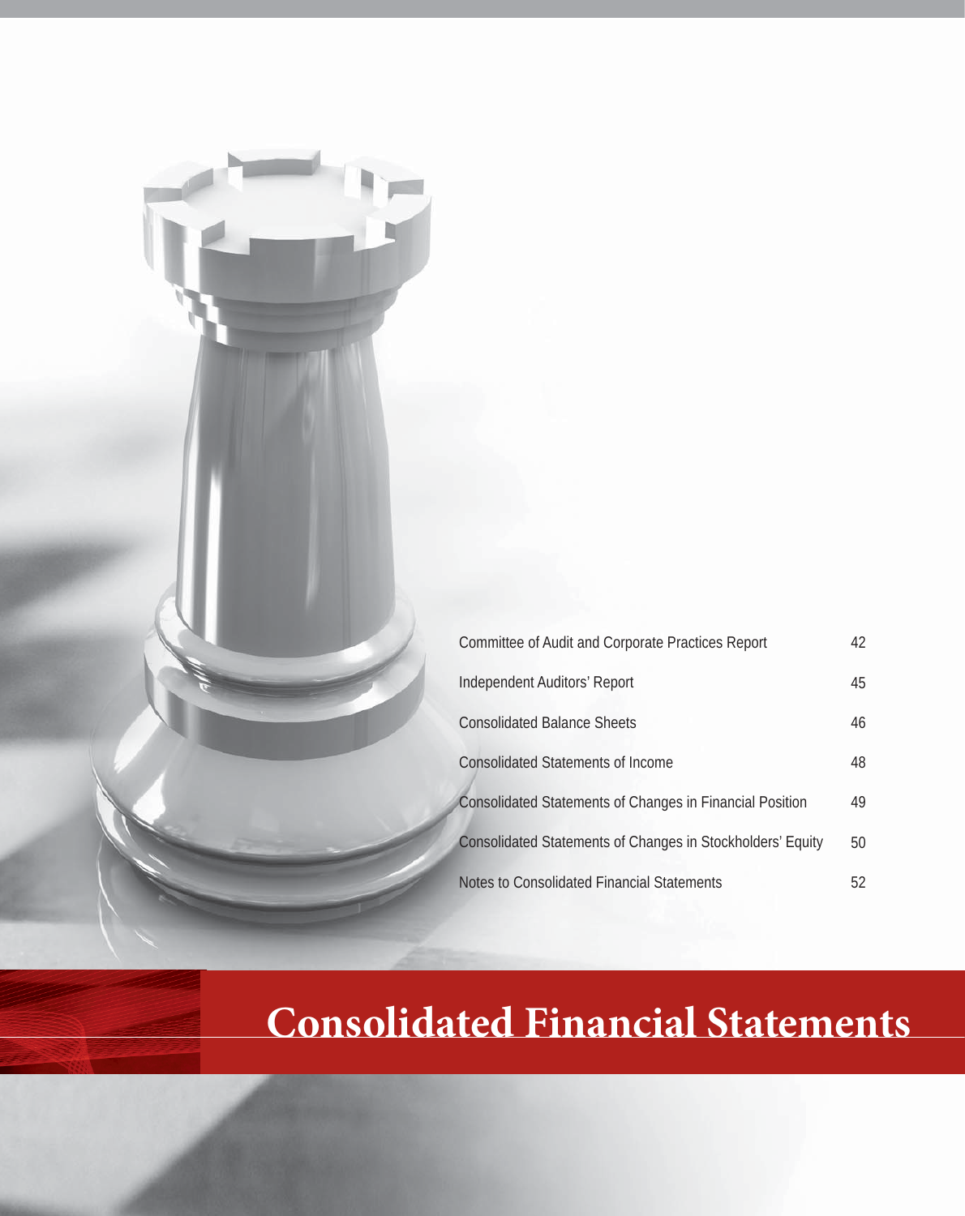# Consolidated Financial Statements

| | |
|---|---|
| Committee of Audit and Corporate Practices Report | 42 |
| Independent Auditors' Report | 45 |
| Consolidated Balance Sheets | 46 |
| Consolidated Statements of Income | 48 |
| Consolidated Statements of Changes in Financial Position | 49 |
| Consolidated Statements of Changes in Stockholders' Equity | 50 |
| Notes to Consolidated Financial Statements | 52 |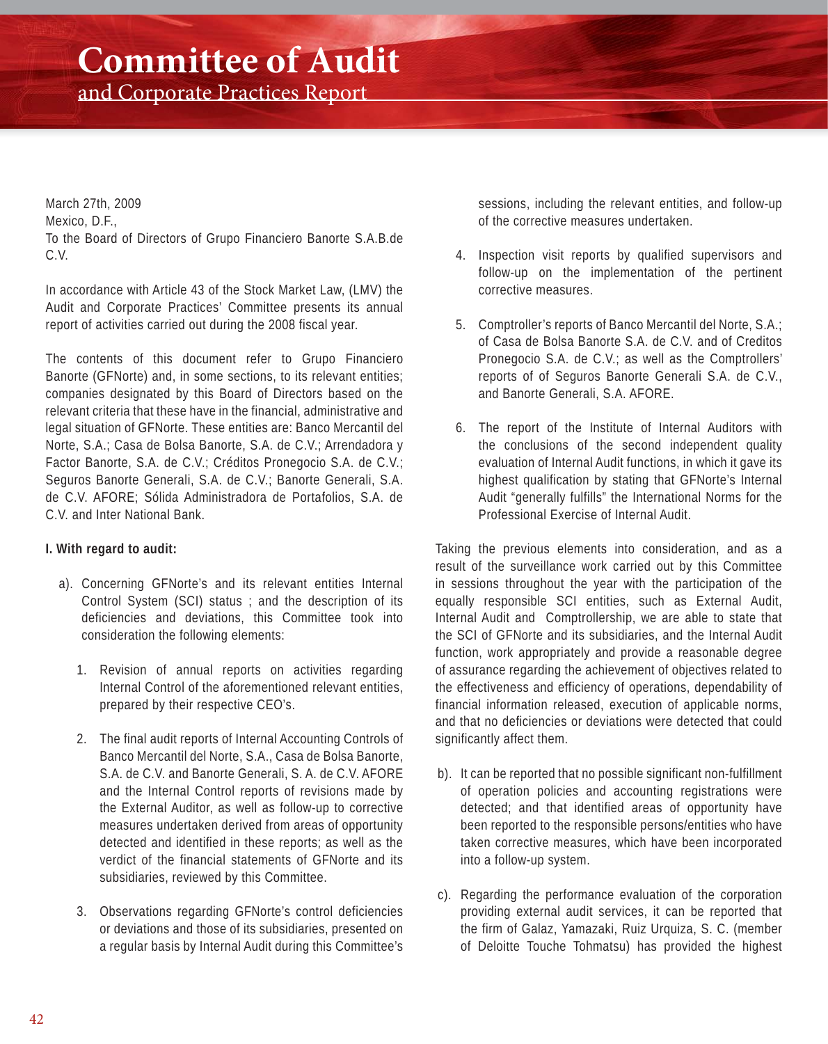# Committee of Audit
## and Corporate Practices Report

March 27th, 2009
Mexico, D.F.,
To the Board of Directors of Grupo Financiero Banorte S.A.B.de C.V.

In accordance with Article 43 of the Stock Market Law, (LMV) the Audit and Corporate Practices' Committee presents its annual report of activities carried out during the 2008 fiscal year.

The contents of this document refer to Grupo Financiero Banorte (GFNorte) and, in some sections, to its relevant entities; companies designated by this Board of Directors based on the relevant criteria that these have in the financial, administrative and legal situation of GFNorte. These entities are: Banco Mercantil del Norte, S.A.; Casa de Bolsa Banorte, S.A. de C.V.; Arrendadora y Factor Banorte, S.A. de C.V.; Créditos Pronegocio S.A. de C.V.; Seguros Banorte Generali, S.A. de C.V.; Banorte Generali, S.A. de C.V. AFORE; Sólida Administradora de Portafolios, S.A. de C.V. and Inter National Bank.

**I. With regard to audit:**

a). Concerning GFNorte's and its relevant entities Internal Control System (SCI) status ; and the description of its deficiencies and deviations, this Committee took into consideration the following elements:

1. Revision of annual reports on activities regarding Internal Control of the aforementioned relevant entities, prepared by their respective CEO's.

2. The final audit reports of Internal Accounting Controls of Banco Mercantil del Norte, S.A., Casa de Bolsa Banorte, S.A. de C.V. and Banorte Generali, S. A. de C.V. AFORE and the Internal Control reports of revisions made by the External Auditor, as well as follow-up to corrective measures undertaken derived from areas of opportunity detected and identified in these reports; as well as the verdict of the financial statements of GFNorte and its subsidiaries, reviewed by this Committee.

3. Observations regarding GFNorte's control deficiencies or deviations and those of its subsidiaries, presented on a regular basis by Internal Audit during this Committee's sessions, including the relevant entities, and follow-up of the corrective measures undertaken.

4. Inspection visit reports by qualified supervisors and follow-up on the implementation of the pertinent corrective measures.

5. Comptroller's reports of Banco Mercantil del Norte, S.A.; of Casa de Bolsa Banorte S.A. de C.V. and of Creditos Pronegocio S.A. de C.V.; as well as the Comptrollers' reports of of Seguros Banorte Generali S.A. de C.V., and Banorte Generali, S.A. AFORE.

6. The report of the Institute of Internal Auditors with the conclusions of the second independent quality evaluation of Internal Audit functions, in which it gave its highest qualification by stating that GFNorte's Internal Audit "generally fulfills" the International Norms for the Professional Exercise of Internal Audit.

Taking the previous elements into consideration, and as a result of the surveillance work carried out by this Committee in sessions throughout the year with the participation of the equally responsible SCI entities, such as External Audit, Internal Audit and Comptrollership, we are able to state that the SCI of GFNorte and its subsidiaries, and the Internal Audit function, work appropriately and provide a reasonable degree of assurance regarding the achievement of objectives related to the effectiveness and efficiency of operations, dependability of financial information released, execution of applicable norms, and that no deficiencies or deviations were detected that could significantly affect them.

b). It can be reported that no possible significant non-fulfillment of operation policies and accounting registrations were detected; and that identified areas of opportunity have been reported to the responsible persons/entities who have taken corrective measures, which have been incorporated into a follow-up system.

c). Regarding the performance evaluation of the corporation providing external audit services, it can be reported that the firm of Galaz, Yamazaki, Ruiz Urquiza, S. C. (member of Deloitte Touche Tohmatsu) has provided the highest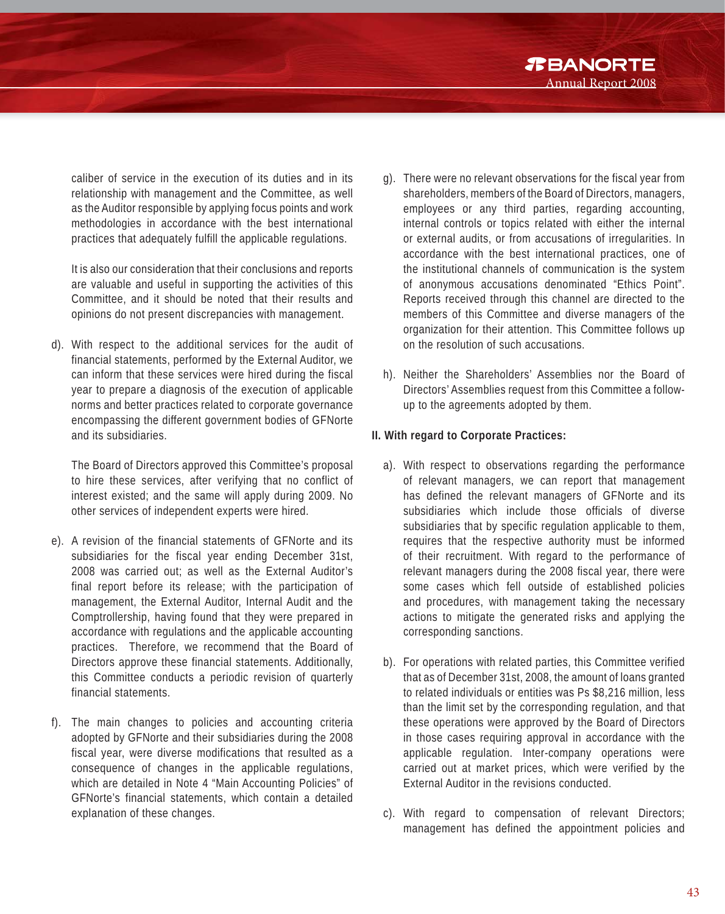caliber of service in the execution of its duties and in its relationship with management and the Committee, as well as the Auditor responsible by applying focus points and work methodologies in accordance with the best international practices that adequately fulfill the applicable regulations.

It is also our consideration that their conclusions and reports are valuable and useful in supporting the activities of this Committee, and it should be noted that their results and opinions do not present discrepancies with management.

d). With respect to the additional services for the audit of financial statements, performed by the External Auditor, we can inform that these services were hired during the fiscal year to prepare a diagnosis of the execution of applicable norms and better practices related to corporate governance encompassing the different government bodies of GFNorte and its subsidiaries.

The Board of Directors approved this Committee's proposal to hire these services, after verifying that no conflict of interest existed; and the same will apply during 2009. No other services of independent experts were hired.

e). A revision of the financial statements of GFNorte and its subsidiaries for the fiscal year ending December 31st, 2008 was carried out; as well as the External Auditor's final report before its release; with the participation of management, the External Auditor, Internal Audit and the Comptrollership, having found that they were prepared in accordance with regulations and the applicable accounting practices. Therefore, we recommend that the Board of Directors approve these financial statements. Additionally, this Committee conducts a periodic revision of quarterly financial statements.

f). The main changes to policies and accounting criteria adopted by GFNorte and their subsidiaries during the 2008 fiscal year, were diverse modifications that resulted as a consequence of changes in the applicable regulations, which are detailed in Note 4 "Main Accounting Policies" of GFNorte's financial statements, which contain a detailed explanation of these changes.

g). There were no relevant observations for the fiscal year from shareholders, members of the Board of Directors, managers, employees or any third parties, regarding accounting, internal controls or topics related with either the internal or external audits, or from accusations of irregularities. In accordance with the best international practices, one of the institutional channels of communication is the system of anonymous accusations denominated "Ethics Point". Reports received through this channel are directed to the members of this Committee and diverse managers of the organization for their attention. This Committee follows up on the resolution of such accusations.

h). Neither the Shareholders' Assemblies nor the Board of Directors' Assemblies request from this Committee a follow-up to the agreements adopted by them.

**II. With regard to Corporate Practices:**

a). With respect to observations regarding the performance of relevant managers, we can report that management has defined the relevant managers of GFNorte and its subsidiaries which include those officials of diverse subsidiaries that by specific regulation applicable to them, requires that the respective authority must be informed of their recruitment. With regard to the performance of relevant managers during the 2008 fiscal year, there were some cases which fell outside of established policies and procedures, with management taking the necessary actions to mitigate the generated risks and applying the corresponding sanctions.

b). For operations with related parties, this Committee verified that as of December 31st, 2008, the amount of loans granted to related individuals or entities was Ps $8,216 million, less than the limit set by the corresponding regulation, and that these operations were approved by the Board of Directors in those cases requiring approval in accordance with the applicable regulation. Inter-company operations were carried out at market prices, which were verified by the External Auditor in the revisions conducted.

c). With regard to compensation of relevant Directors; management has defined the appointment policies and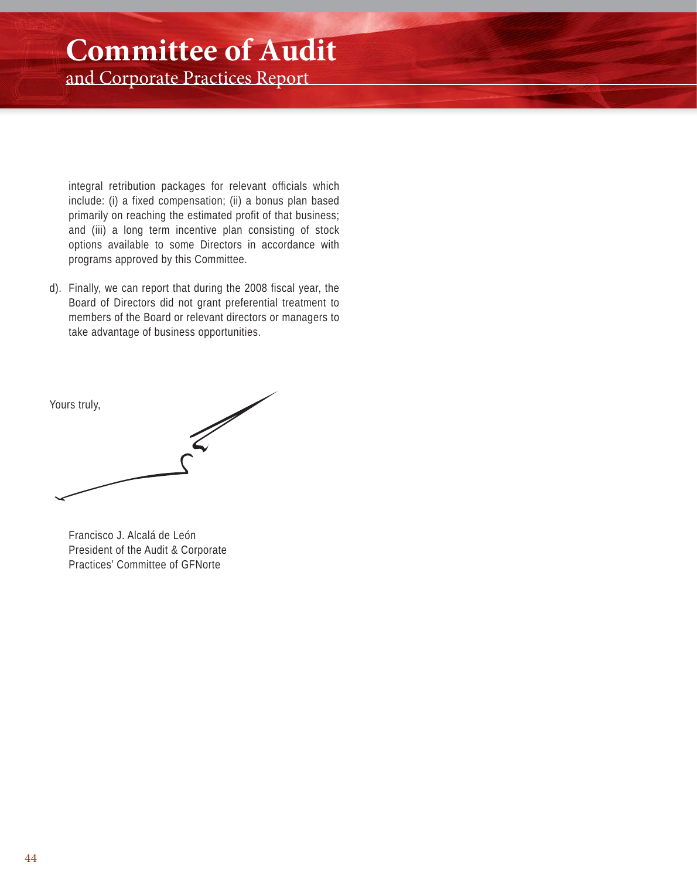# Committee of Audit

## and Corporate Practices Report

integral retribution packages for relevant officials which include: (i) a fixed compensation; (ii) a bonus plan based primarily on reaching the estimated profit of that business; and (iii) a long term incentive plan consisting of stock options available to some Directors in accordance with programs approved by this Committee.

d). Finally, we can report that during the 2008 fiscal year, the Board of Directors did not grant preferential treatment to members of the Board or relevant directors or managers to take advantage of business opportunities.

Yours truly,

Francisco J. Alcalá de León
President of the Audit & Corporate Practices' Committee of GFNorte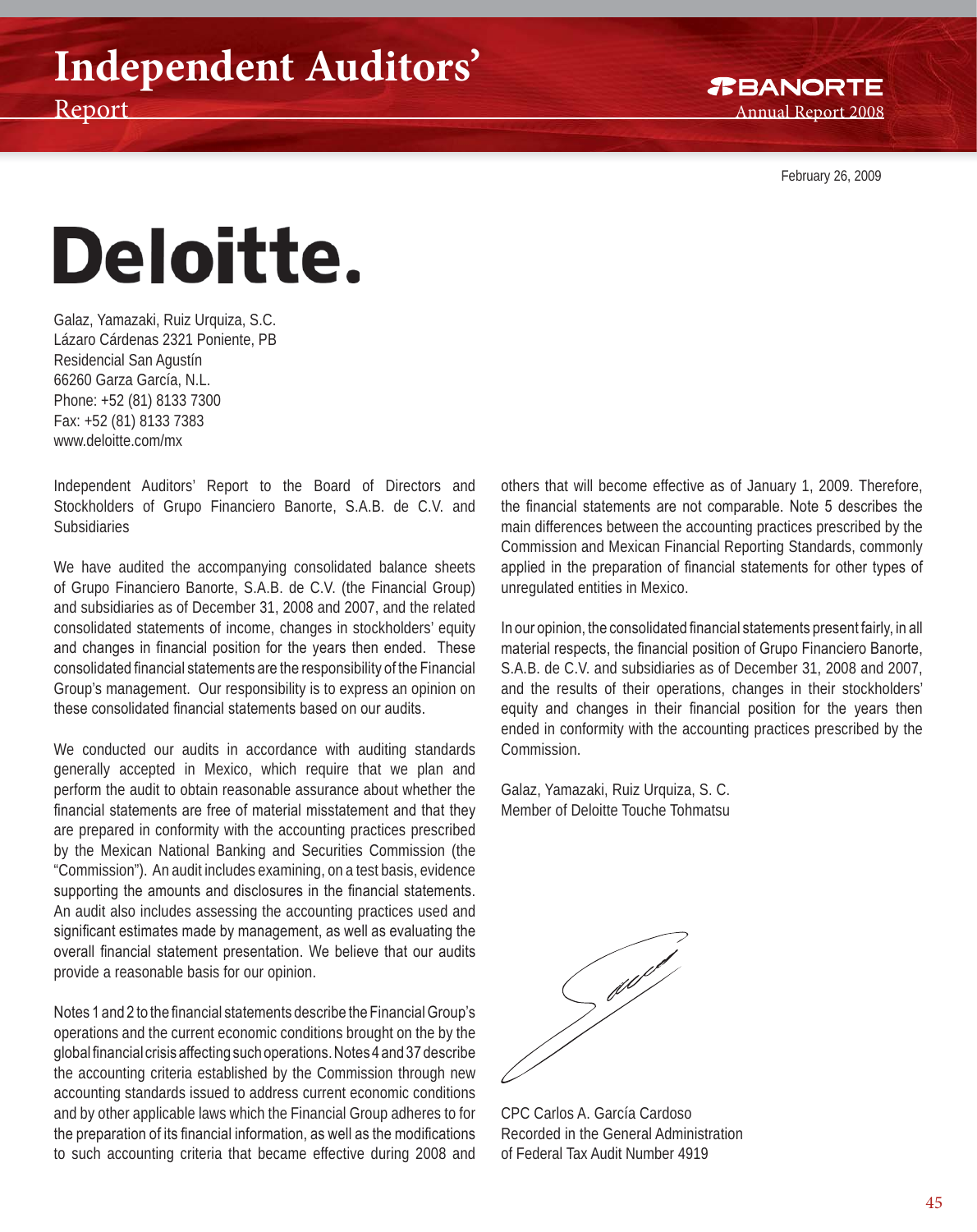# Independent Auditors' Report

February 26, 2009

**Deloitte.**

Galaz, Yamazaki, Ruiz Urquiza, S.C.
Lázaro Cárdenas 2321 Poniente, PB
Residencial San Agustín
66260 Garza García, N.L.
Phone: +52 (81) 8133 7300
Fax: +52 (81) 8133 7383
www.deloitte.com/mx

Independent Auditors' Report to the Board of Directors and Stockholders of Grupo Financiero Banorte, S.A.B. de C.V. and Subsidiaries

We have audited the accompanying consolidated balance sheets of Grupo Financiero Banorte, S.A.B. de C.V. (the Financial Group) and subsidiaries as of December 31, 2008 and 2007, and the related consolidated statements of income, changes in stockholders' equity and changes in financial position for the years then ended. These consolidated financial statements are the responsibility of the Financial Group's management. Our responsibility is to express an opinion on these consolidated financial statements based on our audits.

We conducted our audits in accordance with auditing standards generally accepted in Mexico, which require that we plan and perform the audit to obtain reasonable assurance about whether the financial statements are free of material misstatement and that they are prepared in conformity with the accounting practices prescribed by the Mexican National Banking and Securities Commission (the "Commission"). An audit includes examining, on a test basis, evidence supporting the amounts and disclosures in the financial statements. An audit also includes assessing the accounting practices used and significant estimates made by management, as well as evaluating the overall financial statement presentation. We believe that our audits provide a reasonable basis for our opinion.

Notes 1 and 2 to the financial statements describe the Financial Group's operations and the current economic conditions brought on the by the global financial crisis affecting such operations. Notes 4 and 37 describe the accounting criteria established by the Commission through new accounting standards issued to address current economic conditions and by other applicable laws which the Financial Group adheres to for the preparation of its financial information, as well as the modifications to such accounting criteria that became effective during 2008 and others that will become effective as of January 1, 2009. Therefore, the financial statements are not comparable. Note 5 describes the main differences between the accounting practices prescribed by the Commission and Mexican Financial Reporting Standards, commonly applied in the preparation of financial statements for other types of unregulated entities in Mexico.

In our opinion, the consolidated financial statements present fairly, in all material respects, the financial position of Grupo Financiero Banorte, S.A.B. de C.V. and subsidiaries as of December 31, 2008 and 2007, and the results of their operations, changes in their stockholders' equity and changes in their financial position for the years then ended in conformity with the accounting practices prescribed by the Commission.

Galaz, Yamazaki, Ruiz Urquiza, S. C.
Member of Deloitte Touche Tohmatsu

CPC Carlos A. García Cardoso
Recorded in the General Administration
of Federal Tax Audit Number 4919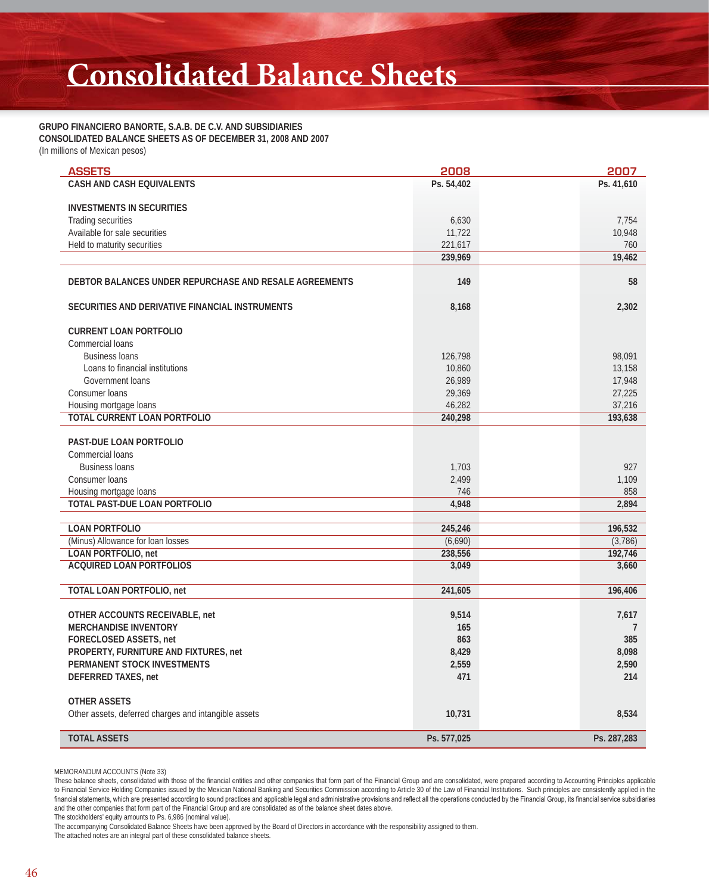# Consolidated Balance Sheets

**GRUPO FINANCIERO BANORTE, S.A.B. DE C.V. AND SUBSIDIARIES**
**CONSOLIDATED BALANCE SHEETS AS OF DECEMBER 31, 2008 AND 2007**
(In millions of Mexican pesos)

| ASSETS | 2008 | 2007 |
|---|---|---|
| **CASH AND CASH EQUIVALENTS** | **Ps. 54,402** | **Ps. 41,610** |
| | | |
| **INVESTMENTS IN SECURITIES** | | |
| Trading securities | 6,630 | 7,754 |
| Available for sale securities | 11,722 | 10,948 |
| Held to maturity securities | 221,617 | 760 |
| | **239,969** | **19,462** |
| | | |
| **DEBTOR BALANCES UNDER REPURCHASE AND RESALE AGREEMENTS** | **149** | **58** |
| | | |
| **SECURITIES AND DERIVATIVE FINANCIAL INSTRUMENTS** | **8,168** | **2,302** |
| | | |
| **CURRENT LOAN PORTFOLIO** | | |
| Commercial loans | | |
| Business loans | 126,798 | 98,091 |
| Loans to financial institutions | 10,860 | 13,158 |
| Government loans | 26,989 | 17,948 |
| Consumer loans | 29,369 | 27,225 |
| Housing mortgage loans | 46,282 | 37,216 |
| **TOTAL CURRENT LOAN PORTFOLIO** | **240,298** | **193,638** |
| | | |
| **PAST-DUE LOAN PORTFOLIO** | | |
| Commercial loans | | |
| Business loans | 1,703 | 927 |
| Consumer loans | 2,499 | 1,109 |
| Housing mortgage loans | 746 | 858 |
| **TOTAL PAST-DUE LOAN PORTFOLIO** | **4,948** | **2,894** |
| | | |
| **LOAN PORTFOLIO** | **245,246** | **196,532** |
| (Minus) Allowance for loan losses | (6,690) | (3,786) |
| **LOAN PORTFOLIO, net** | **238,556** | **192,746** |
| **ACQUIRED LOAN PORTFOLIOS** | **3,049** | **3,660** |
| | | |
| **TOTAL LOAN PORTFOLIO, net** | **241,605** | **196,406** |
| | | |
| **OTHER ACCOUNTS RECEIVABLE, net** | **9,514** | **7,617** |
| **MERCHANDISE INVENTORY** | **165** | **7** |
| **FORECLOSED ASSETS, net** | **863** | **385** |
| **PROPERTY, FURNITURE AND FIXTURES, net** | **8,429** | **8,098** |
| **PERMANENT STOCK INVESTMENTS** | **2,559** | **2,590** |
| **DEFERRED TAXES, net** | **471** | **214** |
| | | |
| **OTHER ASSETS** | | |
| Other assets, deferred charges and intangible assets | **10,731** | **8,534** |
| | | |
| **TOTAL ASSETS** | **Ps. 577,025** | **Ps. 287,283** |

MEMORANDUM ACCOUNTS (Note 33)

These balance sheets, consolidated with those of the financial entities and other companies that form part of the Financial Group and are consolidated, were prepared according to Accounting Principles applicable to Financial Service Holding Companies issued by the Mexican National Banking and Securities Commission according to Article 30 of the Law of Financial Institutions. Such principles are consistently applied in the financial statements, which are presented according to sound practices and applicable legal and administrative provisions and reflect all the operations conducted by the Financial Group, its financial service subsidiaries and the other companies that form part of the Financial Group and are consolidated as of the balance sheet dates above.

The stockholders' equity amounts to Ps. 6,986 (nominal value).

The accompanying Consolidated Balance Sheets have been approved by the Board of Directors in accordance with the responsibility assigned to them.

The attached notes are an integral part of these consolidated balance sheets.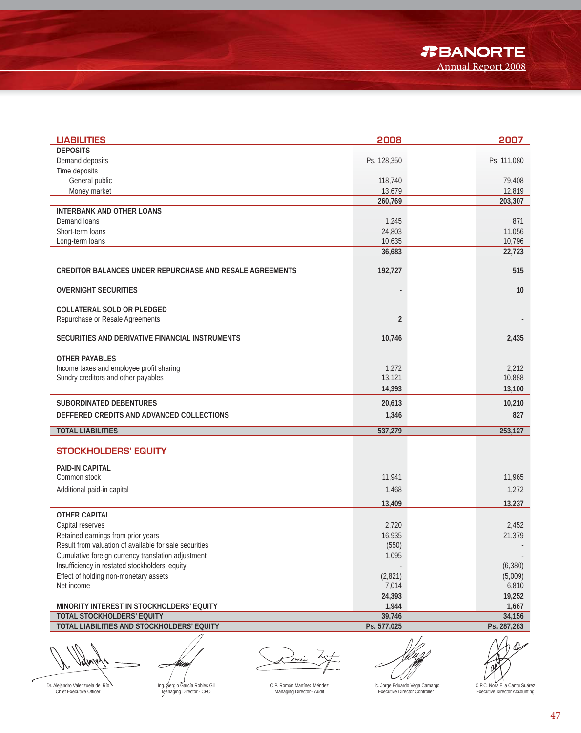| LIABILITIES | 2008 | 2007 |
|---|---|---|
| **DEPOSITS** | | |
| Demand deposits | Ps. 128,350 | Ps. 111,080 |
| Time deposits | | |
| General public | 118,740 | 79,408 |
| Money market | 13,679 | 12,819 |
| | **260,769** | **203,307** |
| **INTERBANK AND OTHER LOANS** | | |
| Demand loans | 1,245 | 871 |
| Short-term loans | 24,803 | 11,056 |
| Long-term loans | 10,635 | 10,796 |
| | **36,683** | **22,723** |
| **CREDITOR BALANCES UNDER REPURCHASE AND RESALE AGREEMENTS** | **192,727** | **515** |
| **OVERNIGHT SECURITIES** | **-** | **10** |
| **COLLATERAL SOLD OR PLEDGED** | | |
| Repurchase or Resale Agreements | **2** | **-** |
| **SECURITIES AND DERIVATIVE FINANCIAL INSTRUMENTS** | **10,746** | **2,435** |
| **OTHER PAYABLES** | | |
| Income taxes and employee profit sharing | 1,272 | 2,212 |
| Sundry creditors and other payables | 13,121 | 10,888 |
| | **14,393** | **13,100** |
| **SUBORDINATED DEBENTURES** | **20,613** | **10,210** |
| **DEFFERED CREDITS AND ADVANCED COLLECTIONS** | **1,346** | **827** |
| **TOTAL LIABILITIES** | **537,279** | **253,127** |
| **STOCKHOLDERS' EQUITY** | | |
| **PAID-IN CAPITAL** | | |
| Common stock | 11,941 | 11,965 |
| Additional paid-in capital | 1,468 | 1,272 |
| | **13,409** | **13,237** |
| **OTHER CAPITAL** | | |
| Capital reserves | 2,720 | 2,452 |
| Retained earnings from prior years | 16,935 | 21,379 |
| Result from valuation of available for sale securities | (550) | - |
| Cumulative foreign currency translation adjustment | 1,095 | - |
| Insufficiency in restated stockholders' equity | - | (6,380) |
| Effect of holding non-monetary assets | (2,821) | (5,009) |
| Net income | 7,014 | 6,810 |
| | **24,393** | **19,252** |
| **MINORITY INTEREST IN STOCKHOLDERS' EQUITY** | **1,944** | **1,667** |
| **TOTAL STOCKHOLDERS' EQUITY** | **39,746** | **34,156** |
| **TOTAL LIABILITIES AND STOCKHOLDERS' EQUITY** | **Ps. 577,025** | **Ps. 287,283** |

Dr. Alejandro Valenzuela del Río
Chief Executive Officer

Ing. Sergio García Robles Gil
Managing Director - CFO

C.P. Román Martínez Méndez
Managing Director - Audit

Lic. Jorge Eduardo Vega Camargo
Executive Director Controller

C.P.C. Nora Elia Cantú Suárez
Executive Director Accounting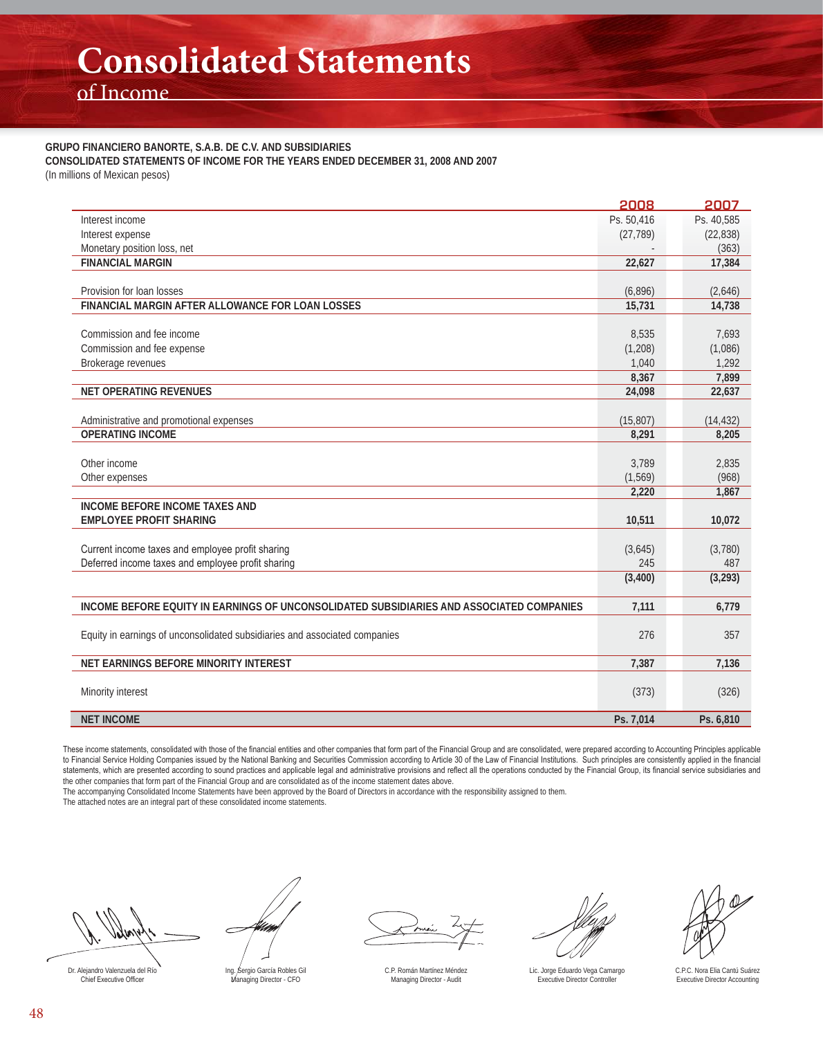# Consolidated Statements

## of Income

**GRUPO FINANCIERO BANORTE, S.A.B. DE C.V. AND SUBSIDIARIES**
**CONSOLIDATED STATEMENTS OF INCOME FOR THE YEARS ENDED DECEMBER 31, 2008 AND 2007**
(In millions of Mexican pesos)

| | 2008 | 2007 |
|---|---|---|
| Interest income | Ps. 50,416 | Ps. 40,585 |
| Interest expense | (27,789) | (22,838) |
| Monetary position loss, net | - | (363) |
| **FINANCIAL MARGIN** | **22,627** | **17,384** |
| Provision for loan losses | (6,896) | (2,646) |
| **FINANCIAL MARGIN AFTER ALLOWANCE FOR LOAN LOSSES** | **15,731** | **14,738** |
| Commission and fee income | 8,535 | 7,693 |
| Commission and fee expense | (1,208) | (1,086) |
| Brokerage revenues | 1,040 | 1,292 |
| | **8,367** | **7,899** |
| **NET OPERATING REVENUES** | **24,098** | **22,637** |
| Administrative and promotional expenses | (15,807) | (14,432) |
| **OPERATING INCOME** | **8,291** | **8,205** |
| Other income | 3,789 | 2,835 |
| Other expenses | (1,569) | (968) |
| | **2,220** | **1,867** |
| **INCOME BEFORE INCOME TAXES AND EMPLOYEE PROFIT SHARING** | **10,511** | **10,072** |
| Current income taxes and employee profit sharing | (3,645) | (3,780) |
| Deferred income taxes and employee profit sharing | 245 | 487 |
| | **(3,400)** | **(3,293)** |
| **INCOME BEFORE EQUITY IN EARNINGS OF UNCONSOLIDATED SUBSIDIARIES AND ASSOCIATED COMPANIES** | **7,111** | **6,779** |
| Equity in earnings of unconsolidated subsidiaries and associated companies | 276 | 357 |
| **NET EARNINGS BEFORE MINORITY INTEREST** | **7,387** | **7,136** |
| Minority interest | (373) | (326) |
| **NET INCOME** | **Ps. 7,014** | **Ps. 6,810** |

These income statements, consolidated with those of the financial entities and other companies that form part of the Financial Group and are consolidated, were prepared according to Accounting Principles applicable to Financial Service Holding Companies issued by the National Banking and Securities Commission according to Article 30 of the Law of Financial Institutions. Such principles are consistently applied in the financial statements, which are presented according to sound practices and applicable legal and administrative provisions and reflect all the operations conducted by the Financial Group, its financial service subsidiaries and the other companies that form part of the Financial Group and are consolidated as of the income statement dates above.

The accompanying Consolidated Income Statements have been approved by the Board of Directors in accordance with the responsibility assigned to them.

The attached notes are an integral part of these consolidated income statements.

| | | | | |
|---|---|---|---|---|
| Dr. Alejandro Valenzuela del Río<br>Chief Executive Officer | Ing. Sergio García Robles Gil<br>Managing Director - CFO | C.P. Román Martínez Méndez<br>Managing Director - Audit | Lic. Jorge Eduardo Vega Camargo<br>Executive Director Controller | C.P.C. Nora Elia Cantú Suárez<br>Executive Director Accounting |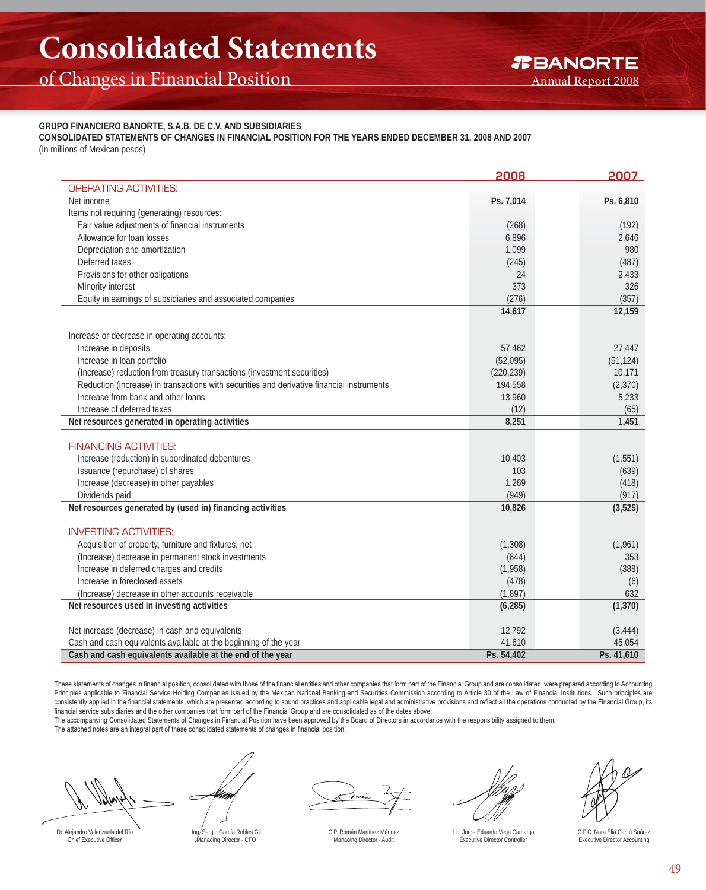# Consolidated Statements

## of Changes in Financial Position

BANORTE Annual Report 2008

**GRUPO FINANCIERO BANORTE, S.A.B. DE C.V. AND SUBSIDIARIES**

**CONSOLIDATED STATEMENTS OF CHANGES IN FINANCIAL POSITION FOR THE YEARS ENDED DECEMBER 31, 2008 AND 2007**

(In millions of Mexican pesos)

| | 2008 | 2007 |
|---|---|---|
| OPERATING ACTIVITIES: | | |
| Net income | **Ps. 7,014** | **Ps. 6,810** |
| Items not requiring (generating) resources: | | |
| Fair value adjustments of financial instruments | (268) | (192) |
| Allowance for loan losses | 6,896 | 2,646 |
| Depreciation and amortization | 1,099 | 980 |
| Deferred taxes | (245) | (487) |
| Provisions for other obligations | 24 | 2,433 |
| Minority interest | 373 | 326 |
| Equity in earnings of subsidiaries and associated companies | (276) | (357) |
| | **14,617** | **12,159** |
| Increase or decrease in operating accounts: | | |
| Increase in deposits | 57,462 | 27,447 |
| Increase in loan portfolio | (52,095) | (51,124) |
| (Increase) reduction from treasury transactions (investment securities) | (220,239) | 10,171 |
| Reduction (increase) in transactions with securities and derivative financial instruments | 194,558 | (2,370) |
| Increase from bank and other loans | 13,960 | 5,233 |
| Increase of deferred taxes | (12) | (65) |
| **Net resources generated in operating activities** | **8,251** | **1,451** |
| FINANCING ACTIVITIES: | | |
| Increase (reduction) in subordinated debentures | 10,403 | (1,551) |
| Issuance (repurchase) of shares | 103 | (639) |
| Increase (decrease) in other payables | 1,269 | (418) |
| Dividends paid | (949) | (917) |
| **Net resources generated by (used in) financing activities** | **10,826** | **(3,525)** |
| INVESTING ACTIVITIES: | | |
| Acquisition of property, furniture and fixtures, net | (1,308) | (1,961) |
| (Increase) decrease in permanent stock investments | (644) | 353 |
| Increase in deferred charges and credits | (1,958) | (388) |
| Increase in foreclosed assets | (478) | (6) |
| (Increase) decrease in other accounts receivable | (1,897) | 632 |
| **Net resources used in investing activities** | **(6,285)** | **(1,370)** |
| Net increase (decrease) in cash and equivalents | 12,792 | (3,444) |
| Cash and cash equivalents available at the beginning of the year | 41,610 | 45,054 |
| **Cash and cash equivalents available at the end of the year** | **Ps. 54,402** | **Ps. 41,610** |

These statements of changes in financial position, consolidated with those of the financial entities and other companies that form part of the Financial Group and are consolidated, were prepared according to Accounting Principles applicable to Financial Service Holding Companies issued by the Mexican National Banking and Securities Commission according to Article 30 of the Law of Financial Institutions. Such principles are consistently applied in the financial statements, which are presented according to sound practices and applicable legal and administrative provisions and reflect all the operations conducted by the Financial Group, its financial service subsidiaries and the other companies that form part of the Financial Group and are consolidated as of the dates above.

The accompanying Consolidated Statements of Changes in Financial Position have been approved by the Board of Directors in accordance with the responsibility assigned to them.

The attached notes are an integral part of these consolidated statements of changes in financial position.

Dr. Alejandro Valenzuela del Río
Chief Executive Officer

Ing. Sergio García Robles Gil
Managing Director - CFO

C.P. Román Martínez Méndez
Managing Director - Audit

Lic. Jorge Eduardo Vega Camargo
Executive Director Controller

C.P.C. Nora Elia Cantú Suárez
Executive Director Accounting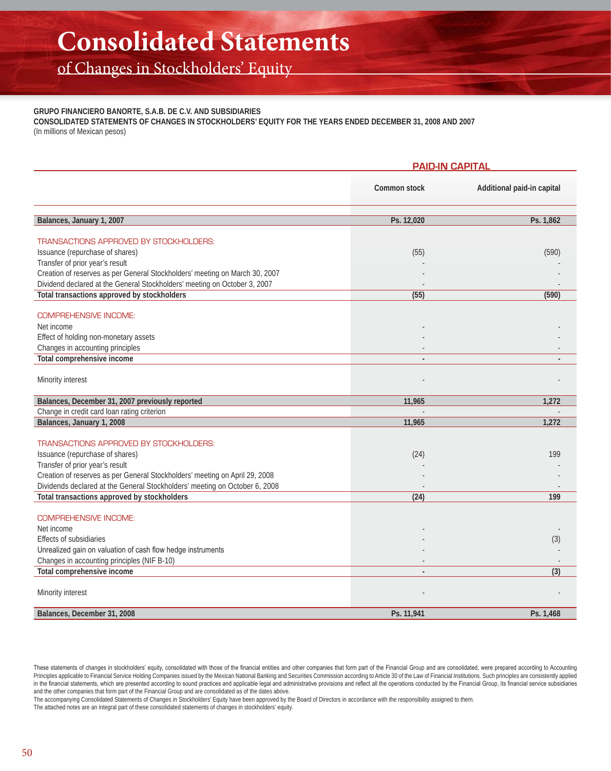# Consolidated Statements

## of Changes in Stockholders' Equity

**GRUPO FINANCIERO BANORTE, S.A.B. DE C.V. AND SUBSIDIARIES**
**CONSOLIDATED STATEMENTS OF CHANGES IN STOCKHOLDERS' EQUITY FOR THE YEARS ENDED DECEMBER 31, 2008 AND 2007**
(In millions of Mexican pesos)

| | PAID-IN CAPITAL | |
|---|---|---|
| | Common stock | Additional paid-in capital |
| **Balances, January 1, 2007** | **Ps. 12,020** | **Ps. 1,862** |
| TRANSACTIONS APPROVED BY STOCKHOLDERS: | | |
| Issuance (repurchase of shares) | (55) | (590) |
| Transfer of prior year's result | - | - |
| Creation of reserves as per General Stockholders' meeting on March 30, 2007 | - | - |
| Dividend declared at the General Stockholders' meeting on October 3, 2007 | - | - |
| **Total transactions approved by stockholders** | **(55)** | **(590)** |
| COMPREHENSIVE INCOME: | | |
| Net income | - | - |
| Effect of holding non-monetary assets | - | - |
| Changes in accounting principles | - | - |
| **Total comprehensive income** | **-** | **-** |
| Minority interest | - | - |
| **Balances, December 31, 2007 previously reported** | **11,965** | **1,272** |
| Change in credit card loan rating criterion | - | - |
| **Balances, January 1, 2008** | **11,965** | **1,272** |
| TRANSACTIONS APPROVED BY STOCKHOLDERS: | | |
| Issuance (repurchase of shares) | (24) | 199 |
| Transfer of prior year's result | - | - |
| Creation of reserves as per General Stockholders' meeting on April 29, 2008 | - | - |
| Dividends declared at the General Stockholders' meeting on October 6, 2008 | - | - |
| **Total transactions approved by stockholders** | **(24)** | **199** |
| COMPREHENSIVE INCOME: | | |
| Net income | - | - |
| Effects of subsidiaries | - | (3) |
| Unrealized gain on valuation of cash flow hedge instruments | - | - |
| Changes in accounting principles (NIF B-10) | - | - |
| **Total comprehensive income** | **-** | **(3)** |
| Minority interest | - | - |
| **Balances, December 31, 2008** | **Ps. 11,941** | **Ps. 1,468** |

These statements of changes in stockholders' equity, consolidated with those of the financial entities and other companies that form part of the Financial Group and are consolidated, were prepared according to Accounting Principles applicable to Financial Service Holding Companies issued by the Mexican National Banking and Securities Commission according to Article 30 of the Law of Financial Institutions. Such principles are consistently applied in the financial statements, which are presented according to sound practices and applicable legal and administrative provisions and reflect all the operations conducted by the Financial Group, its financial service subsidiaries and the other companies that form part of the Financial Group and are consolidated as of the dates above.

The accompanying Consolidated Statements of Changes in Stockholders' Equity have been approved by the Board of Directors in accordance with the responsibility assigned to them.

The attached notes are an integral part of these consolidated statements of changes in stockholders' equity.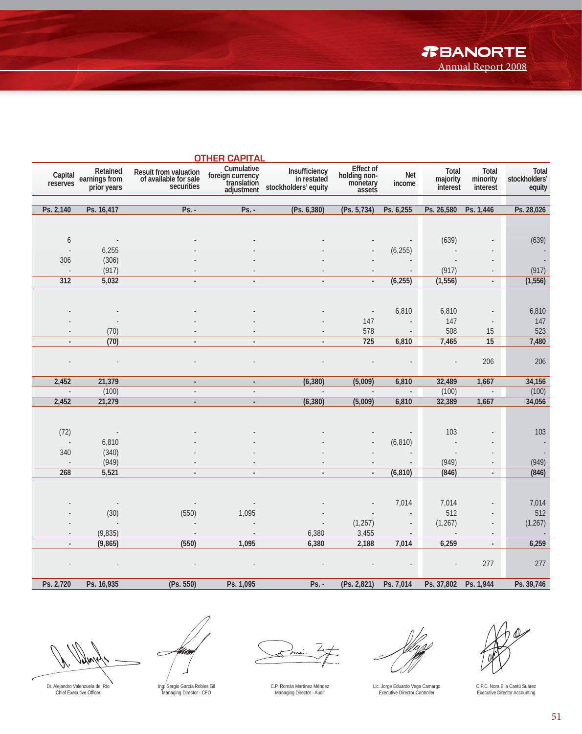| Capital reserves | Retained earnings from prior years | OTHER CAPITAL Result from valuation of available for sale securities | Cumulative foreign currency translation adjustment | Insufficiency in restated stockholders' equity | Effect of holding non-monetary assets | Net income | Total majority interest | Total minority interest | Total stockholders' equity |
|---|---|---|---|---|---|---|---|---|---|
| Ps. 2,140 | Ps. 16,417 | Ps. - | Ps. - | (Ps. 6,380) | (Ps. 5,734) | Ps. 6,255 | Ps. 26,580 | Ps. 1,446 | Ps. 28,026 |
| | | | | | | | | | |
| 6 | - | - | - | - | - | - | (639) | - | (639) |
| - | 6,255 | - | - | - | - | (6,255) | - | - | - |
| 306 | (306) | - | - | - | - | - | - | - | - |
| - | (917) | - | - | - | - | - | (917) | - | (917) |
| 312 | 5,032 | - | - | - | - | (6,255) | (1,556) | - | (1,556) |
| | | | | | | | | | |
| - | - | - | - | - | - | 6,810 | 6,810 | - | 6,810 |
| - | - | - | - | - | 147 | - | 147 | - | 147 |
| - | (70) | - | - | - | 578 | - | 508 | 15 | 523 |
| - | (70) | - | - | - | 725 | 6,810 | 7,465 | 15 | 7,480 |
| | | | | | | | | | |
| - | - | - | - | - | - | - | - | 206 | 206 |
| | | | | | | | | | |
| 2,452 | 21,379 | - | - | (6,380) | (5,009) | 6,810 | 32,489 | 1,667 | 34,156 |
| - | (100) | - | - | - | - | - | (100) | - | (100) |
| 2,452 | 21,279 | - | - | (6,380) | (5,009) | 6,810 | 32,389 | 1,667 | 34,056 |
| | | | | | | | | | |
| (72) | - | - | - | - | - | - | 103 | - | 103 |
| - | 6,810 | - | - | - | - | (6,810) | - | - | - |
| 340 | (340) | - | - | - | - | - | - | - | - |
| - | (949) | - | - | - | - | - | (949) | - | (949) |
| 268 | 5,521 | - | - | - | - | (6,810) | (846) | - | (846) |
| | | | | | | | | | |
| - | - | - | - | - | - | 7,014 | 7,014 | - | 7,014 |
| - | (30) | (550) | 1,095 | - | - | - | 512 | - | 512 |
| - | - | - | - | - | (1,267) | - | (1,267) | - | (1,267) |
| - | (9,835) | - | - | 6,380 | 3,455 | - | - | - | - |
| - | (9,865) | (550) | 1,095 | 6,380 | 2,188 | 7,014 | 6,259 | - | 6,259 |
| | | | | | | | | | |
| - | - | - | - | - | - | - | - | 277 | 277 |
| | | | | | | | | | |
| Ps. 2,720 | Ps. 16,935 | (Ps. 550) | Ps. 1,095 | Ps. - | (Ps. 2,821) | Ps. 7,014 | Ps. 37,802 | Ps. 1,944 | Ps. 39,746 |

Dr. Alejandro Valenzuela del Río
Chief Executive Officer

Ing. Sergio García Robles Gil
Managing Director - CFO

C.P. Román Martínez Méndez
Managing Director - Audit

Lic. Jorge Eduardo Vega Camargo
Executive Director Controller

C.P.C. Nora Elia Cantú Suárez
Executive Director Accounting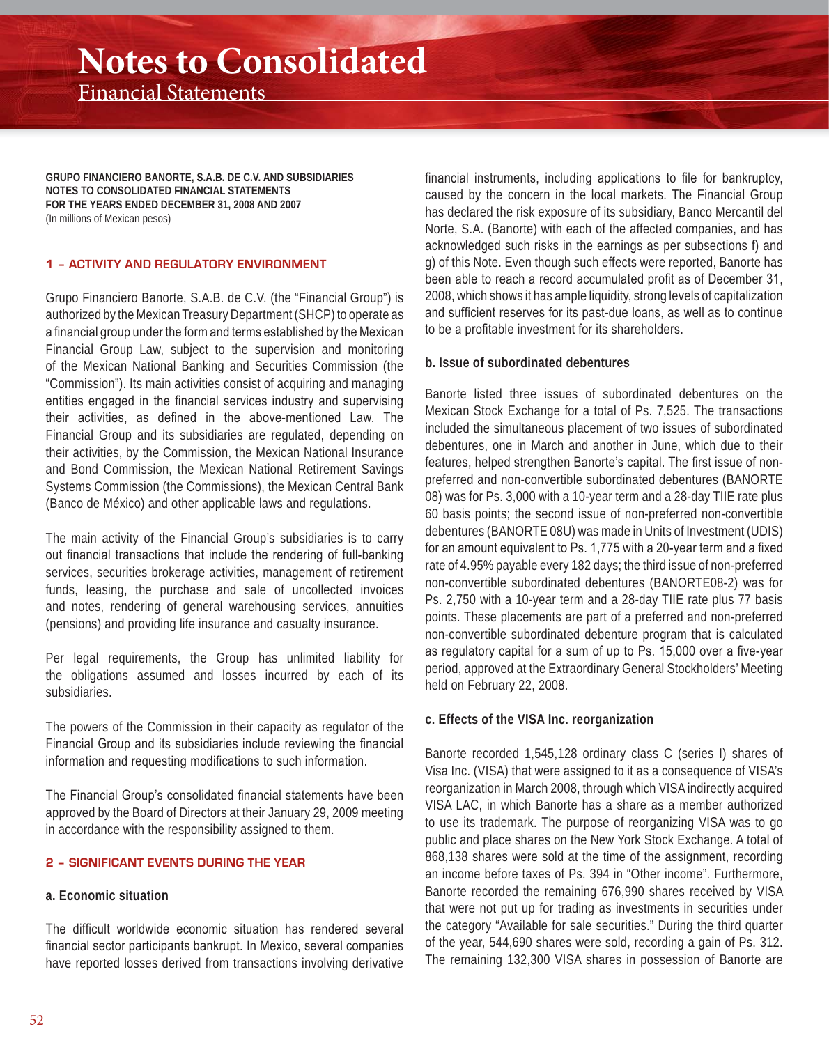# Notes to Consolidated

Financial Statements

**GRUPO FINANCIERO BANORTE, S.A.B. DE C.V. AND SUBSIDIARIES**
**NOTES TO CONSOLIDATED FINANCIAL STATEMENTS**
**FOR THE YEARS ENDED DECEMBER 31, 2008 AND 2007**
(In millions of Mexican pesos)

## 1 – ACTIVITY AND REGULATORY ENVIRONMENT

Grupo Financiero Banorte, S.A.B. de C.V. (the "Financial Group") is authorized by the Mexican Treasury Department (SHCP) to operate as a financial group under the form and terms established by the Mexican Financial Group Law, subject to the supervision and monitoring of the Mexican National Banking and Securities Commission (the "Commission"). Its main activities consist of acquiring and managing entities engaged in the financial services industry and supervising their activities, as defined in the above-mentioned Law. The Financial Group and its subsidiaries are regulated, depending on their activities, by the Commission, the Mexican National Insurance and Bond Commission, the Mexican National Retirement Savings Systems Commission (the Commissions), the Mexican Central Bank (Banco de México) and other applicable laws and regulations.

The main activity of the Financial Group's subsidiaries is to carry out financial transactions that include the rendering of full-banking services, securities brokerage activities, management of retirement funds, leasing, the purchase and sale of uncollected invoices and notes, rendering of general warehousing services, annuities (pensions) and providing life insurance and casualty insurance.

Per legal requirements, the Group has unlimited liability for the obligations assumed and losses incurred by each of its subsidiaries.

The powers of the Commission in their capacity as regulator of the Financial Group and its subsidiaries include reviewing the financial information and requesting modifications to such information.

The Financial Group's consolidated financial statements have been approved by the Board of Directors at their January 29, 2009 meeting in accordance with the responsibility assigned to them.

## 2 – SIGNIFICANT EVENTS DURING THE YEAR

### a. Economic situation

The difficult worldwide economic situation has rendered several financial sector participants bankrupt. In Mexico, several companies have reported losses derived from transactions involving derivative financial instruments, including applications to file for bankruptcy, caused by the concern in the local markets. The Financial Group has declared the risk exposure of its subsidiary, Banco Mercantil del Norte, S.A. (Banorte) with each of the affected companies, and has acknowledged such risks in the earnings as per subsections f) and g) of this Note. Even though such effects were reported, Banorte has been able to reach a record accumulated profit as of December 31, 2008, which shows it has ample liquidity, strong levels of capitalization and sufficient reserves for its past-due loans, as well as to continue to be a profitable investment for its shareholders.

### b. Issue of subordinated debentures

Banorte listed three issues of subordinated debentures on the Mexican Stock Exchange for a total of Ps. 7,525. The transactions included the simultaneous placement of two issues of subordinated debentures, one in March and another in June, which due to their features, helped strengthen Banorte's capital. The first issue of non-preferred and non-convertible subordinated debentures (BANORTE 08) was for Ps. 3,000 with a 10-year term and a 28-day TIIE rate plus 60 basis points; the second issue of non-preferred non-convertible debentures (BANORTE 08U) was made in Units of Investment (UDIS) for an amount equivalent to Ps. 1,775 with a 20-year term and a fixed rate of 4.95% payable every 182 days; the third issue of non-preferred non-convertible subordinated debentures (BANORTE08-2) was for Ps. 2,750 with a 10-year term and a 28-day TIIE rate plus 77 basis points. These placements are part of a preferred and non-preferred non-convertible subordinated debenture program that is calculated as regulatory capital for a sum of up to Ps. 15,000 over a five-year period, approved at the Extraordinary General Stockholders' Meeting held on February 22, 2008.

### c. Effects of the VISA Inc. reorganization

Banorte recorded 1,545,128 ordinary class C (series I) shares of Visa Inc. (VISA) that were assigned to it as a consequence of VISA's reorganization in March 2008, through which VISA indirectly acquired VISA LAC, in which Banorte has a share as a member authorized to use its trademark. The purpose of reorganizing VISA was to go public and place shares on the New York Stock Exchange. A total of 868,138 shares were sold at the time of the assignment, recording an income before taxes of Ps. 394 in "Other income". Furthermore, Banorte recorded the remaining 676,990 shares received by VISA that were not put up for trading as investments in securities under the category "Available for sale securities." During the third quarter of the year, 544,690 shares were sold, recording a gain of Ps. 312. The remaining 132,300 VISA shares in possession of Banorte are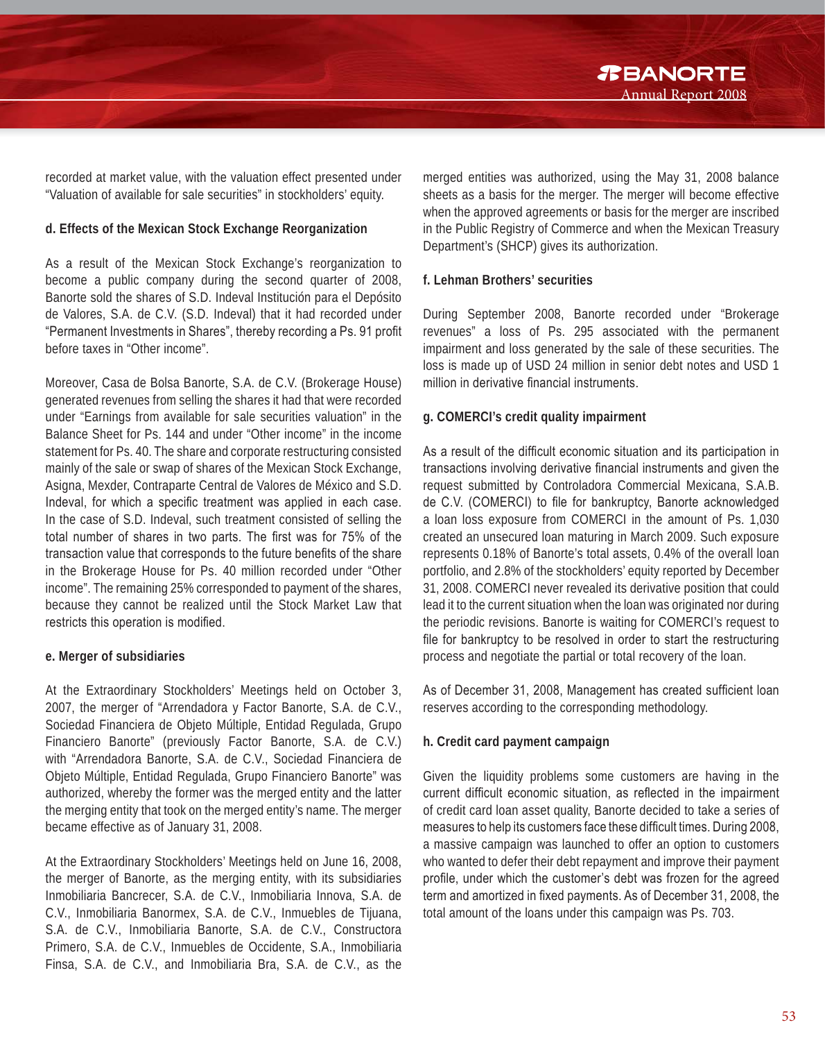recorded at market value, with the valuation effect presented under "Valuation of available for sale securities" in stockholders' equity.

**d. Effects of the Mexican Stock Exchange Reorganization**

As a result of the Mexican Stock Exchange's reorganization to become a public company during the second quarter of 2008, Banorte sold the shares of S.D. Indeval Institución para el Depósito de Valores, S.A. de C.V. (S.D. Indeval) that it had recorded under "Permanent Investments in Shares", thereby recording a Ps. 91 profit before taxes in "Other income".

Moreover, Casa de Bolsa Banorte, S.A. de C.V. (Brokerage House) generated revenues from selling the shares it had that were recorded under "Earnings from available for sale securities valuation" in the Balance Sheet for Ps. 144 and under "Other income" in the income statement for Ps. 40. The share and corporate restructuring consisted mainly of the sale or swap of shares of the Mexican Stock Exchange, Asigna, Mexder, Contraparte Central de Valores de México and S.D. Indeval, for which a specific treatment was applied in each case. In the case of S.D. Indeval, such treatment consisted of selling the total number of shares in two parts. The first was for 75% of the transaction value that corresponds to the future benefits of the share in the Brokerage House for Ps. 40 million recorded under "Other income". The remaining 25% corresponded to payment of the shares, because they cannot be realized until the Stock Market Law that restricts this operation is modified.

**e. Merger of subsidiaries**

At the Extraordinary Stockholders' Meetings held on October 3, 2007, the merger of "Arrendadora y Factor Banorte, S.A. de C.V., Sociedad Financiera de Objeto Múltiple, Entidad Regulada, Grupo Financiero Banorte" (previously Factor Banorte, S.A. de C.V.) with "Arrendadora Banorte, S.A. de C.V., Sociedad Financiera de Objeto Múltiple, Entidad Regulada, Grupo Financiero Banorte" was authorized, whereby the former was the merged entity and the latter the merging entity that took on the merged entity's name. The merger became effective as of January 31, 2008.

At the Extraordinary Stockholders' Meetings held on June 16, 2008, the merger of Banorte, as the merging entity, with its subsidiaries Inmobiliaria Bancrecer, S.A. de C.V., Inmobiliaria Innova, S.A. de C.V., Inmobiliaria Banormex, S.A. de C.V., Inmuebles de Tijuana, S.A. de C.V., Inmobiliaria Banorte, S.A. de C.V., Constructora Primero, S.A. de C.V., Inmuebles de Occidente, S.A., Inmobiliaria Finsa, S.A. de C.V., and Inmobiliaria Bra, S.A. de C.V., as the merged entities was authorized, using the May 31, 2008 balance sheets as a basis for the merger. The merger will become effective when the approved agreements or basis for the merger are inscribed in the Public Registry of Commerce and when the Mexican Treasury Department's (SHCP) gives its authorization.

**f. Lehman Brothers' securities**

During September 2008, Banorte recorded under "Brokerage revenues" a loss of Ps. 295 associated with the permanent impairment and loss generated by the sale of these securities. The loss is made up of USD 24 million in senior debt notes and USD 1 million in derivative financial instruments.

**g. COMERCI's credit quality impairment**

As a result of the difficult economic situation and its participation in transactions involving derivative financial instruments and given the request submitted by Controladora Commercial Mexicana, S.A.B. de C.V. (COMERCI) to file for bankruptcy, Banorte acknowledged a loan loss exposure from COMERCI in the amount of Ps. 1,030 created an unsecured loan maturing in March 2009. Such exposure represents 0.18% of Banorte's total assets, 0.4% of the overall loan portfolio, and 2.8% of the stockholders' equity reported by December 31, 2008. COMERCI never revealed its derivative position that could lead it to the current situation when the loan was originated nor during the periodic revisions. Banorte is waiting for COMERCI's request to file for bankruptcy to be resolved in order to start the restructuring process and negotiate the partial or total recovery of the loan.

As of December 31, 2008, Management has created sufficient loan reserves according to the corresponding methodology.

**h. Credit card payment campaign**

Given the liquidity problems some customers are having in the current difficult economic situation, as reflected in the impairment of credit card loan asset quality, Banorte decided to take a series of measures to help its customers face these difficult times. During 2008, a massive campaign was launched to offer an option to customers who wanted to defer their debt repayment and improve their payment profile, under which the customer's debt was frozen for the agreed term and amortized in fixed payments. As of December 31, 2008, the total amount of the loans under this campaign was Ps. 703.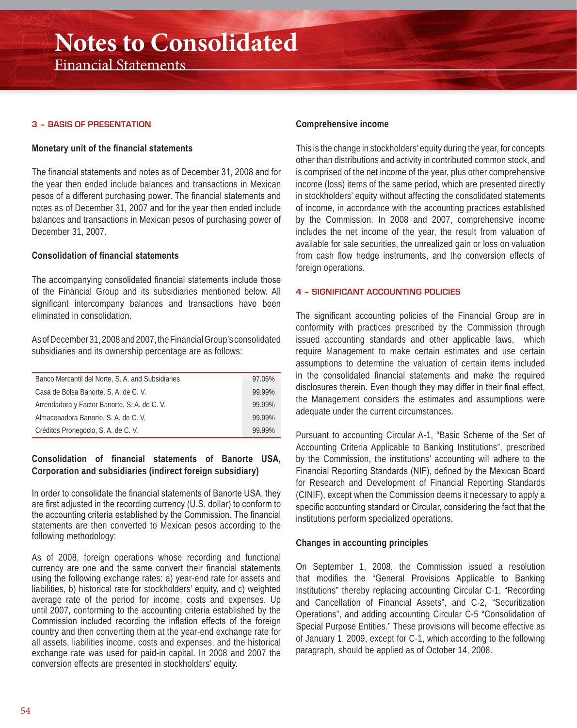## 3 – BASIS OF PRESENTATION

### Monetary unit of the financial statements

The financial statements and notes as of December 31, 2008 and for the year then ended include balances and transactions in Mexican pesos of a different purchasing power. The financial statements and notes as of December 31, 2007 and for the year then ended include balances and transactions in Mexican pesos of purchasing power of December 31, 2007.

### Consolidation of financial statements

The accompanying consolidated financial statements include those of the Financial Group and its subsidiaries mentioned below. All significant intercompany balances and transactions have been eliminated in consolidation.

As of December 31, 2008 and 2007, the Financial Group's consolidated subsidiaries and its ownership percentage are as follows:

| | |
|---|---|
| Banco Mercantil del Norte, S. A. and Subsidiaries | 97.06% |
| Casa de Bolsa Banorte, S. A. de C. V. | 99.99% |
| Arrendadora y Factor Banorte, S. A. de C. V. | 99.99% |
| Almacenadora Banorte, S. A. de C. V. | 99.99% |
| Créditos Pronegocio, S. A. de C. V. | 99.99% |

### Consolidation of financial statements of Banorte USA, Corporation and subsidiaries (indirect foreign subsidiary)

In order to consolidate the financial statements of Banorte USA, they are first adjusted in the recording currency (U.S. dollar) to conform to the accounting criteria established by the Commission. The financial statements are then converted to Mexican pesos according to the following methodology:

As of 2008, foreign operations whose recording and functional currency are one and the same convert their financial statements using the following exchange rates: a) year-end rate for assets and liabilities, b) historical rate for stockholders' equity, and c) weighted average rate of the period for income, costs and expenses. Up until 2007, conforming to the accounting criteria established by the Commission included recording the inflation effects of the foreign country and then converting them at the year-end exchange rate for all assets, liabilities income, costs and expenses, and the historical exchange rate was used for paid-in capital. In 2008 and 2007 the conversion effects are presented in stockholders' equity.

### Comprehensive income

This is the change in stockholders' equity during the year, for concepts other than distributions and activity in contributed common stock, and is comprised of the net income of the year, plus other comprehensive income (loss) items of the same period, which are presented directly in stockholders' equity without affecting the consolidated statements of income, in accordance with the accounting practices established by the Commission. In 2008 and 2007, comprehensive income includes the net income of the year, the result from valuation of available for sale securities, the unrealized gain or loss on valuation from cash flow hedge instruments, and the conversion effects of foreign operations.

## 4 – SIGNIFICANT ACCOUNTING POLICIES

The significant accounting policies of the Financial Group are in conformity with practices prescribed by the Commission through issued accounting standards and other applicable laws, which require Management to make certain estimates and use certain assumptions to determine the valuation of certain items included in the consolidated financial statements and make the required disclosures therein. Even though they may differ in their final effect, the Management considers the estimates and assumptions were adequate under the current circumstances.

Pursuant to accounting Circular A-1, "Basic Scheme of the Set of Accounting Criteria Applicable to Banking Institutions", prescribed by the Commission, the institutions' accounting will adhere to the Financial Reporting Standards (NIF), defined by the Mexican Board for Research and Development of Financial Reporting Standards (CINIF), except when the Commission deems it necessary to apply a specific accounting standard or Circular, considering the fact that the institutions perform specialized operations.

### Changes in accounting principles

On September 1, 2008, the Commission issued a resolution that modifies the "General Provisions Applicable to Banking Institutions" thereby replacing accounting Circular C-1, "Recording and Cancellation of Financial Assets", and C-2, "Securitization Operations", and adding accounting Circular C-5 "Consolidation of Special Purpose Entities." These provisions will become effective as of January 1, 2009, except for C-1, which according to the following paragraph, should be applied as of October 14, 2008.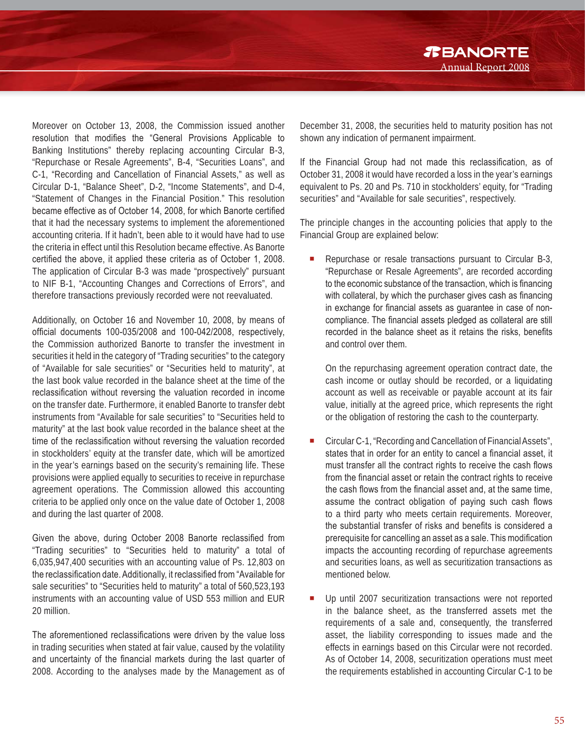Moreover on October 13, 2008, the Commission issued another resolution that modifies the "General Provisions Applicable to Banking Institutions" thereby replacing accounting Circular B-3, "Repurchase or Resale Agreements", B-4, "Securities Loans", and C-1, "Recording and Cancellation of Financial Assets," as well as Circular D-1, "Balance Sheet", D-2, "Income Statements", and D-4, "Statement of Changes in the Financial Position." This resolution became effective as of October 14, 2008, for which Banorte certified that it had the necessary systems to implement the aforementioned accounting criteria. If it hadn't, been able to it would have had to use the criteria in effect until this Resolution became effective. As Banorte certified the above, it applied these criteria as of October 1, 2008. The application of Circular B-3 was made "prospectively" pursuant to NIF B-1, "Accounting Changes and Corrections of Errors", and therefore transactions previously recorded were not reevaluated.

Additionally, on October 16 and November 10, 2008, by means of official documents 100-035/2008 and 100-042/2008, respectively, the Commission authorized Banorte to transfer the investment in securities it held in the category of "Trading securities" to the category of "Available for sale securities" or "Securities held to maturity", at the last book value recorded in the balance sheet at the time of the reclassification without reversing the valuation recorded in income on the transfer date. Furthermore, it enabled Banorte to transfer debt instruments from "Available for sale securities" to "Securities held to maturity" at the last book value recorded in the balance sheet at the time of the reclassification without reversing the valuation recorded in stockholders' equity at the transfer date, which will be amortized in the year's earnings based on the security's remaining life. These provisions were applied equally to securities to receive in repurchase agreement operations. The Commission allowed this accounting criteria to be applied only once on the value date of October 1, 2008 and during the last quarter of 2008.

Given the above, during October 2008 Banorte reclassified from "Trading securities" to "Securities held to maturity" a total of 6,035,947,400 securities with an accounting value of Ps. 12,803 on the reclassification date. Additionally, it reclassified from "Available for sale securities" to "Securities held to maturity" a total of 560,523,193 instruments with an accounting value of USD 553 million and EUR 20 million.

The aforementioned reclassifications were driven by the value loss in trading securities when stated at fair value, caused by the volatility and uncertainty of the financial markets during the last quarter of 2008. According to the analyses made by the Management as of December 31, 2008, the securities held to maturity position has not shown any indication of permanent impairment.

If the Financial Group had not made this reclassification, as of October 31, 2008 it would have recorded a loss in the year's earnings equivalent to Ps. 20 and Ps. 710 in stockholders' equity, for "Trading securities" and "Available for sale securities", respectively.

The principle changes in the accounting policies that apply to the Financial Group are explained below:

- Repurchase or resale transactions pursuant to Circular B-3, "Repurchase or Resale Agreements", are recorded according to the economic substance of the transaction, which is financing with collateral, by which the purchaser gives cash as financing in exchange for financial assets as guarantee in case of non-compliance. The financial assets pledged as collateral are still recorded in the balance sheet as it retains the risks, benefits and control over them.

  On the repurchasing agreement operation contract date, the cash income or outlay should be recorded, or a liquidating account as well as receivable or payable account at its fair value, initially at the agreed price, which represents the right or the obligation of restoring the cash to the counterparty.

- Circular C-1, "Recording and Cancellation of Financial Assets", states that in order for an entity to cancel a financial asset, it must transfer all the contract rights to receive the cash flows from the financial asset or retain the contract rights to receive the cash flows from the financial asset and, at the same time, assume the contract obligation of paying such cash flows to a third party who meets certain requirements. Moreover, the substantial transfer of risks and benefits is considered a prerequisite for cancelling an asset as a sale. This modification impacts the accounting recording of repurchase agreements and securities loans, as well as securitization transactions as mentioned below.

- Up until 2007 securitization transactions were not reported in the balance sheet, as the transferred assets met the requirements of a sale and, consequently, the transferred asset, the liability corresponding to issues made and the effects in earnings based on this Circular were not recorded. As of October 14, 2008, securitization operations must meet the requirements established in accounting Circular C-1 to be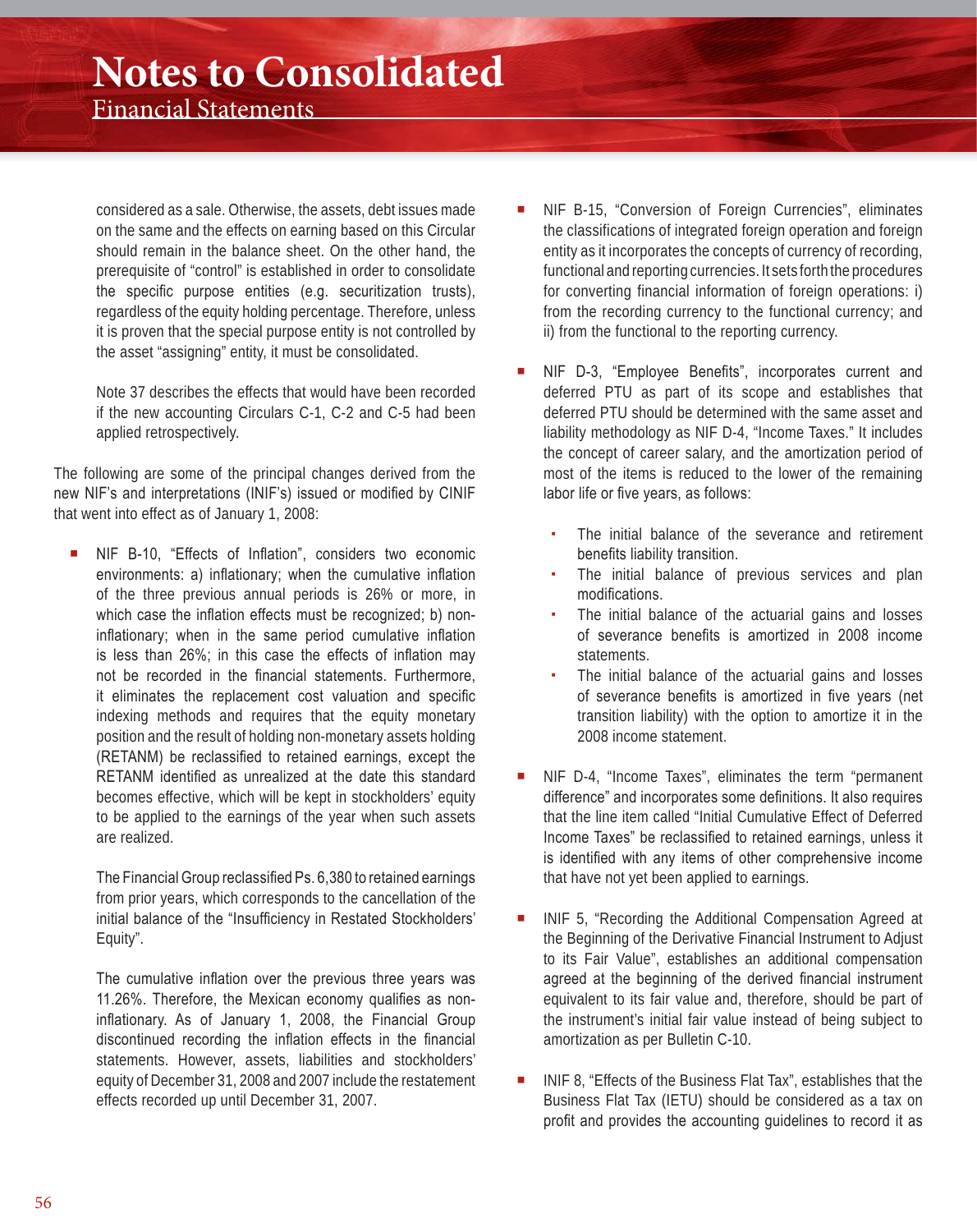considered as a sale. Otherwise, the assets, debt issues made on the same and the effects on earning based on this Circular should remain in the balance sheet. On the other hand, the prerequisite of "control" is established in order to consolidate the specific purpose entities (e.g. securitization trusts), regardless of the equity holding percentage. Therefore, unless it is proven that the special purpose entity is not controlled by the asset "assigning" entity, it must be consolidated.

Note 37 describes the effects that would have been recorded if the new accounting Circulars C-1, C-2 and C-5 had been applied retrospectively.

The following are some of the principal changes derived from the new NIF's and interpretations (INIF's) issued or modified by CINIF that went into effect as of January 1, 2008:

- NIF B-10, "Effects of Inflation", considers two economic environments: a) inflationary; when the cumulative inflation of the three previous annual periods is 26% or more, in which case the inflation effects must be recognized; b) non-inflationary; when in the same period cumulative inflation is less than 26%; in this case the effects of inflation may not be recorded in the financial statements. Furthermore, it eliminates the replacement cost valuation and specific indexing methods and requires that the equity monetary position and the result of holding non-monetary assets holding (RETANM) be reclassified to retained earnings, except the RETANM identified as unrealized at the date this standard becomes effective, which will be kept in stockholders' equity to be applied to the earnings of the year when such assets are realized.

  The Financial Group reclassified Ps. 6,380 to retained earnings from prior years, which corresponds to the cancellation of the initial balance of the "Insufficiency in Restated Stockholders' Equity".

  The cumulative inflation over the previous three years was 11.26%. Therefore, the Mexican economy qualifies as non-inflationary. As of January 1, 2008, the Financial Group discontinued recording the inflation effects in the financial statements. However, assets, liabilities and stockholders' equity of December 31, 2008 and 2007 include the restatement effects recorded up until December 31, 2007.

- NIF B-15, "Conversion of Foreign Currencies", eliminates the classifications of integrated foreign operation and foreign entity as it incorporates the concepts of currency of recording, functional and reporting currencies. It sets forth the procedures for converting financial information of foreign operations: i) from the recording currency to the functional currency; and ii) from the functional to the reporting currency.

- NIF D-3, "Employee Benefits", incorporates current and deferred PTU as part of its scope and establishes that deferred PTU should be determined with the same asset and liability methodology as NIF D-4, "Income Taxes." It includes the concept of career salary, and the amortization period of most of the items is reduced to the lower of the remaining labor life or five years, as follows:

  - The initial balance of the severance and retirement benefits liability transition.
  - The initial balance of previous services and plan modifications.
  - The initial balance of the actuarial gains and losses of severance benefits is amortized in 2008 income statements.
  - The initial balance of the actuarial gains and losses of severance benefits is amortized in five years (net transition liability) with the option to amortize it in the 2008 income statement.

- NIF D-4, "Income Taxes", eliminates the term "permanent difference" and incorporates some definitions. It also requires that the line item called "Initial Cumulative Effect of Deferred Income Taxes" be reclassified to retained earnings, unless it is identified with any items of other comprehensive income that have not yet been applied to earnings.

- INIF 5, "Recording the Additional Compensation Agreed at the Beginning of the Derivative Financial Instrument to Adjust to its Fair Value", establishes an additional compensation agreed at the beginning of the derived financial instrument equivalent to its fair value and, therefore, should be part of the instrument's initial fair value instead of being subject to amortization as per Bulletin C-10.

- INIF 8, "Effects of the Business Flat Tax", establishes that the Business Flat Tax (IETU) should be considered as a tax on profit and provides the accounting guidelines to record it as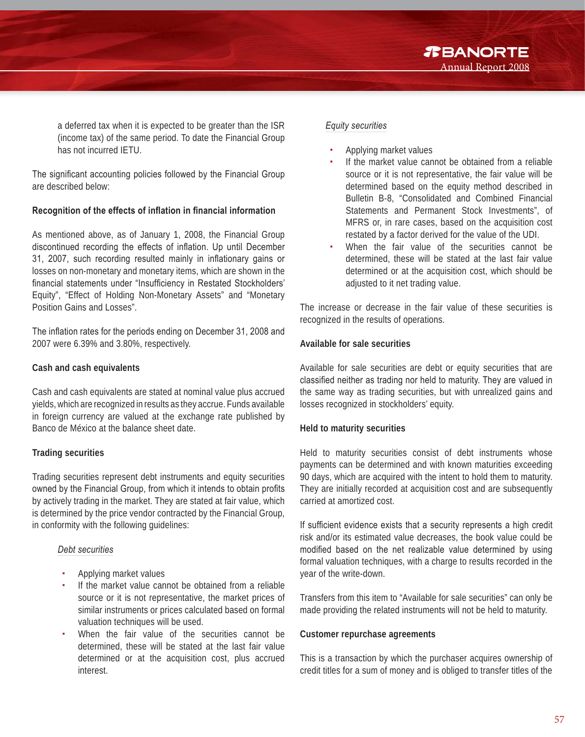a deferred tax when it is expected to be greater than the ISR (income tax) of the same period. To date the Financial Group has not incurred IETU.

The significant accounting policies followed by the Financial Group are described below:

**Recognition of the effects of inflation in financial information**

As mentioned above, as of January 1, 2008, the Financial Group discontinued recording the effects of inflation. Up until December 31, 2007, such recording resulted mainly in inflationary gains or losses on non-monetary and monetary items, which are shown in the financial statements under "Insufficiency in Restated Stockholders' Equity", "Effect of Holding Non-Monetary Assets" and "Monetary Position Gains and Losses".

The inflation rates for the periods ending on December 31, 2008 and 2007 were 6.39% and 3.80%, respectively.

**Cash and cash equivalents**

Cash and cash equivalents are stated at nominal value plus accrued yields, which are recognized in results as they accrue. Funds available in foreign currency are valued at the exchange rate published by Banco de México at the balance sheet date.

**Trading securities**

Trading securities represent debt instruments and equity securities owned by the Financial Group, from which it intends to obtain profits by actively trading in the market. They are stated at fair value, which is determined by the price vendor contracted by the Financial Group, in conformity with the following guidelines:

*Debt securities*

- Applying market values
- If the market value cannot be obtained from a reliable source or it is not representative, the market prices of similar instruments or prices calculated based on formal valuation techniques will be used.
- When the fair value of the securities cannot be determined, these will be stated at the last fair value determined or at the acquisition cost, plus accrued interest.

*Equity securities*

- Applying market values
- If the market value cannot be obtained from a reliable source or it is not representative, the fair value will be determined based on the equity method described in Bulletin B-8, "Consolidated and Combined Financial Statements and Permanent Stock Investments", of MFRS or, in rare cases, based on the acquisition cost restated by a factor derived for the value of the UDI.
- When the fair value of the securities cannot be determined, these will be stated at the last fair value determined or at the acquisition cost, which should be adjusted to it net trading value.

The increase or decrease in the fair value of these securities is recognized in the results of operations.

**Available for sale securities**

Available for sale securities are debt or equity securities that are classified neither as trading nor held to maturity. They are valued in the same way as trading securities, but with unrealized gains and losses recognized in stockholders' equity.

**Held to maturity securities**

Held to maturity securities consist of debt instruments whose payments can be determined and with known maturities exceeding 90 days, which are acquired with the intent to hold them to maturity. They are initially recorded at acquisition cost and are subsequently carried at amortized cost.

If sufficient evidence exists that a security represents a high credit risk and/or its estimated value decreases, the book value could be modified based on the net realizable value determined by using formal valuation techniques, with a charge to results recorded in the year of the write-down.

Transfers from this item to "Available for sale securities" can only be made providing the related instruments will not be held to maturity.

**Customer repurchase agreements**

This is a transaction by which the purchaser acquires ownership of credit titles for a sum of money and is obliged to transfer titles of the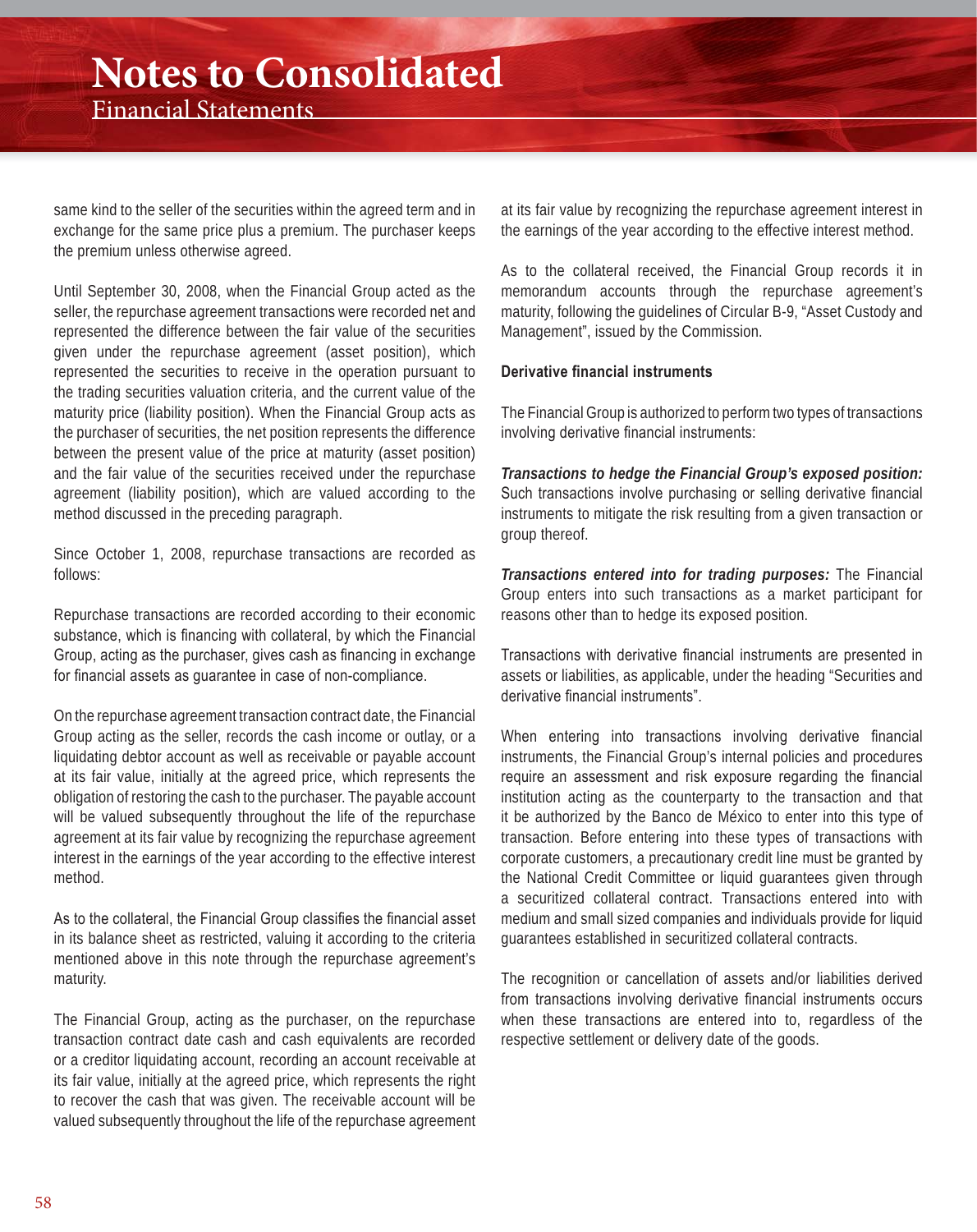same kind to the seller of the securities within the agreed term and in exchange for the same price plus a premium. The purchaser keeps the premium unless otherwise agreed.

Until September 30, 2008, when the Financial Group acted as the seller, the repurchase agreement transactions were recorded net and represented the difference between the fair value of the securities given under the repurchase agreement (asset position), which represented the securities to receive in the operation pursuant to the trading securities valuation criteria, and the current value of the maturity price (liability position). When the Financial Group acts as the purchaser of securities, the net position represents the difference between the present value of the price at maturity (asset position) and the fair value of the securities received under the repurchase agreement (liability position), which are valued according to the method discussed in the preceding paragraph.

Since October 1, 2008, repurchase transactions are recorded as follows:

Repurchase transactions are recorded according to their economic substance, which is financing with collateral, by which the Financial Group, acting as the purchaser, gives cash as financing in exchange for financial assets as guarantee in case of non-compliance.

On the repurchase agreement transaction contract date, the Financial Group acting as the seller, records the cash income or outlay, or a liquidating debtor account as well as receivable or payable account at its fair value, initially at the agreed price, which represents the obligation of restoring the cash to the purchaser. The payable account will be valued subsequently throughout the life of the repurchase agreement at its fair value by recognizing the repurchase agreement interest in the earnings of the year according to the effective interest method.

As to the collateral, the Financial Group classifies the financial asset in its balance sheet as restricted, valuing it according to the criteria mentioned above in this note through the repurchase agreement's maturity.

The Financial Group, acting as the purchaser, on the repurchase transaction contract date cash and cash equivalents are recorded or a creditor liquidating account, recording an account receivable at its fair value, initially at the agreed price, which represents the right to recover the cash that was given. The receivable account will be valued subsequently throughout the life of the repurchase agreement at its fair value by recognizing the repurchase agreement interest in the earnings of the year according to the effective interest method.

As to the collateral received, the Financial Group records it in memorandum accounts through the repurchase agreement's maturity, following the guidelines of Circular B-9, "Asset Custody and Management", issued by the Commission.

**Derivative financial instruments**

The Financial Group is authorized to perform two types of transactions involving derivative financial instruments:

***Transactions to hedge the Financial Group's exposed position:*** Such transactions involve purchasing or selling derivative financial instruments to mitigate the risk resulting from a given transaction or group thereof.

***Transactions entered into for trading purposes:*** The Financial Group enters into such transactions as a market participant for reasons other than to hedge its exposed position.

Transactions with derivative financial instruments are presented in assets or liabilities, as applicable, under the heading "Securities and derivative financial instruments".

When entering into transactions involving derivative financial instruments, the Financial Group's internal policies and procedures require an assessment and risk exposure regarding the financial institution acting as the counterparty to the transaction and that it be authorized by the Banco de México to enter into this type of transaction. Before entering into these types of transactions with corporate customers, a precautionary credit line must be granted by the National Credit Committee or liquid guarantees given through a securitized collateral contract. Transactions entered into with medium and small sized companies and individuals provide for liquid guarantees established in securitized collateral contracts.

The recognition or cancellation of assets and/or liabilities derived from transactions involving derivative financial instruments occurs when these transactions are entered into to, regardless of the respective settlement or delivery date of the goods.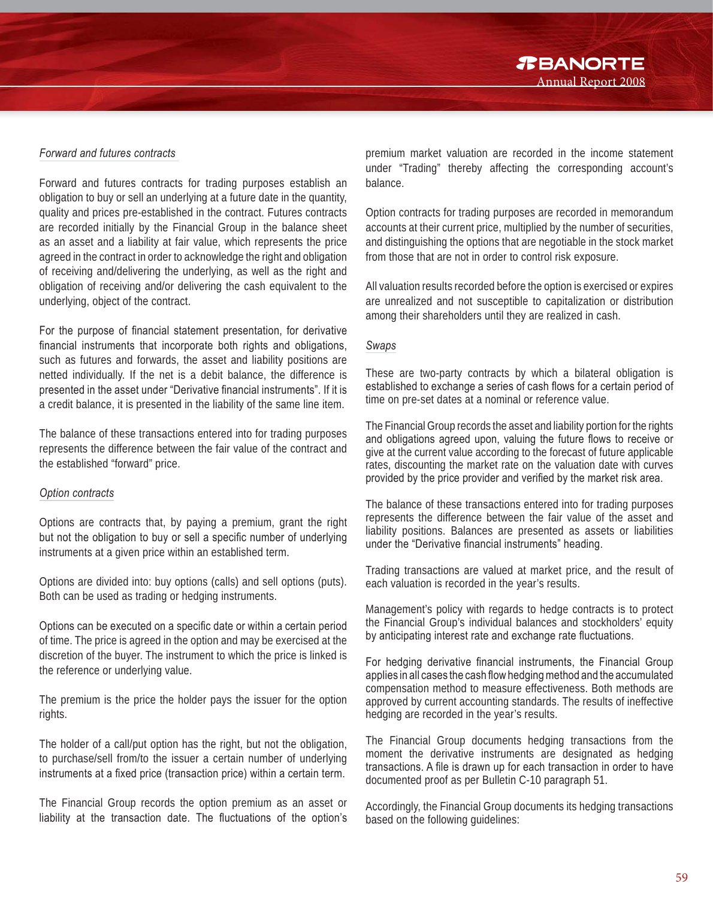*Forward and futures contracts*

Forward and futures contracts for trading purposes establish an obligation to buy or sell an underlying at a future date in the quantity, quality and prices pre-established in the contract. Futures contracts are recorded initially by the Financial Group in the balance sheet as an asset and a liability at fair value, which represents the price agreed in the contract in order to acknowledge the right and obligation of receiving and/delivering the underlying, as well as the right and obligation of receiving and/or delivering the cash equivalent to the underlying, object of the contract.

For the purpose of financial statement presentation, for derivative financial instruments that incorporate both rights and obligations, such as futures and forwards, the asset and liability positions are netted individually. If the net is a debit balance, the difference is presented in the asset under "Derivative financial instruments". If it is a credit balance, it is presented in the liability of the same line item.

The balance of these transactions entered into for trading purposes represents the difference between the fair value of the contract and the established "forward" price.

*Option contracts*

Options are contracts that, by paying a premium, grant the right but not the obligation to buy or sell a specific number of underlying instruments at a given price within an established term.

Options are divided into: buy options (calls) and sell options (puts). Both can be used as trading or hedging instruments.

Options can be executed on a specific date or within a certain period of time. The price is agreed in the option and may be exercised at the discretion of the buyer. The instrument to which the price is linked is the reference or underlying value.

The premium is the price the holder pays the issuer for the option rights.

The holder of a call/put option has the right, but not the obligation, to purchase/sell from/to the issuer a certain number of underlying instruments at a fixed price (transaction price) within a certain term.

The Financial Group records the option premium as an asset or liability at the transaction date. The fluctuations of the option's premium market valuation are recorded in the income statement under "Trading" thereby affecting the corresponding account's balance.

Option contracts for trading purposes are recorded in memorandum accounts at their current price, multiplied by the number of securities, and distinguishing the options that are negotiable in the stock market from those that are not in order to control risk exposure.

All valuation results recorded before the option is exercised or expires are unrealized and not susceptible to capitalization or distribution among their shareholders until they are realized in cash.

*Swaps*

These are two-party contracts by which a bilateral obligation is established to exchange a series of cash flows for a certain period of time on pre-set dates at a nominal or reference value.

The Financial Group records the asset and liability portion for the rights and obligations agreed upon, valuing the future flows to receive or give at the current value according to the forecast of future applicable rates, discounting the market rate on the valuation date with curves provided by the price provider and verified by the market risk area.

The balance of these transactions entered into for trading purposes represents the difference between the fair value of the asset and liability positions. Balances are presented as assets or liabilities under the "Derivative financial instruments" heading.

Trading transactions are valued at market price, and the result of each valuation is recorded in the year's results.

Management's policy with regards to hedge contracts is to protect the Financial Group's individual balances and stockholders' equity by anticipating interest rate and exchange rate fluctuations.

For hedging derivative financial instruments, the Financial Group applies in all cases the cash flow hedging method and the accumulated compensation method to measure effectiveness. Both methods are approved by current accounting standards. The results of ineffective hedging are recorded in the year's results.

The Financial Group documents hedging transactions from the moment the derivative instruments are designated as hedging transactions. A file is drawn up for each transaction in order to have documented proof as per Bulletin C-10 paragraph 51.

Accordingly, the Financial Group documents its hedging transactions based on the following guidelines: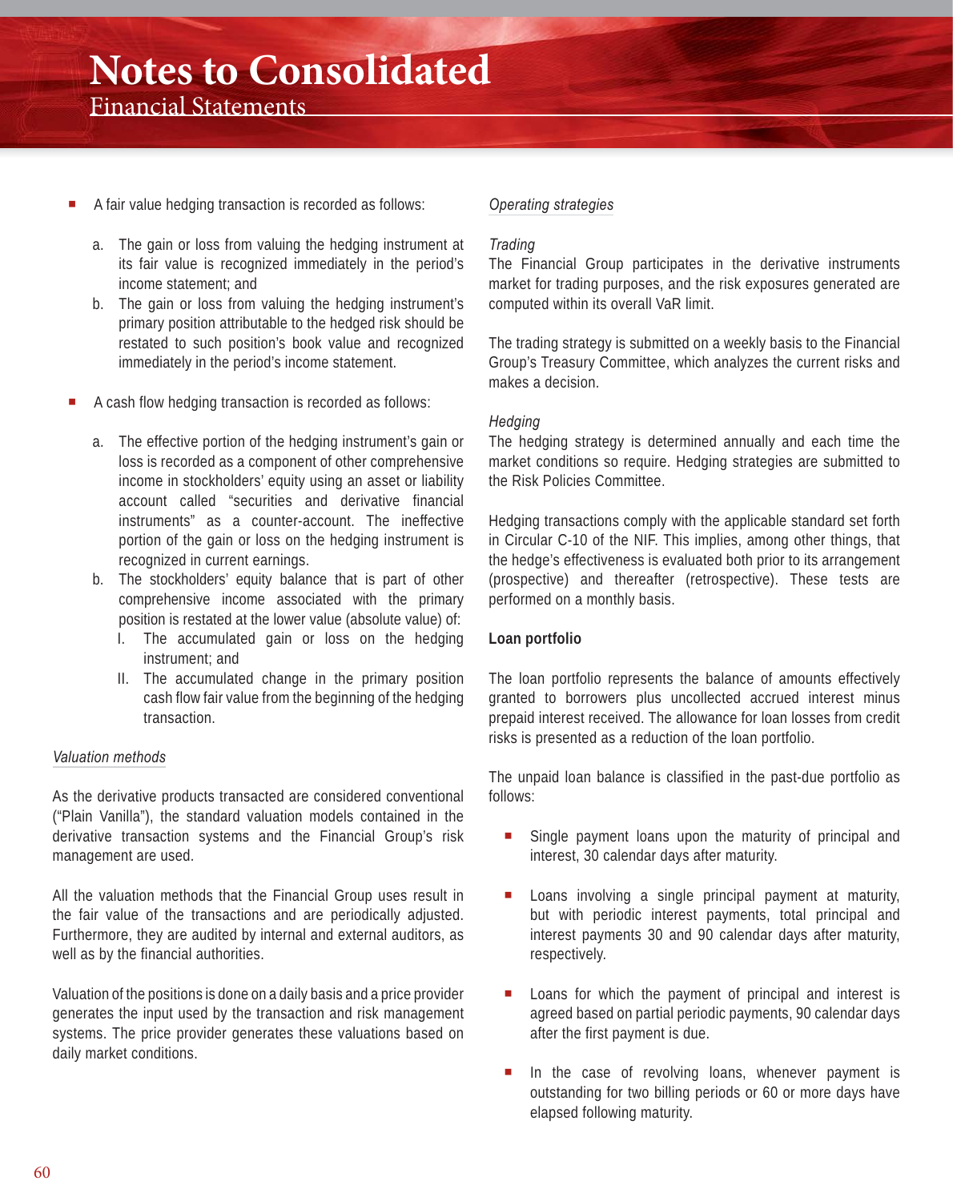- A fair value hedging transaction is recorded as follows:

    a. The gain or loss from valuing the hedging instrument at its fair value is recognized immediately in the period's income statement; and
    b. The gain or loss from valuing the hedging instrument's primary position attributable to the hedged risk should be restated to such position's book value and recognized immediately in the period's income statement.

- A cash flow hedging transaction is recorded as follows:

    a. The effective portion of the hedging instrument's gain or loss is recorded as a component of other comprehensive income in stockholders' equity using an asset or liability account called "securities and derivative financial instruments" as a counter-account. The ineffective portion of the gain or loss on the hedging instrument is recognized in current earnings.
    b. The stockholders' equity balance that is part of other comprehensive income associated with the primary position is restated at the lower value (absolute value) of:
        I. The accumulated gain or loss on the hedging instrument; and
        II. The accumulated change in the primary position cash flow fair value from the beginning of the hedging transaction.

*Valuation methods*

As the derivative products transacted are considered conventional ("Plain Vanilla"), the standard valuation models contained in the derivative transaction systems and the Financial Group's risk management are used.

All the valuation methods that the Financial Group uses result in the fair value of the transactions and are periodically adjusted. Furthermore, they are audited by internal and external auditors, as well as by the financial authorities.

Valuation of the positions is done on a daily basis and a price provider generates the input used by the transaction and risk management systems. The price provider generates these valuations based on daily market conditions.

*Operating strategies*

*Trading*
The Financial Group participates in the derivative instruments market for trading purposes, and the risk exposures generated are computed within its overall VaR limit.

The trading strategy is submitted on a weekly basis to the Financial Group's Treasury Committee, which analyzes the current risks and makes a decision.

*Hedging*
The hedging strategy is determined annually and each time the market conditions so require. Hedging strategies are submitted to the Risk Policies Committee.

Hedging transactions comply with the applicable standard set forth in Circular C-10 of the NIF. This implies, among other things, that the hedge's effectiveness is evaluated both prior to its arrangement (prospective) and thereafter (retrospective). These tests are performed on a monthly basis.

**Loan portfolio**

The loan portfolio represents the balance of amounts effectively granted to borrowers plus uncollected accrued interest minus prepaid interest received. The allowance for loan losses from credit risks is presented as a reduction of the loan portfolio.

The unpaid loan balance is classified in the past-due portfolio as follows:

- Single payment loans upon the maturity of principal and interest, 30 calendar days after maturity.

- Loans involving a single principal payment at maturity, but with periodic interest payments, total principal and interest payments 30 and 90 calendar days after maturity, respectively.

- Loans for which the payment of principal and interest is agreed based on partial periodic payments, 90 calendar days after the first payment is due.

- In the case of revolving loans, whenever payment is outstanding for two billing periods or 60 or more days have elapsed following maturity.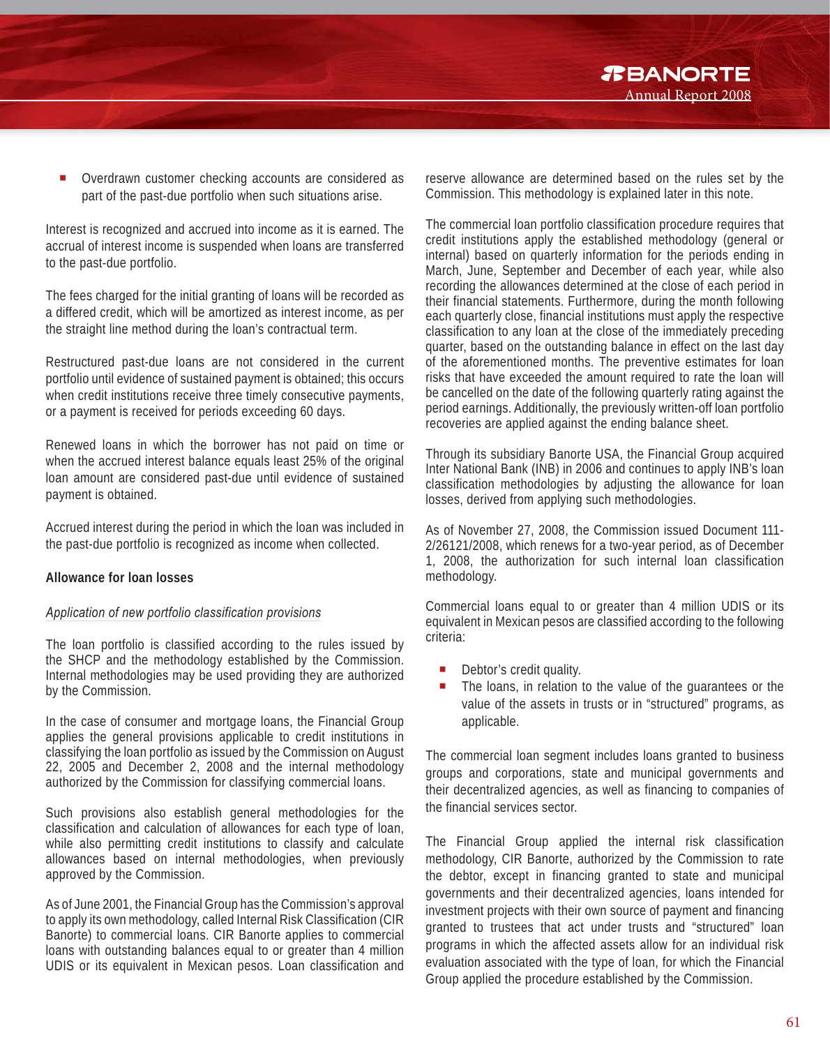- Overdrawn customer checking accounts are considered as part of the past-due portfolio when such situations arise.

Interest is recognized and accrued into income as it is earned. The accrual of interest income is suspended when loans are transferred to the past-due portfolio.

The fees charged for the initial granting of loans will be recorded as a differed credit, which will be amortized as interest income, as per the straight line method during the loan's contractual term.

Restructured past-due loans are not considered in the current portfolio until evidence of sustained payment is obtained; this occurs when credit institutions receive three timely consecutive payments, or a payment is received for periods exceeding 60 days.

Renewed loans in which the borrower has not paid on time or when the accrued interest balance equals least 25% of the original loan amount are considered past-due until evidence of sustained payment is obtained.

Accrued interest during the period in which the loan was included in the past-due portfolio is recognized as income when collected.

**Allowance for loan losses**

*Application of new portfolio classification provisions*

The loan portfolio is classified according to the rules issued by the SHCP and the methodology established by the Commission. Internal methodologies may be used providing they are authorized by the Commission.

In the case of consumer and mortgage loans, the Financial Group applies the general provisions applicable to credit institutions in classifying the loan portfolio as issued by the Commission on August 22, 2005 and December 2, 2008 and the internal methodology authorized by the Commission for classifying commercial loans.

Such provisions also establish general methodologies for the classification and calculation of allowances for each type of loan, while also permitting credit institutions to classify and calculate allowances based on internal methodologies, when previously approved by the Commission.

As of June 2001, the Financial Group has the Commission's approval to apply its own methodology, called Internal Risk Classification (CIR Banorte) to commercial loans. CIR Banorte applies to commercial loans with outstanding balances equal to or greater than 4 million UDIS or its equivalent in Mexican pesos. Loan classification and reserve allowance are determined based on the rules set by the Commission. This methodology is explained later in this note.

The commercial loan portfolio classification procedure requires that credit institutions apply the established methodology (general or internal) based on quarterly information for the periods ending in March, June, September and December of each year, while also recording the allowances determined at the close of each period in their financial statements. Furthermore, during the month following each quarterly close, financial institutions must apply the respective classification to any loan at the close of the immediately preceding quarter, based on the outstanding balance in effect on the last day of the aforementioned months. The preventive estimates for loan risks that have exceeded the amount required to rate the loan will be cancelled on the date of the following quarterly rating against the period earnings. Additionally, the previously written-off loan portfolio recoveries are applied against the ending balance sheet.

Through its subsidiary Banorte USA, the Financial Group acquired Inter National Bank (INB) in 2006 and continues to apply INB's loan classification methodologies by adjusting the allowance for loan losses, derived from applying such methodologies.

As of November 27, 2008, the Commission issued Document 111-2/26121/2008, which renews for a two-year period, as of December 1, 2008, the authorization for such internal loan classification methodology.

Commercial loans equal to or greater than 4 million UDIS or its equivalent in Mexican pesos are classified according to the following criteria:

- Debtor's credit quality.
- The loans, in relation to the value of the guarantees or the value of the assets in trusts or in "structured" programs, as applicable.

The commercial loan segment includes loans granted to business groups and corporations, state and municipal governments and their decentralized agencies, as well as financing to companies of the financial services sector.

The Financial Group applied the internal risk classification methodology, CIR Banorte, authorized by the Commission to rate the debtor, except in financing granted to state and municipal governments and their decentralized agencies, loans intended for investment projects with their own source of payment and financing granted to trustees that act under trusts and "structured" loan programs in which the affected assets allow for an individual risk evaluation associated with the type of loan, for which the Financial Group applied the procedure established by the Commission.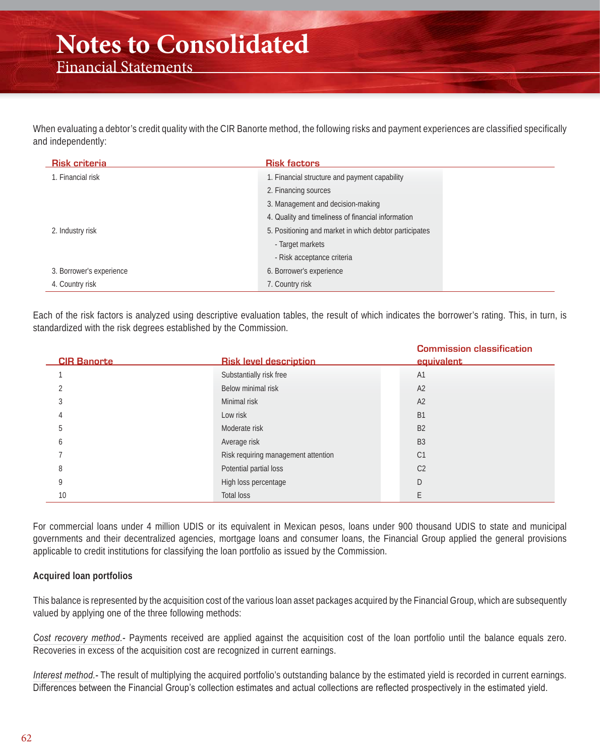When evaluating a debtor's credit quality with the CIR Banorte method, the following risks and payment experiences are classified specifically and independently:

| Risk criteria | Risk factors |
|---|---|
| 1. Financial risk | 1. Financial structure and payment capability |
| | 2. Financing sources |
| | 3. Management and decision-making |
| | 4. Quality and timeliness of financial information |
| 2. Industry risk | 5. Positioning and market in which debtor participates |
| | - Target markets |
| | - Risk acceptance criteria |
| 3. Borrower's experience | 6. Borrower's experience |
| 4. Country risk | 7. Country risk |

Each of the risk factors is analyzed using descriptive evaluation tables, the result of which indicates the borrower's rating. This, in turn, is standardized with the risk degrees established by the Commission.

| CIR Banorte | Risk level description | Commission classification equivalent |
|---|---|---|
| 1 | Substantially risk free | A1 |
| 2 | Below minimal risk | A2 |
| 3 | Minimal risk | A2 |
| 4 | Low risk | B1 |
| 5 | Moderate risk | B2 |
| 6 | Average risk | B3 |
| 7 | Risk requiring management attention | C1 |
| 8 | Potential partial loss | C2 |
| 9 | High loss percentage | D |
| 10 | Total loss | E |

For commercial loans under 4 million UDIS or its equivalent in Mexican pesos, loans under 900 thousand UDIS to state and municipal governments and their decentralized agencies, mortgage loans and consumer loans, the Financial Group applied the general provisions applicable to credit institutions for classifying the loan portfolio as issued by the Commission.

**Acquired loan portfolios**

This balance is represented by the acquisition cost of the various loan asset packages acquired by the Financial Group, which are subsequently valued by applying one of the three following methods:

*Cost recovery method*.- Payments received are applied against the acquisition cost of the loan portfolio until the balance equals zero. Recoveries in excess of the acquisition cost are recognized in current earnings.

*Interest method*.- The result of multiplying the acquired portfolio's outstanding balance by the estimated yield is recorded in current earnings. Differences between the Financial Group's collection estimates and actual collections are reflected prospectively in the estimated yield.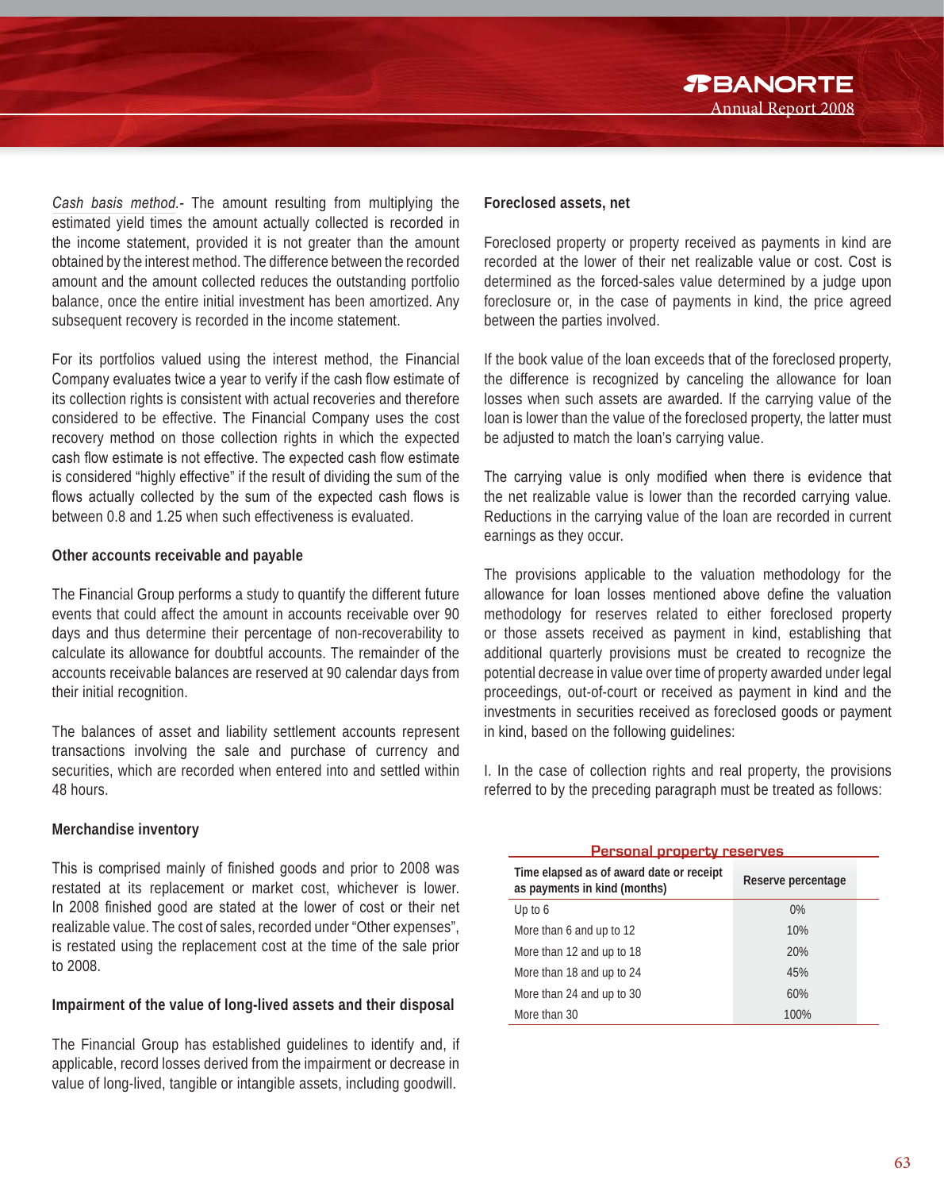*Cash basis method.-* The amount resulting from multiplying the estimated yield times the amount actually collected is recorded in the income statement, provided it is not greater than the amount obtained by the interest method. The difference between the recorded amount and the amount collected reduces the outstanding portfolio balance, once the entire initial investment has been amortized. Any subsequent recovery is recorded in the income statement.

For its portfolios valued using the interest method, the Financial Company evaluates twice a year to verify if the cash flow estimate of its collection rights is consistent with actual recoveries and therefore considered to be effective. The Financial Company uses the cost recovery method on those collection rights in which the expected cash flow estimate is not effective. The expected cash flow estimate is considered "highly effective" if the result of dividing the sum of the flows actually collected by the sum of the expected cash flows is between 0.8 and 1.25 when such effectiveness is evaluated.

**Other accounts receivable and payable**

The Financial Group performs a study to quantify the different future events that could affect the amount in accounts receivable over 90 days and thus determine their percentage of non-recoverability to calculate its allowance for doubtful accounts. The remainder of the accounts receivable balances are reserved at 90 calendar days from their initial recognition.

The balances of asset and liability settlement accounts represent transactions involving the sale and purchase of currency and securities, which are recorded when entered into and settled within 48 hours.

**Merchandise inventory**

This is comprised mainly of finished goods and prior to 2008 was restated at its replacement or market cost, whichever is lower. In 2008 finished good are stated at the lower of cost or their net realizable value. The cost of sales, recorded under "Other expenses", is restated using the replacement cost at the time of the sale prior to 2008.

**Impairment of the value of long-lived assets and their disposal**

The Financial Group has established guidelines to identify and, if applicable, record losses derived from the impairment or decrease in value of long-lived, tangible or intangible assets, including goodwill.

**Foreclosed assets, net**

Foreclosed property or property received as payments in kind are recorded at the lower of their net realizable value or cost. Cost is determined as the forced-sales value determined by a judge upon foreclosure or, in the case of payments in kind, the price agreed between the parties involved.

If the book value of the loan exceeds that of the foreclosed property, the difference is recognized by canceling the allowance for loan losses when such assets are awarded. If the carrying value of the loan is lower than the value of the foreclosed property, the latter must be adjusted to match the loan's carrying value.

The carrying value is only modified when there is evidence that the net realizable value is lower than the recorded carrying value. Reductions in the carrying value of the loan are recorded in current earnings as they occur.

The provisions applicable to the valuation methodology for the allowance for loan losses mentioned above define the valuation methodology for reserves related to either foreclosed property or those assets received as payment in kind, establishing that additional quarterly provisions must be created to recognize the potential decrease in value over time of property awarded under legal proceedings, out-of-court or received as payment in kind and the investments in securities received as foreclosed goods or payment in kind, based on the following guidelines:

I. In the case of collection rights and real property, the provisions referred to by the preceding paragraph must be treated as follows:

**Personal property reserves**

| Time elapsed as of award date or receipt as payments in kind (months) | Reserve percentage |
|---|---|
| Up to 6 | 0% |
| More than 6 and up to 12 | 10% |
| More than 12 and up to 18 | 20% |
| More than 18 and up to 24 | 45% |
| More than 24 and up to 30 | 60% |
| More than 30 | 100% |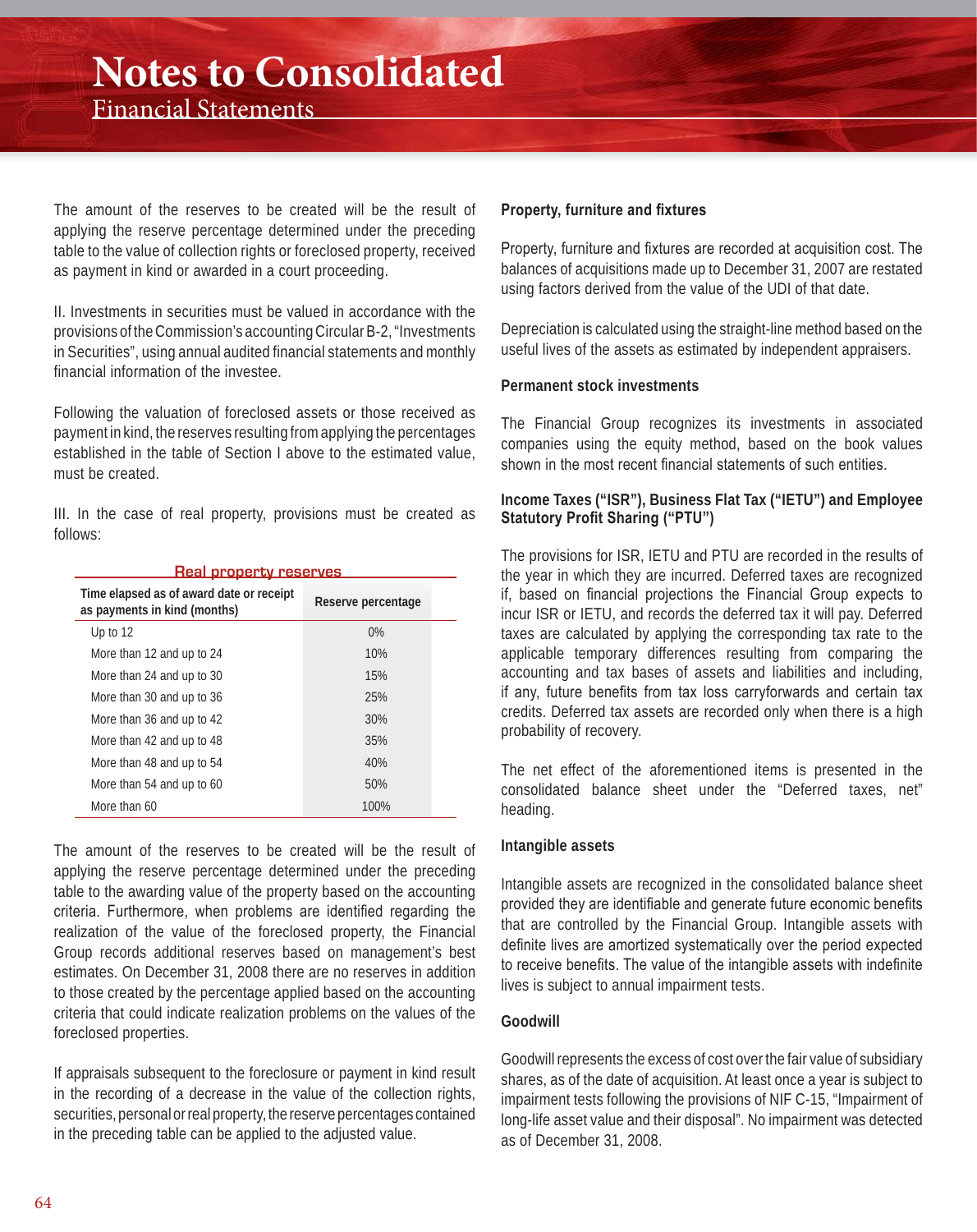The amount of the reserves to be created will be the result of applying the reserve percentage determined under the preceding table to the value of collection rights or foreclosed property, received as payment in kind or awarded in a court proceeding.

II. Investments in securities must be valued in accordance with the provisions of the Commission's accounting Circular B-2, "Investments in Securities", using annual audited financial statements and monthly financial information of the investee.

Following the valuation of foreclosed assets or those received as payment in kind, the reserves resulting from applying the percentages established in the table of Section I above to the estimated value, must be created.

III. In the case of real property, provisions must be created as follows:

**Real property reserves**

| Time elapsed as of award date or receipt as payments in kind (months) | Reserve percentage |
|---|---|
| Up to 12 | 0% |
| More than 12 and up to 24 | 10% |
| More than 24 and up to 30 | 15% |
| More than 30 and up to 36 | 25% |
| More than 36 and up to 42 | 30% |
| More than 42 and up to 48 | 35% |
| More than 48 and up to 54 | 40% |
| More than 54 and up to 60 | 50% |
| More than 60 | 100% |

The amount of the reserves to be created will be the result of applying the reserve percentage determined under the preceding table to the awarding value of the property based on the accounting criteria. Furthermore, when problems are identified regarding the realization of the value of the foreclosed property, the Financial Group records additional reserves based on management's best estimates. On December 31, 2008 there are no reserves in addition to those created by the percentage applied based on the accounting criteria that could indicate realization problems on the values of the foreclosed properties.

If appraisals subsequent to the foreclosure or payment in kind result in the recording of a decrease in the value of the collection rights, securities, personal or real property, the reserve percentages contained in the preceding table can be applied to the adjusted value.

**Property, furniture and fixtures**

Property, furniture and fixtures are recorded at acquisition cost. The balances of acquisitions made up to December 31, 2007 are restated using factors derived from the value of the UDI of that date.

Depreciation is calculated using the straight-line method based on the useful lives of the assets as estimated by independent appraisers.

**Permanent stock investments**

The Financial Group recognizes its investments in associated companies using the equity method, based on the book values shown in the most recent financial statements of such entities.

**Income Taxes ("ISR"), Business Flat Tax ("IETU") and Employee Statutory Profit Sharing ("PTU")**

The provisions for ISR, IETU and PTU are recorded in the results of the year in which they are incurred. Deferred taxes are recognized if, based on financial projections the Financial Group expects to incur ISR or IETU, and records the deferred tax it will pay. Deferred taxes are calculated by applying the corresponding tax rate to the applicable temporary differences resulting from comparing the accounting and tax bases of assets and liabilities and including, if any, future benefits from tax loss carryforwards and certain tax credits. Deferred tax assets are recorded only when there is a high probability of recovery.

The net effect of the aforementioned items is presented in the consolidated balance sheet under the "Deferred taxes, net" heading.

**Intangible assets**

Intangible assets are recognized in the consolidated balance sheet provided they are identifiable and generate future economic benefits that are controlled by the Financial Group. Intangible assets with definite lives are amortized systematically over the period expected to receive benefits. The value of the intangible assets with indefinite lives is subject to annual impairment tests.

**Goodwill**

Goodwill represents the excess of cost over the fair value of subsidiary shares, as of the date of acquisition. At least once a year is subject to impairment tests following the provisions of NIF C-15, "Impairment of long-life asset value and their disposal". No impairment was detected as of December 31, 2008.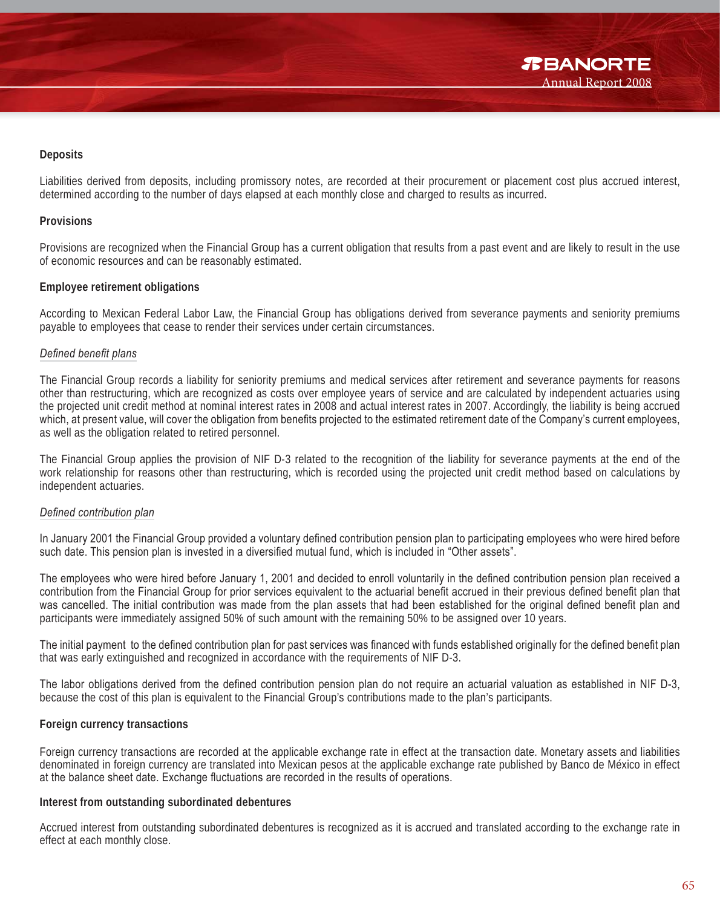### Deposits

Liabilities derived from deposits, including promissory notes, are recorded at their procurement or placement cost plus accrued interest, determined according to the number of days elapsed at each monthly close and charged to results as incurred.

### Provisions

Provisions are recognized when the Financial Group has a current obligation that results from a past event and are likely to result in the use of economic resources and can be reasonably estimated.

### Employee retirement obligations

According to Mexican Federal Labor Law, the Financial Group has obligations derived from severance payments and seniority premiums payable to employees that cease to render their services under certain circumstances.

*Defined benefit plans*

The Financial Group records a liability for seniority premiums and medical services after retirement and severance payments for reasons other than restructuring, which are recognized as costs over employee years of service and are calculated by independent actuaries using the projected unit credit method at nominal interest rates in 2008 and actual interest rates in 2007. Accordingly, the liability is being accrued which, at present value, will cover the obligation from benefits projected to the estimated retirement date of the Company's current employees, as well as the obligation related to retired personnel.

The Financial Group applies the provision of NIF D-3 related to the recognition of the liability for severance payments at the end of the work relationship for reasons other than restructuring, which is recorded using the projected unit credit method based on calculations by independent actuaries.

*Defined contribution plan*

In January 2001 the Financial Group provided a voluntary defined contribution pension plan to participating employees who were hired before such date. This pension plan is invested in a diversified mutual fund, which is included in "Other assets".

The employees who were hired before January 1, 2001 and decided to enroll voluntarily in the defined contribution pension plan received a contribution from the Financial Group for prior services equivalent to the actuarial benefit accrued in their previous defined benefit plan that was cancelled. The initial contribution was made from the plan assets that had been established for the original defined benefit plan and participants were immediately assigned 50% of such amount with the remaining 50% to be assigned over 10 years.

The initial payment to the defined contribution plan for past services was financed with funds established originally for the defined benefit plan that was early extinguished and recognized in accordance with the requirements of NIF D-3.

The labor obligations derived from the defined contribution pension plan do not require an actuarial valuation as established in NIF D-3, because the cost of this plan is equivalent to the Financial Group's contributions made to the plan's participants.

### Foreign currency transactions

Foreign currency transactions are recorded at the applicable exchange rate in effect at the transaction date. Monetary assets and liabilities denominated in foreign currency are translated into Mexican pesos at the applicable exchange rate published by Banco de México in effect at the balance sheet date. Exchange fluctuations are recorded in the results of operations.

### Interest from outstanding subordinated debentures

Accrued interest from outstanding subordinated debentures is recognized as it is accrued and translated according to the exchange rate in effect at each monthly close.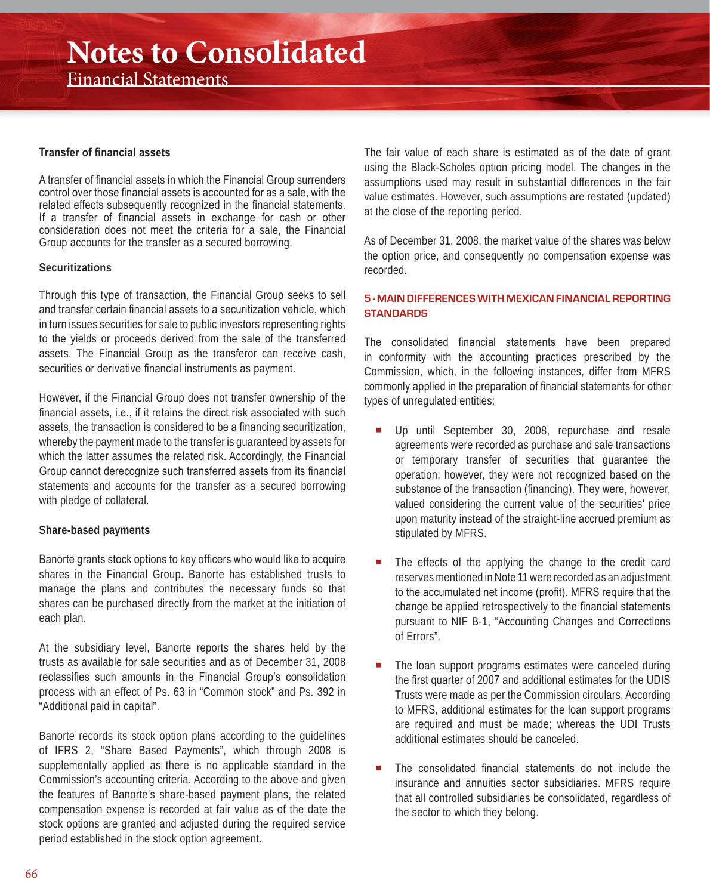#### Transfer of financial assets

A transfer of financial assets in which the Financial Group surrenders control over those financial assets is accounted for as a sale, with the related effects subsequently recognized in the financial statements. If a transfer of financial assets in exchange for cash or other consideration does not meet the criteria for a sale, the Financial Group accounts for the transfer as a secured borrowing.

#### Securitizations

Through this type of transaction, the Financial Group seeks to sell and transfer certain financial assets to a securitization vehicle, which in turn issues securities for sale to public investors representing rights to the yields or proceeds derived from the sale of the transferred assets. The Financial Group as the transferor can receive cash, securities or derivative financial instruments as payment.

However, if the Financial Group does not transfer ownership of the financial assets, i.e., if it retains the direct risk associated with such assets, the transaction is considered to be a financing securitization, whereby the payment made to the transfer is guaranteed by assets for which the latter assumes the related risk. Accordingly, the Financial Group cannot derecognize such transferred assets from its financial statements and accounts for the transfer as a secured borrowing with pledge of collateral.

#### Share-based payments

Banorte grants stock options to key officers who would like to acquire shares in the Financial Group. Banorte has established trusts to manage the plans and contributes the necessary funds so that shares can be purchased directly from the market at the initiation of each plan.

At the subsidiary level, Banorte reports the shares held by the trusts as available for sale securities and as of December 31, 2008 reclassifies such amounts in the Financial Group's consolidation process with an effect of Ps. 63 in "Common stock" and Ps. 392 in "Additional paid in capital".

Banorte records its stock option plans according to the guidelines of IFRS 2, "Share Based Payments", which through 2008 is supplementally applied as there is no applicable standard in the Commission's accounting criteria. According to the above and given the features of Banorte's share-based payment plans, the related compensation expense is recorded at fair value as of the date the stock options are granted and adjusted during the required service period established in the stock option agreement.

The fair value of each share is estimated as of the date of grant using the Black-Scholes option pricing model. The changes in the assumptions used may result in substantial differences in the fair value estimates. However, such assumptions are restated (updated) at the close of the reporting period.

As of December 31, 2008, the market value of the shares was below the option price, and consequently no compensation expense was recorded.

### 5 - MAIN DIFFERENCES WITH MEXICAN FINANCIAL REPORTING STANDARDS

The consolidated financial statements have been prepared in conformity with the accounting practices prescribed by the Commission, which, in the following instances, differ from MFRS commonly applied in the preparation of financial statements for other types of unregulated entities:

- Up until September 30, 2008, repurchase and resale agreements were recorded as purchase and sale transactions or temporary transfer of securities that guarantee the operation; however, they were not recognized based on the substance of the transaction (financing). They were, however, valued considering the current value of the securities' price upon maturity instead of the straight-line accrued premium as stipulated by MFRS.

- The effects of the applying the change to the credit card reserves mentioned in Note 11 were recorded as an adjustment to the accumulated net income (profit). MFRS require that the change be applied retrospectively to the financial statements pursuant to NIF B-1, "Accounting Changes and Corrections of Errors".

- The loan support programs estimates were canceled during the first quarter of 2007 and additional estimates for the UDIS Trusts were made as per the Commission circulars. According to MFRS, additional estimates for the loan support programs are required and must be made; whereas the UDI Trusts additional estimates should be canceled.

- The consolidated financial statements do not include the insurance and annuities sector subsidiaries. MFRS require that all controlled subsidiaries be consolidated, regardless of the sector to which they belong.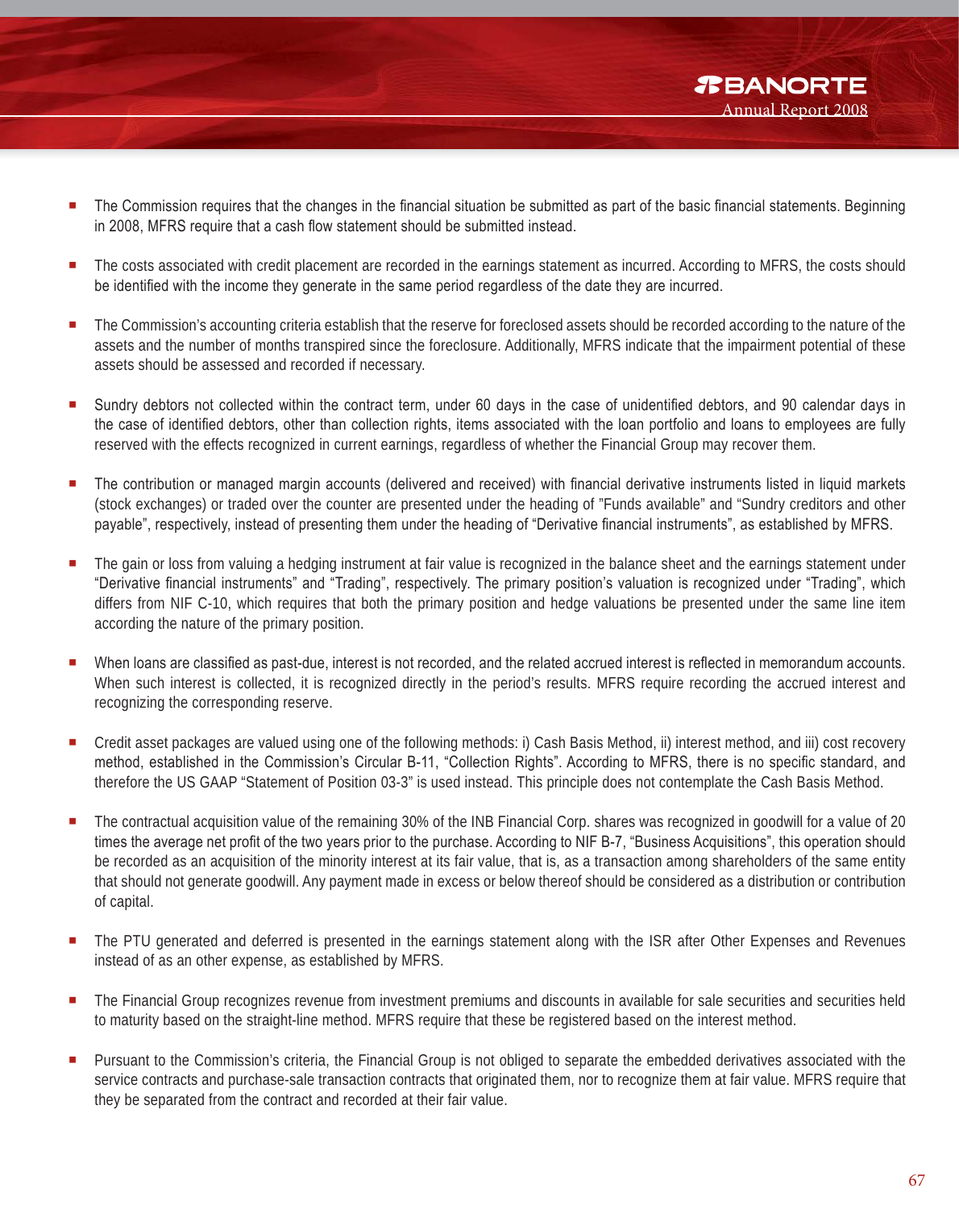- The Commission requires that the changes in the financial situation be submitted as part of the basic financial statements. Beginning in 2008, MFRS require that a cash flow statement should be submitted instead.

- The costs associated with credit placement are recorded in the earnings statement as incurred. According to MFRS, the costs should be identified with the income they generate in the same period regardless of the date they are incurred.

- The Commission's accounting criteria establish that the reserve for foreclosed assets should be recorded according to the nature of the assets and the number of months transpired since the foreclosure. Additionally, MFRS indicate that the impairment potential of these assets should be assessed and recorded if necessary.

- Sundry debtors not collected within the contract term, under 60 days in the case of unidentified debtors, and 90 calendar days in the case of identified debtors, other than collection rights, items associated with the loan portfolio and loans to employees are fully reserved with the effects recognized in current earnings, regardless of whether the Financial Group may recover them.

- The contribution or managed margin accounts (delivered and received) with financial derivative instruments listed in liquid markets (stock exchanges) or traded over the counter are presented under the heading of "Funds available" and "Sundry creditors and other payable", respectively, instead of presenting them under the heading of "Derivative financial instruments", as established by MFRS.

- The gain or loss from valuing a hedging instrument at fair value is recognized in the balance sheet and the earnings statement under "Derivative financial instruments" and "Trading", respectively. The primary position's valuation is recognized under "Trading", which differs from NIF C-10, which requires that both the primary position and hedge valuations be presented under the same line item according the nature of the primary position.

- When loans are classified as past-due, interest is not recorded, and the related accrued interest is reflected in memorandum accounts. When such interest is collected, it is recognized directly in the period's results. MFRS require recording the accrued interest and recognizing the corresponding reserve.

- Credit asset packages are valued using one of the following methods: i) Cash Basis Method, ii) interest method, and iii) cost recovery method, established in the Commission's Circular B-11, "Collection Rights". According to MFRS, there is no specific standard, and therefore the US GAAP "Statement of Position 03-3" is used instead. This principle does not contemplate the Cash Basis Method.

- The contractual acquisition value of the remaining 30% of the INB Financial Corp. shares was recognized in goodwill for a value of 20 times the average net profit of the two years prior to the purchase. According to NIF B-7, "Business Acquisitions", this operation should be recorded as an acquisition of the minority interest at its fair value, that is, as a transaction among shareholders of the same entity that should not generate goodwill. Any payment made in excess or below thereof should be considered as a distribution or contribution of capital.

- The PTU generated and deferred is presented in the earnings statement along with the ISR after Other Expenses and Revenues instead of as an other expense, as established by MFRS.

- The Financial Group recognizes revenue from investment premiums and discounts in available for sale securities and securities held to maturity based on the straight-line method. MFRS require that these be registered based on the interest method.

- Pursuant to the Commission's criteria, the Financial Group is not obliged to separate the embedded derivatives associated with the service contracts and purchase-sale transaction contracts that originated them, nor to recognize them at fair value. MFRS require that they be separated from the contract and recorded at their fair value.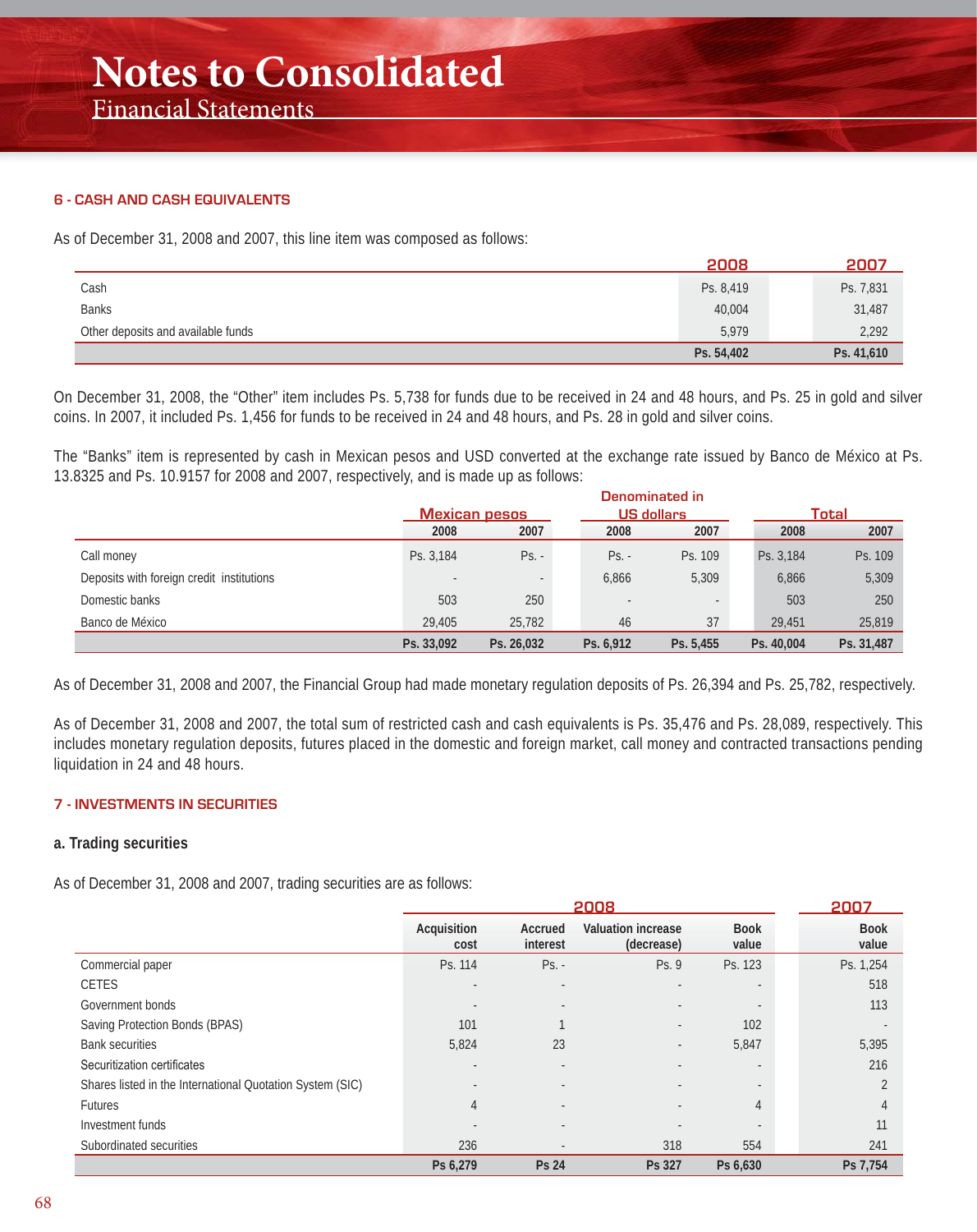# Notes to Consolidated Financial Statements

## 6 - CASH AND CASH EQUIVALENTS

As of December 31, 2008 and 2007, this line item was composed as follows:

| | 2008 | 2007 |
|---|---|---|
| Cash | Ps. 8,419 | Ps. 7,831 |
| Banks | 40,004 | 31,487 |
| Other deposits and available funds | 5,979 | 2,292 |
| | Ps. 54,402 | Ps. 41,610 |

On December 31, 2008, the "Other" item includes Ps. 5,738 for funds due to be received in 24 and 48 hours, and Ps. 25 in gold and silver coins. In 2007, it included Ps. 1,456 for funds to be received in 24 and 48 hours, and Ps. 28 in gold and silver coins.

The "Banks" item is represented by cash in Mexican pesos and USD converted at the exchange rate issued by Banco de México at Ps. 13.8325 and Ps. 10.9157 for 2008 and 2007, respectively, and is made up as follows:

| | Mexican pesos | | Denominated in US dollars | | Total | |
|---|---|---|---|---|---|---|
| | 2008 | 2007 | 2008 | 2007 | 2008 | 2007 |
| Call money | Ps. 3,184 | Ps. - | Ps. - | Ps. 109 | Ps. 3,184 | Ps. 109 |
| Deposits with foreign credit institutions | - | - | 6,866 | 5,309 | 6,866 | 5,309 |
| Domestic banks | 503 | 250 | - | - | 503 | 250 |
| Banco de México | 29,405 | 25,782 | 46 | 37 | 29,451 | 25,819 |
| | Ps. 33,092 | Ps. 26,032 | Ps. 6,912 | Ps. 5,455 | Ps. 40,004 | Ps. 31,487 |

As of December 31, 2008 and 2007, the Financial Group had made monetary regulation deposits of Ps. 26,394 and Ps. 25,782, respectively.

As of December 31, 2008 and 2007, the total sum of restricted cash and cash equivalents is Ps. 35,476 and Ps. 28,089, respectively. This includes monetary regulation deposits, futures placed in the domestic and foreign market, call money and contracted transactions pending liquidation in 24 and 48 hours.

## 7 - INVESTMENTS IN SECURITIES

### a. Trading securities

As of December 31, 2008 and 2007, trading securities are as follows:

| | 2008 | | | | 2007 |
|---|---|---|---|---|---|
| | Acquisition cost | Accrued interest | Valuation increase (decrease) | Book value | Book value |
| Commercial paper | Ps. 114 | Ps. - | Ps. 9 | Ps. 123 | Ps. 1,254 |
| CETES | - | - | - | - | 518 |
| Government bonds | - | - | - | - | 113 |
| Saving Protection Bonds (BPAS) | 101 | 1 | - | 102 | - |
| Bank securities | 5,824 | 23 | - | 5,847 | 5,395 |
| Securitization certificates | - | - | - | - | 216 |
| Shares listed in the International Quotation System (SIC) | - | - | - | - | 2 |
| Futures | 4 | - | - | 4 | 4 |
| Investment funds | - | - | - | - | 11 |
| Subordinated securities | 236 | - | 318 | 554 | 241 |
| | Ps 6,279 | Ps 24 | Ps 327 | Ps 6,630 | Ps 7,754 |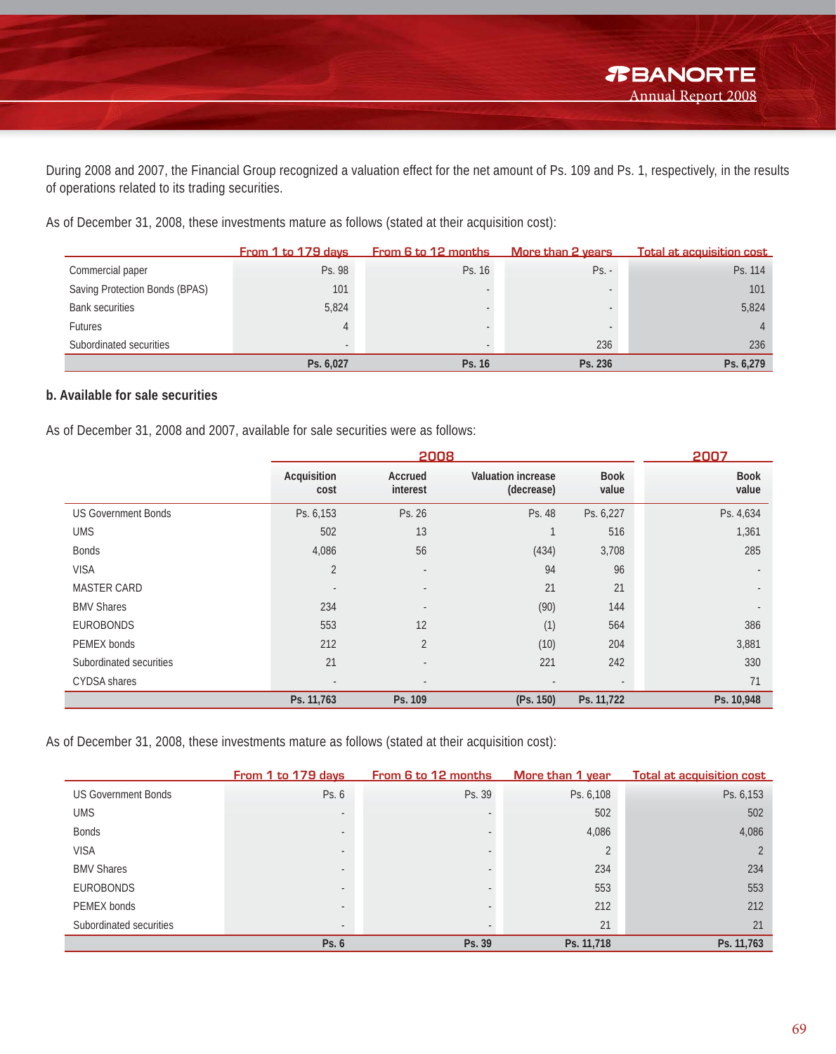During 2008 and 2007, the Financial Group recognized a valuation effect for the net amount of Ps. 109 and Ps. 1, respectively, in the results of operations related to its trading securities.

As of December 31, 2008, these investments mature as follows (stated at their acquisition cost):

| | From 1 to 179 days | From 6 to 12 months | More than 2 years | Total at acquisition cost |
|---|---|---|---|---|
| Commercial paper | Ps. 98 | Ps. 16 | Ps. - | Ps. 114 |
| Saving Protection Bonds (BPAS) | 101 | - | - | 101 |
| Bank securities | 5,824 | - | - | 5,824 |
| Futures | 4 | - | - | 4 |
| Subordinated securities | - | - | 236 | 236 |
| | **Ps. 6,027** | **Ps. 16** | **Ps. 236** | **Ps. 6,279** |

### b. Available for sale securities

As of December 31, 2008 and 2007, available for sale securities were as follows:

| | 2008 | | | | 2007 |
|---|---|---|---|---|---|
| | Acquisition cost | Accrued interest | Valuation increase (decrease) | Book value | Book value |
| US Government Bonds | Ps. 6,153 | Ps. 26 | Ps. 48 | Ps. 6,227 | Ps. 4,634 |
| UMS | 502 | 13 | 1 | 516 | 1,361 |
| Bonds | 4,086 | 56 | (434) | 3,708 | 285 |
| VISA | 2 | - | 94 | 96 | - |
| MASTER CARD | - | - | 21 | 21 | - |
| BMV Shares | 234 | - | (90) | 144 | - |
| EUROBONDS | 553 | 12 | (1) | 564 | 386 |
| PEMEX bonds | 212 | 2 | (10) | 204 | 3,881 |
| Subordinated securities | 21 | - | 221 | 242 | 330 |
| CYDSA shares | - | - | - | - | 71 |
| | **Ps. 11,763** | **Ps. 109** | **(Ps. 150)** | **Ps. 11,722** | **Ps. 10,948** |

As of December 31, 2008, these investments mature as follows (stated at their acquisition cost):

| | From 1 to 179 days | From 6 to 12 months | More than 1 year | Total at acquisition cost |
|---|---|---|---|---|
| US Government Bonds | Ps. 6 | Ps. 39 | Ps. 6,108 | Ps. 6,153 |
| UMS | - | - | 502 | 502 |
| Bonds | - | - | 4,086 | 4,086 |
| VISA | - | - | 2 | 2 |
| BMV Shares | - | - | 234 | 234 |
| EUROBONDS | - | - | 553 | 553 |
| PEMEX bonds | - | - | 212 | 212 |
| Subordinated securities | - | - | 21 | 21 |
| | **Ps. 6** | **Ps. 39** | **Ps. 11,718** | **Ps. 11,763** |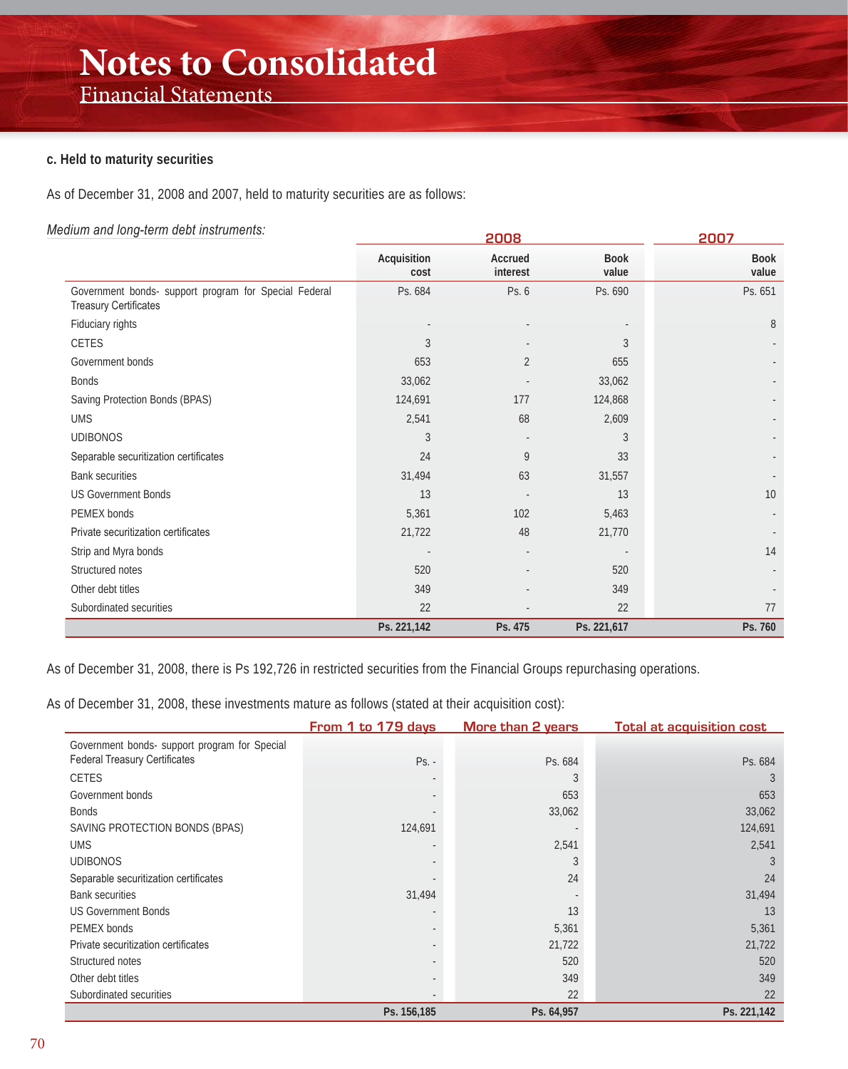### c. Held to maturity securities

As of December 31, 2008 and 2007, held to maturity securities are as follows:

*Medium and long-term debt instruments:*

| | 2008 | | | 2007 |
|---|---|---|---|---|
| | Acquisition cost | Accrued interest | Book value | Book value |
| Government bonds- support program for Special Federal Treasury Certificates | Ps. 684 | Ps. 6 | Ps. 690 | Ps. 651 |
| Fiduciary rights | - | - | - | 8 |
| CETES | 3 | - | 3 | - |
| Government bonds | 653 | 2 | 655 | - |
| Bonds | 33,062 | - | 33,062 | - |
| Saving Protection Bonds (BPAS) | 124,691 | 177 | 124,868 | - |
| UMS | 2,541 | 68 | 2,609 | - |
| UDIBONOS | 3 | - | 3 | - |
| Separable securitization certificates | 24 | 9 | 33 | - |
| Bank securities | 31,494 | 63 | 31,557 | - |
| US Government Bonds | 13 | - | 13 | 10 |
| PEMEX bonds | 5,361 | 102 | 5,463 | - |
| Private securitization certificates | 21,722 | 48 | 21,770 | - |
| Strip and Myra bonds | - | - | - | 14 |
| Structured notes | 520 | - | 520 | - |
| Other debt titles | 349 | - | 349 | - |
| Subordinated securities | 22 | - | 22 | 77 |
| | **Ps. 221,142** | **Ps. 475** | **Ps. 221,617** | **Ps. 760** |

As of December 31, 2008, there is Ps 192,726 in restricted securities from the Financial Groups repurchasing operations.

As of December 31, 2008, these investments mature as follows (stated at their acquisition cost):

| | From 1 to 179 days | More than 2 years | Total at acquisition cost |
|---|---|---|---|
| Government bonds- support program for Special Federal Treasury Certificates | Ps. - | Ps. 684 | Ps. 684 |
| CETES | - | 3 | 3 |
| Government bonds | - | 653 | 653 |
| Bonds | - | 33,062 | 33,062 |
| SAVING PROTECTION BONDS (BPAS) | 124,691 | - | 124,691 |
| UMS | - | 2,541 | 2,541 |
| UDIBONOS | - | 3 | 3 |
| Separable securitization certificates | - | 24 | 24 |
| Bank securities | 31,494 | - | 31,494 |
| US Government Bonds | - | 13 | 13 |
| PEMEX bonds | - | 5,361 | 5,361 |
| Private securitization certificates | - | 21,722 | 21,722 |
| Structured notes | - | 520 | 520 |
| Other debt titles | - | 349 | 349 |
| Subordinated securities | - | 22 | 22 |
| | **Ps. 156,185** | **Ps. 64,957** | **Ps. 221,142** |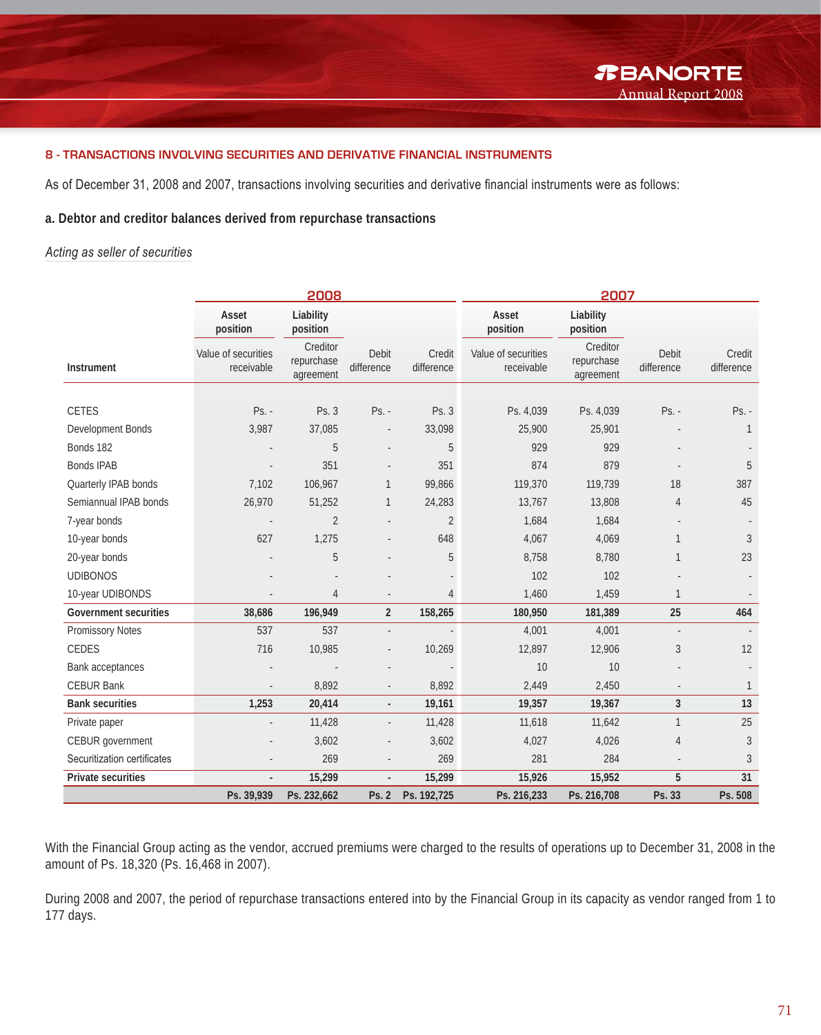## 8 - TRANSACTIONS INVOLVING SECURITIES AND DERIVATIVE FINANCIAL INSTRUMENTS

As of December 31, 2008 and 2007, transactions involving securities and derivative financial instruments were as follows:

### a. Debtor and creditor balances derived from repurchase transactions

*Acting as seller of securities*

| | 2008 | | | | 2007 | | | |
|---|---|---|---|---|---|---|---|---|
| | Asset position | Liability position | | | Asset position | Liability position | | |
| Instrument | Value of securities receivable | Creditor repurchase agreement | Debit difference | Credit difference | Value of securities receivable | Creditor repurchase agreement | Debit difference | Credit difference |
| CETES | Ps. - | Ps. 3 | Ps. - | Ps. 3 | Ps. 4,039 | Ps. 4,039 | Ps. - | Ps. - |
| Development Bonds | 3,987 | 37,085 | - | 33,098 | 25,900 | 25,901 | - | 1 |
| Bonds 182 | - | 5 | - | 5 | 929 | 929 | - | - |
| Bonds IPAB | - | 351 | - | 351 | 874 | 879 | - | 5 |
| Quarterly IPAB bonds | 7,102 | 106,967 | 1 | 99,866 | 119,370 | 119,739 | 18 | 387 |
| Semiannual IPAB bonds | 26,970 | 51,252 | 1 | 24,283 | 13,767 | 13,808 | 4 | 45 |
| 7-year bonds | - | 2 | - | 2 | 1,684 | 1,684 | - | - |
| 10-year bonds | 627 | 1,275 | - | 648 | 4,067 | 4,069 | 1 | 3 |
| 20-year bonds | - | 5 | - | 5 | 8,758 | 8,780 | 1 | 23 |
| UDIBONOS | - | - | - | - | 102 | 102 | - | - |
| 10-year UDIBONDS | - | 4 | - | 4 | 1,460 | 1,459 | 1 | - |
| **Government securities** | **38,686** | **196,949** | **2** | **158,265** | **180,950** | **181,389** | **25** | **464** |
| Promissory Notes | 537 | 537 | - | - | 4,001 | 4,001 | - | - |
| CEDES | 716 | 10,985 | - | 10,269 | 12,897 | 12,906 | 3 | 12 |
| Bank acceptances | - | - | - | - | 10 | 10 | - | - |
| CEBUR Bank | - | 8,892 | - | 8,892 | 2,449 | 2,450 | - | 1 |
| **Bank securities** | **1,253** | **20,414** | **-** | **19,161** | **19,357** | **19,367** | **3** | **13** |
| Private paper | - | 11,428 | - | 11,428 | 11,618 | 11,642 | 1 | 25 |
| CEBUR government | - | 3,602 | - | 3,602 | 4,027 | 4,026 | 4 | 3 |
| Securitization certificates | - | 269 | - | 269 | 281 | 284 | - | 3 |
| **Private securities** | **-** | **15,299** | **-** | **15,299** | **15,926** | **15,952** | **5** | **31** |
| | **Ps. 39,939** | **Ps. 232,662** | **Ps. 2** | **Ps. 192,725** | **Ps. 216,233** | **Ps. 216,708** | **Ps. 33** | **Ps. 508** |

With the Financial Group acting as the vendor, accrued premiums were charged to the results of operations up to December 31, 2008 in the amount of Ps. 18,320 (Ps. 16,468 in 2007).

During 2008 and 2007, the period of repurchase transactions entered into by the Financial Group in its capacity as vendor ranged from 1 to 177 days.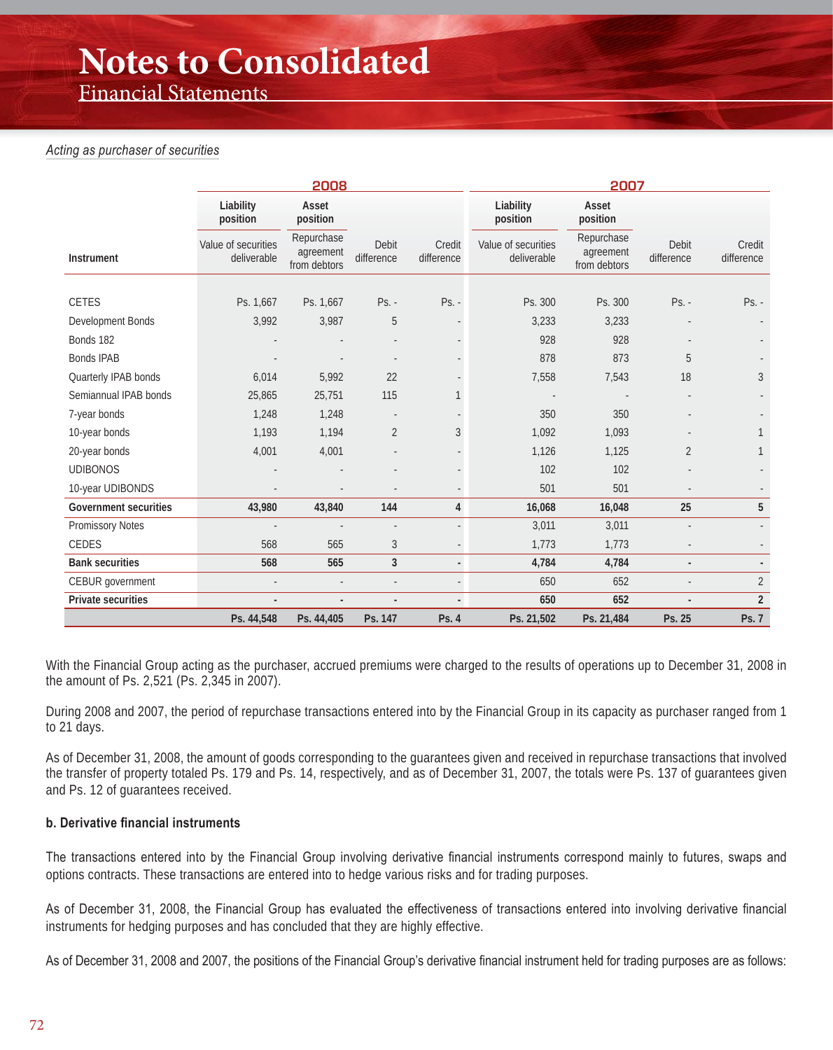*Acting as purchaser of securities*

| | 2008 | | | | 2007 | | | |
|---|---|---|---|---|---|---|---|---|
| | Liability position | Asset position | | | Liability position | Asset position | | |
| Instrument | Value of securities deliverable | Repurchase agreement from debtors | Debit difference | Credit difference | Value of securities deliverable | Repurchase agreement from debtors | Debit difference | Credit difference |
| CETES | Ps. 1,667 | Ps. 1,667 | Ps. - | Ps. - | Ps. 300 | Ps. 300 | Ps. - | Ps. - |
| Development Bonds | 3,992 | 3,987 | 5 | - | 3,233 | 3,233 | - | - |
| Bonds 182 | - | - | - | - | 928 | 928 | - | - |
| Bonds IPAB | - | - | - | - | 878 | 873 | 5 | - |
| Quarterly IPAB bonds | 6,014 | 5,992 | 22 | - | 7,558 | 7,543 | 18 | 3 |
| Semiannual IPAB bonds | 25,865 | 25,751 | 115 | 1 | - | - | - | - |
| 7-year bonds | 1,248 | 1,248 | - | - | 350 | 350 | - | - |
| 10-year bonds | 1,193 | 1,194 | 2 | 3 | 1,092 | 1,093 | - | 1 |
| 20-year bonds | 4,001 | 4,001 | - | - | 1,126 | 1,125 | 2 | 1 |
| UDIBONOS | - | - | - | - | 102 | 102 | - | - |
| 10-year UDIBONDS | - | - | - | - | 501 | 501 | - | - |
| **Government securities** | **43,980** | **43,840** | **144** | **4** | **16,068** | **16,048** | **25** | **5** |
| Promissory Notes | - | - | - | - | 3,011 | 3,011 | - | - |
| CEDES | 568 | 565 | 3 | - | 1,773 | 1,773 | - | - |
| **Bank securities** | **568** | **565** | **3** | **-** | **4,784** | **4,784** | **-** | **-** |
| CEBUR government | - | - | - | - | 650 | 652 | - | 2 |
| **Private securities** | **-** | **-** | **-** | **-** | **650** | **652** | **-** | **2** |
| | **Ps. 44,548** | **Ps. 44,405** | **Ps. 147** | **Ps. 4** | **Ps. 21,502** | **Ps. 21,484** | **Ps. 25** | **Ps. 7** |

With the Financial Group acting as the purchaser, accrued premiums were charged to the results of operations up to December 31, 2008 in the amount of Ps. 2,521 (Ps. 2,345 in 2007).

During 2008 and 2007, the period of repurchase transactions entered into by the Financial Group in its capacity as purchaser ranged from 1 to 21 days.

As of December 31, 2008, the amount of goods corresponding to the guarantees given and received in repurchase transactions that involved the transfer of property totaled Ps. 179 and Ps. 14, respectively, and as of December 31, 2007, the totals were Ps. 137 of guarantees given and Ps. 12 of guarantees received.

**b. Derivative financial instruments**

The transactions entered into by the Financial Group involving derivative financial instruments correspond mainly to futures, swaps and options contracts. These transactions are entered into to hedge various risks and for trading purposes.

As of December 31, 2008, the Financial Group has evaluated the effectiveness of transactions entered into involving derivative financial instruments for hedging purposes and has concluded that they are highly effective.

As of December 31, 2008 and 2007, the positions of the Financial Group's derivative financial instrument held for trading purposes are as follows: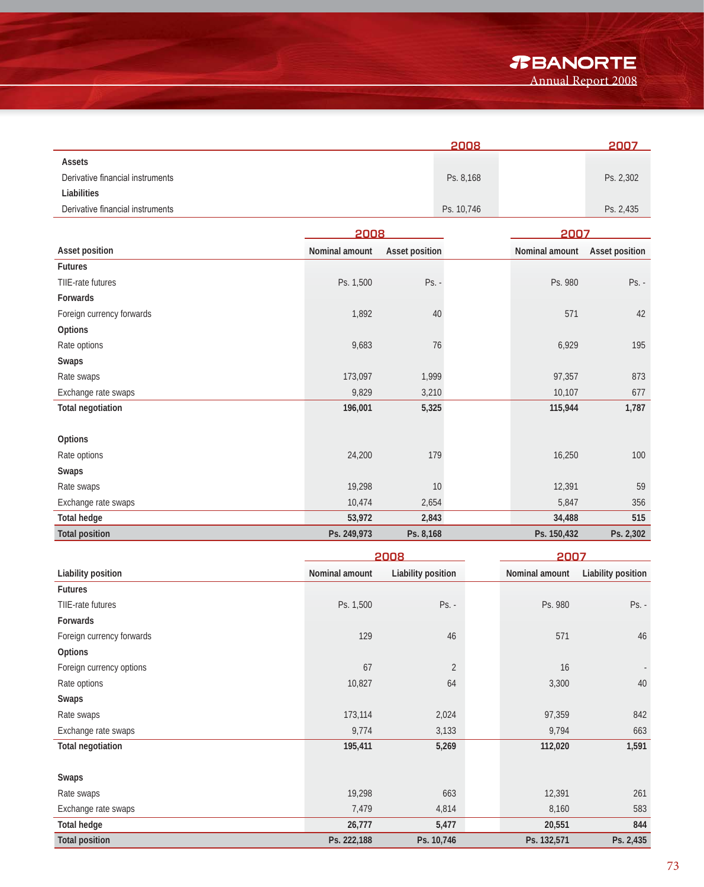| | 2008 | 2007 |
|---|---|---|
| **Assets** | | |
| Derivative financial instruments | Ps. 8,168 | Ps. 2,302 |
| **Liabilities** | | |
| Derivative financial instruments | Ps. 10,746 | Ps. 2,435 |

| | 2008 | | 2007 | |
|---|---|---|---|---|
| **Asset position** | **Nominal amount** | **Asset position** | **Nominal amount** | **Asset position** |
| **Futures** | | | | |
| TIIE-rate futures | Ps. 1,500 | Ps. - | Ps. 980 | Ps. - |
| **Forwards** | | | | |
| Foreign currency forwards | 1,892 | 40 | 571 | 42 |
| **Options** | | | | |
| Rate options | 9,683 | 76 | 6,929 | 195 |
| **Swaps** | | | | |
| Rate swaps | 173,097 | 1,999 | 97,357 | 873 |
| Exchange rate swaps | 9,829 | 3,210 | 10,107 | 677 |
| **Total negotiation** | **196,001** | **5,325** | **115,944** | **1,787** |
| | | | | |
| **Options** | | | | |
| Rate options | 24,200 | 179 | 16,250 | 100 |
| **Swaps** | | | | |
| Rate swaps | 19,298 | 10 | 12,391 | 59 |
| Exchange rate swaps | 10,474 | 2,654 | 5,847 | 356 |
| **Total hedge** | **53,972** | **2,843** | **34,488** | **515** |
| **Total position** | **Ps. 249,973** | **Ps. 8,168** | **Ps. 150,432** | **Ps. 2,302** |

| | 2008 | | 2007 | |
|---|---|---|---|---|
| **Liability position** | **Nominal amount** | **Liability position** | **Nominal amount** | **Liability position** |
| **Futures** | | | | |
| TIIE-rate futures | Ps. 1,500 | Ps. - | Ps. 980 | Ps. - |
| **Forwards** | | | | |
| Foreign currency forwards | 129 | 46 | 571 | 46 |
| **Options** | | | | |
| Foreign currency options | 67 | 2 | 16 | - |
| Rate options | 10,827 | 64 | 3,300 | 40 |
| **Swaps** | | | | |
| Rate swaps | 173,114 | 2,024 | 97,359 | 842 |
| Exchange rate swaps | 9,774 | 3,133 | 9,794 | 663 |
| **Total negotiation** | **195,411** | **5,269** | **112,020** | **1,591** |
| | | | | |
| **Swaps** | | | | |
| Rate swaps | 19,298 | 663 | 12,391 | 261 |
| Exchange rate swaps | 7,479 | 4,814 | 8,160 | 583 |
| **Total hedge** | **26,777** | **5,477** | **20,551** | **844** |
| **Total position** | **Ps. 222,188** | **Ps. 10,746** | **Ps. 132,571** | **Ps. 2,435** |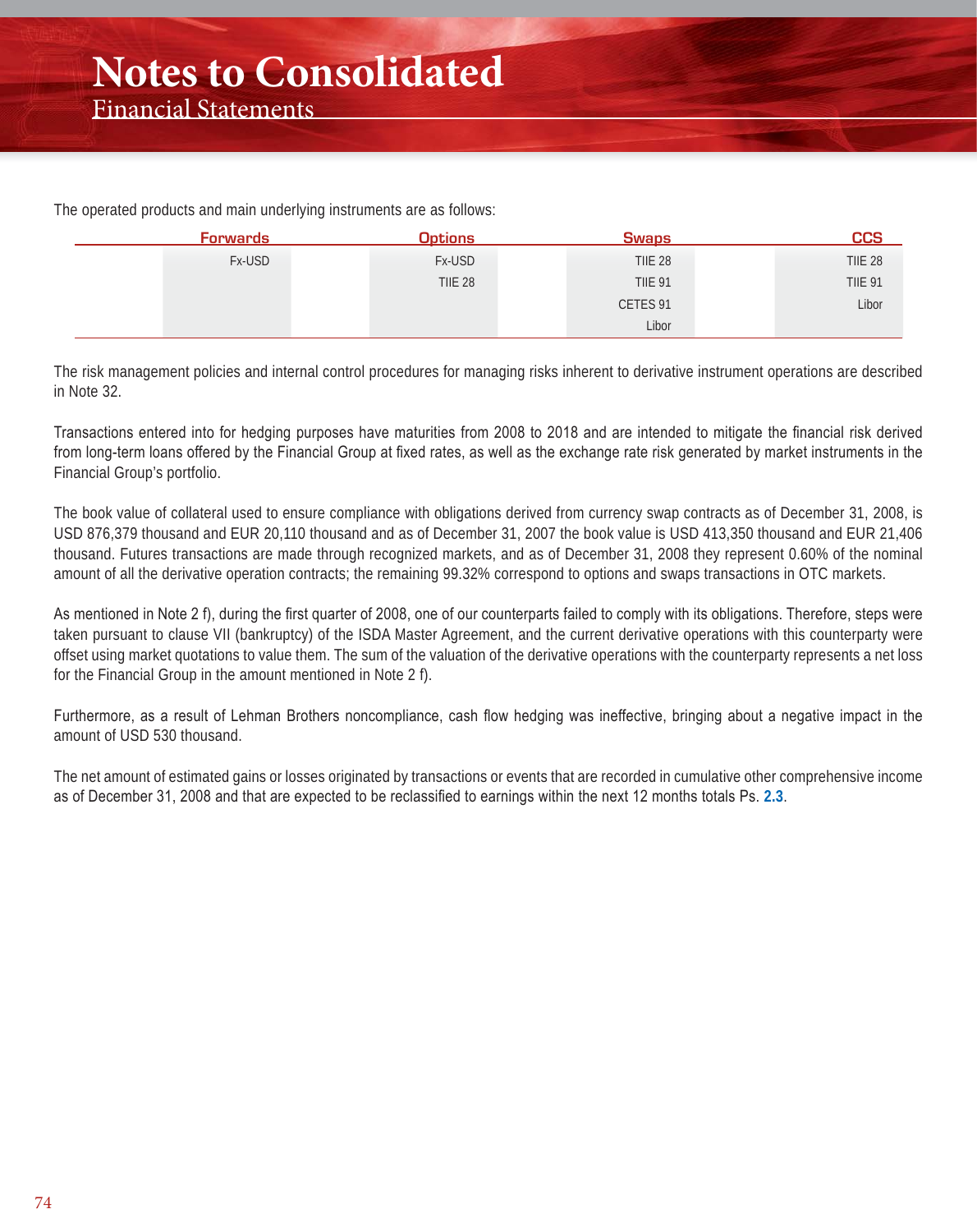The operated products and main underlying instruments are as follows:

| Forwards | Options | Swaps | CCS |
| --- | --- | --- | --- |
| Fx-USD | Fx-USD | TIIE 28 | TIIE 28 |
| | TIIE 28 | TIIE 91 | TIIE 91 |
| | | CETES 91 | Libor |
| | | Libor | |

The risk management policies and internal control procedures for managing risks inherent to derivative instrument operations are described in Note 32.

Transactions entered into for hedging purposes have maturities from 2008 to 2018 and are intended to mitigate the financial risk derived from long-term loans offered by the Financial Group at fixed rates, as well as the exchange rate risk generated by market instruments in the Financial Group's portfolio.

The book value of collateral used to ensure compliance with obligations derived from currency swap contracts as of December 31, 2008, is USD 876,379 thousand and EUR 20,110 thousand and as of December 31, 2007 the book value is USD 413,350 thousand and EUR 21,406 thousand. Futures transactions are made through recognized markets, and as of December 31, 2008 they represent 0.60% of the nominal amount of all the derivative operation contracts; the remaining 99.32% correspond to options and swaps transactions in OTC markets.

As mentioned in Note 2 f), during the first quarter of 2008, one of our counterparts failed to comply with its obligations. Therefore, steps were taken pursuant to clause VII (bankruptcy) of the ISDA Master Agreement, and the current derivative operations with this counterparty were offset using market quotations to value them. The sum of the valuation of the derivative operations with the counterparty represents a net loss for the Financial Group in the amount mentioned in Note 2 f).

Furthermore, as a result of Lehman Brothers noncompliance, cash flow hedging was ineffective, bringing about a negative impact in the amount of USD 530 thousand.

The net amount of estimated gains or losses originated by transactions or events that are recorded in cumulative other comprehensive income as of December 31, 2008 and that are expected to be reclassified to earnings within the next 12 months totals Ps. **2.3**.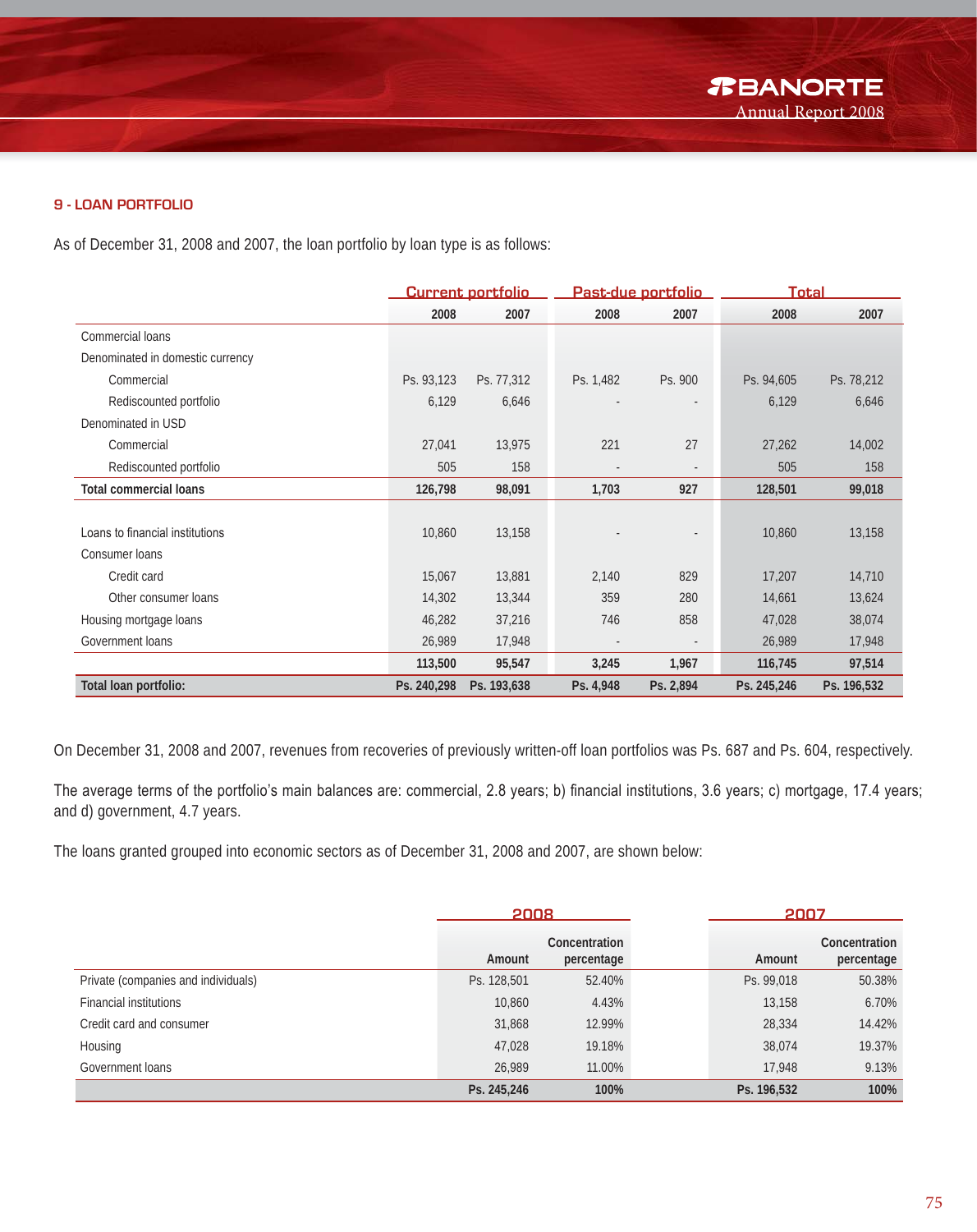### 9 - LOAN PORTFOLIO

As of December 31, 2008 and 2007, the loan portfolio by loan type is as follows:

| | Current portfolio | | Past-due portfolio | | Total | |
|---|---|---|---|---|---|---|
| | 2008 | 2007 | 2008 | 2007 | 2008 | 2007 |
| Commercial loans | | | | | | |
| Denominated in domestic currency | | | | | | |
| Commercial | Ps. 93,123 | Ps. 77,312 | Ps. 1,482 | Ps. 900 | Ps. 94,605 | Ps. 78,212 |
| Rediscounted portfolio | 6,129 | 6,646 | - | - | 6,129 | 6,646 |
| Denominated in USD | | | | | | |
| Commercial | 27,041 | 13,975 | 221 | 27 | 27,262 | 14,002 |
| Rediscounted portfolio | 505 | 158 | - | - | 505 | 158 |
| **Total commercial loans** | **126,798** | **98,091** | **1,703** | **927** | **128,501** | **99,018** |
| Loans to financial institutions | 10,860 | 13,158 | - | - | 10,860 | 13,158 |
| Consumer loans | | | | | | |
| Credit card | 15,067 | 13,881 | 2,140 | 829 | 17,207 | 14,710 |
| Other consumer loans | 14,302 | 13,344 | 359 | 280 | 14,661 | 13,624 |
| Housing mortgage loans | 46,282 | 37,216 | 746 | 858 | 47,028 | 38,074 |
| Government loans | 26,989 | 17,948 | - | - | 26,989 | 17,948 |
| | **113,500** | **95,547** | **3,245** | **1,967** | **116,745** | **97,514** |
| **Total loan portfolio:** | **Ps. 240,298** | **Ps. 193,638** | **Ps. 4,948** | **Ps. 2,894** | **Ps. 245,246** | **Ps. 196,532** |

On December 31, 2008 and 2007, revenues from recoveries of previously written-off loan portfolios was Ps. 687 and Ps. 604, respectively.

The average terms of the portfolio's main balances are: commercial, 2.8 years; b) financial institutions, 3.6 years; c) mortgage, 17.4 years; and d) government, 4.7 years.

The loans granted grouped into economic sectors as of December 31, 2008 and 2007, are shown below:

| | 2008 | | 2007 | |
|---|---|---|---|---|
| | Amount | Concentration percentage | Amount | Concentration percentage |
| Private (companies and individuals) | Ps. 128,501 | 52.40% | Ps. 99,018 | 50.38% |
| Financial institutions | 10,860 | 4.43% | 13,158 | 6.70% |
| Credit card and consumer | 31,868 | 12.99% | 28,334 | 14.42% |
| Housing | 47,028 | 19.18% | 38,074 | 19.37% |
| Government loans | 26,989 | 11.00% | 17,948 | 9.13% |
| | **Ps. 245,246** | **100%** | **Ps. 196,532** | **100%** |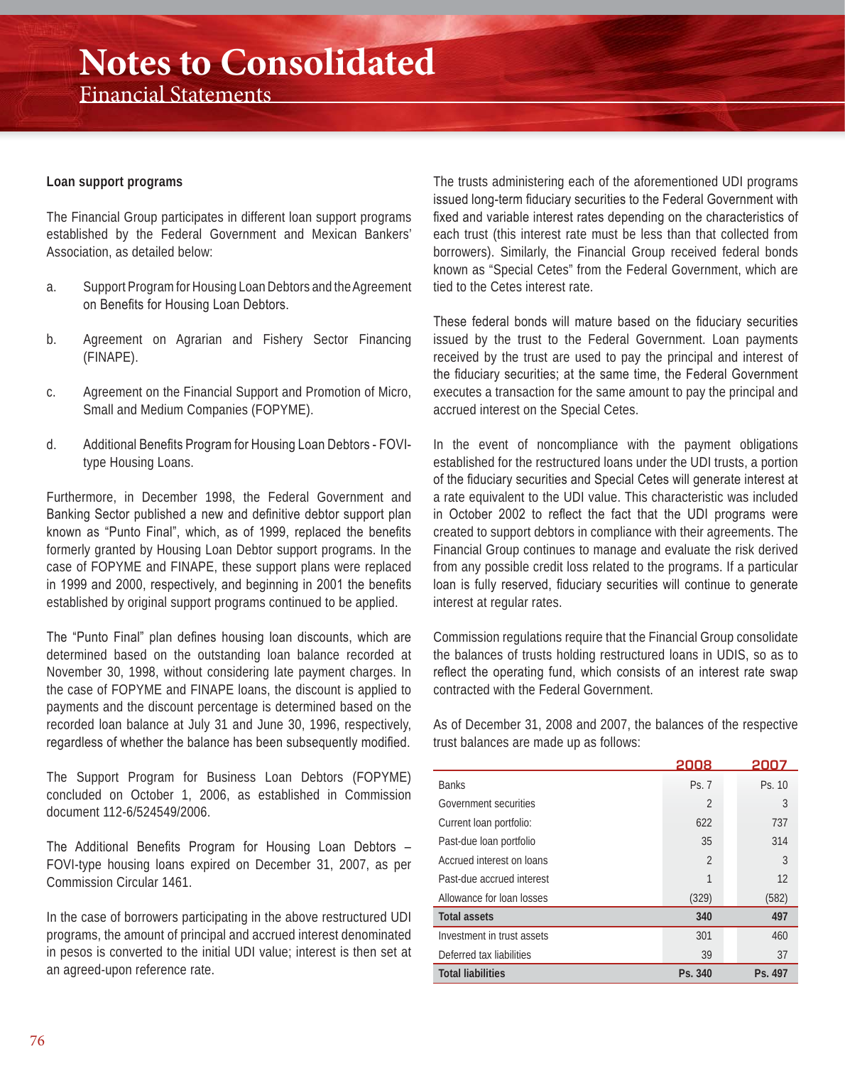#### Loan support programs

The Financial Group participates in different loan support programs established by the Federal Government and Mexican Bankers' Association, as detailed below:

a. Support Program for Housing Loan Debtors and the Agreement on Benefits for Housing Loan Debtors.

b. Agreement on Agrarian and Fishery Sector Financing (FINAPE).

c. Agreement on the Financial Support and Promotion of Micro, Small and Medium Companies (FOPYME).

d. Additional Benefits Program for Housing Loan Debtors - FOVI-type Housing Loans.

Furthermore, in December 1998, the Federal Government and Banking Sector published a new and definitive debtor support plan known as "Punto Final", which, as of 1999, replaced the benefits formerly granted by Housing Loan Debtor support programs. In the case of FOPYME and FINAPE, these support plans were replaced in 1999 and 2000, respectively, and beginning in 2001 the benefits established by original support programs continued to be applied.

The "Punto Final" plan defines housing loan discounts, which are determined based on the outstanding loan balance recorded at November 30, 1998, without considering late payment charges. In the case of FOPYME and FINAPE loans, the discount is applied to payments and the discount percentage is determined based on the recorded loan balance at July 31 and June 30, 1996, respectively, regardless of whether the balance has been subsequently modified.

The Support Program for Business Loan Debtors (FOPYME) concluded on October 1, 2006, as established in Commission document 112-6/524549/2006.

The Additional Benefits Program for Housing Loan Debtors – FOVI-type housing loans expired on December 31, 2007, as per Commission Circular 1461.

In the case of borrowers participating in the above restructured UDI programs, the amount of principal and accrued interest denominated in pesos is converted to the initial UDI value; interest is then set at an agreed-upon reference rate.

The trusts administering each of the aforementioned UDI programs issued long-term fiduciary securities to the Federal Government with fixed and variable interest rates depending on the characteristics of each trust (this interest rate must be less than that collected from borrowers). Similarly, the Financial Group received federal bonds known as "Special Cetes" from the Federal Government, which are tied to the Cetes interest rate.

These federal bonds will mature based on the fiduciary securities issued by the trust to the Federal Government. Loan payments received by the trust are used to pay the principal and interest of the fiduciary securities; at the same time, the Federal Government executes a transaction for the same amount to pay the principal and accrued interest on the Special Cetes.

In the event of noncompliance with the payment obligations established for the restructured loans under the UDI trusts, a portion of the fiduciary securities and Special Cetes will generate interest at a rate equivalent to the UDI value. This characteristic was included in October 2002 to reflect the fact that the UDI programs were created to support debtors in compliance with their agreements. The Financial Group continues to manage and evaluate the risk derived from any possible credit loss related to the programs. If a particular loan is fully reserved, fiduciary securities will continue to generate interest at regular rates.

Commission regulations require that the Financial Group consolidate the balances of trusts holding restructured loans in UDIS, so as to reflect the operating fund, which consists of an interest rate swap contracted with the Federal Government.

As of December 31, 2008 and 2007, the balances of the respective trust balances are made up as follows:

| | 2008 | 2007 |
|---|---|---|
| Banks | Ps. 7 | Ps. 10 |
| Government securities | 2 | 3 |
| Current loan portfolio: | 622 | 737 |
| Past-due loan portfolio | 35 | 314 |
| Accrued interest on loans | 2 | 3 |
| Past-due accrued interest | 1 | 12 |
| Allowance for loan losses | (329) | (582) |
| **Total assets** | **340** | **497** |
| Investment in trust assets | 301 | 460 |
| Deferred tax liabilities | 39 | 37 |
| **Total liabilities** | **Ps. 340** | **Ps. 497** |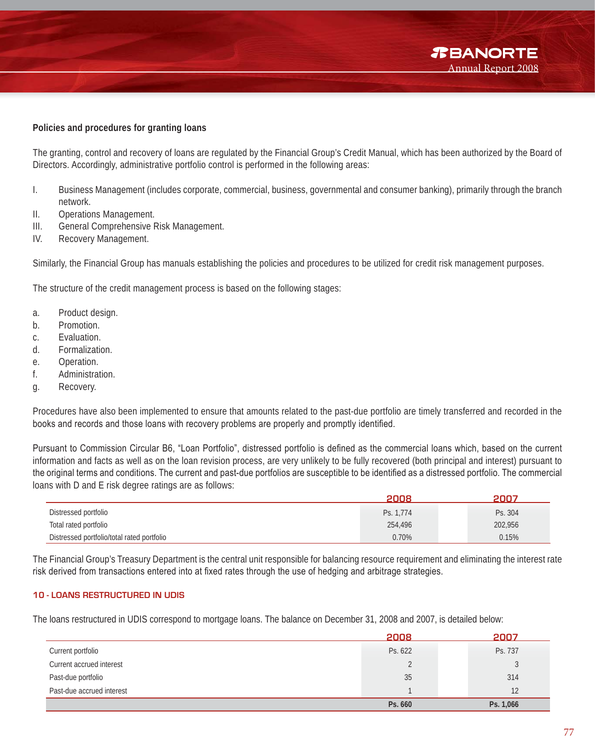### Policies and procedures for granting loans

The granting, control and recovery of loans are regulated by the Financial Group's Credit Manual, which has been authorized by the Board of Directors. Accordingly, administrative portfolio control is performed in the following areas:

I. Business Management (includes corporate, commercial, business, governmental and consumer banking), primarily through the branch network.
II. Operations Management.
III. General Comprehensive Risk Management.
IV. Recovery Management.

Similarly, the Financial Group has manuals establishing the policies and procedures to be utilized for credit risk management purposes.

The structure of the credit management process is based on the following stages:

a. Product design.
b. Promotion.
c. Evaluation.
d. Formalization.
e. Operation.
f. Administration.
g. Recovery.

Procedures have also been implemented to ensure that amounts related to the past-due portfolio are timely transferred and recorded in the books and records and those loans with recovery problems are properly and promptly identified.

Pursuant to Commission Circular B6, "Loan Portfolio", distressed portfolio is defined as the commercial loans which, based on the current information and facts as well as on the loan revision process, are very unlikely to be fully recovered (both principal and interest) pursuant to the original terms and conditions. The current and past-due portfolios are susceptible to be identified as a distressed portfolio. The commercial loans with D and E risk degree ratings are as follows:

| | 2008 | 2007 |
|---|---|---|
| Distressed portfolio | Ps. 1,774 | Ps. 304 |
| Total rated portfolio | 254,496 | 202,956 |
| Distressed portfolio/total rated portfolio | 0.70% | 0.15% |

The Financial Group's Treasury Department is the central unit responsible for balancing resource requirement and eliminating the interest rate risk derived from transactions entered into at fixed rates through the use of hedging and arbitrage strategies.

## 10 - LOANS RESTRUCTURED IN UDIS

The loans restructured in UDIS correspond to mortgage loans. The balance on December 31, 2008 and 2007, is detailed below:

| | 2008 | 2007 |
|---|---|---|
| Current portfolio | Ps. 622 | Ps. 737 |
| Current accrued interest | 2 | 3 |
| Past-due portfolio | 35 | 314 |
| Past-due accrued interest | 1 | 12 |
| | **Ps. 660** | **Ps. 1,066** |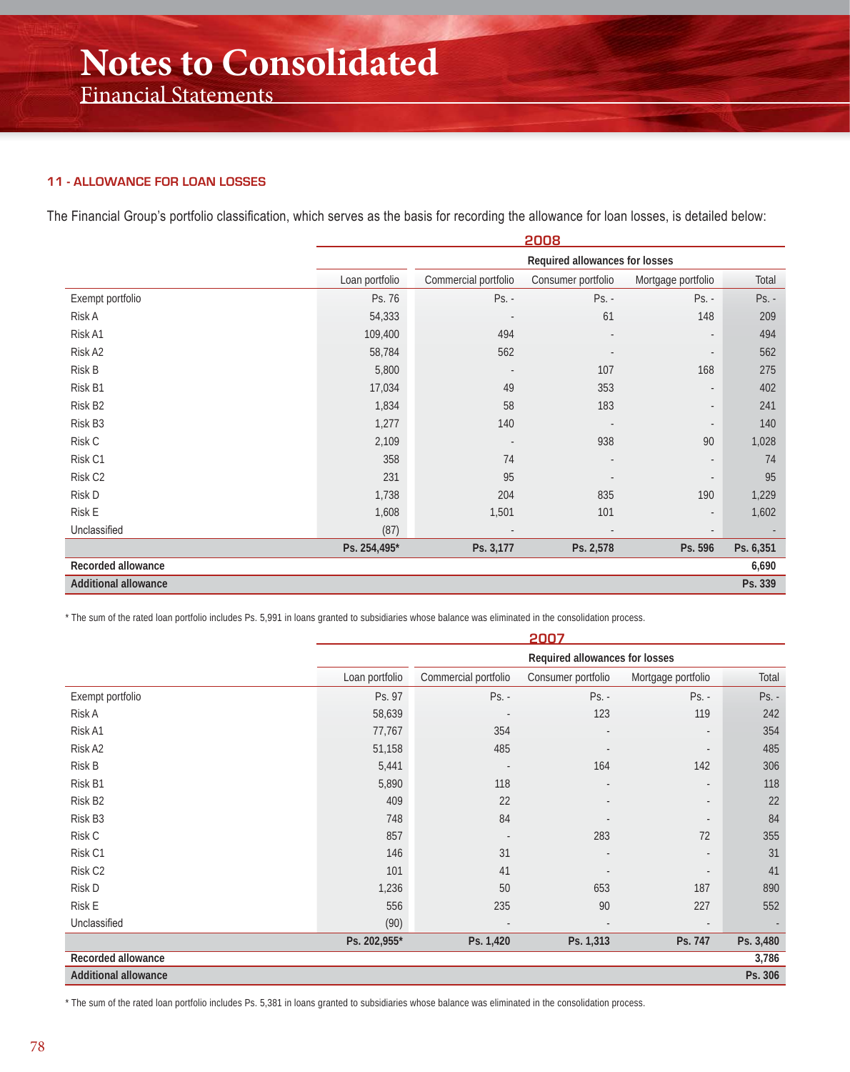## 11 - ALLOWANCE FOR LOAN LOSSES

The Financial Group's portfolio classification, which serves as the basis for recording the allowance for loan losses, is detailed below:

**2008**

| | | Required allowances for losses | | | |
|---|---|---|---|---|---|
| | Loan portfolio | Commercial portfolio | Consumer portfolio | Mortgage portfolio | Total |
| Exempt portfolio | Ps. 76 | Ps. - | Ps. - | Ps. - | Ps. - |
| Risk A | 54,333 | - | 61 | 148 | 209 |
| Risk A1 | 109,400 | 494 | - | - | 494 |
| Risk A2 | 58,784 | 562 | - | - | 562 |
| Risk B | 5,800 | - | 107 | 168 | 275 |
| Risk B1 | 17,034 | 49 | 353 | - | 402 |
| Risk B2 | 1,834 | 58 | 183 | - | 241 |
| Risk B3 | 1,277 | 140 | - | - | 140 |
| Risk C | 2,109 | - | 938 | 90 | 1,028 |
| Risk C1 | 358 | 74 | - | - | 74 |
| Risk C2 | 231 | 95 | - | - | 95 |
| Risk D | 1,738 | 204 | 835 | 190 | 1,229 |
| Risk E | 1,608 | 1,501 | 101 | - | 1,602 |
| Unclassified | (87) | - | - | - | - |
| | **Ps. 254,495*** | **Ps. 3,177** | **Ps. 2,578** | **Ps. 596** | **Ps. 6,351** |
| **Recorded allowance** | | | | | **6,690** |
| **Additional allowance** | | | | | **Ps. 339** |

* The sum of the rated loan portfolio includes Ps. 5,991 in loans granted to subsidiaries whose balance was eliminated in the consolidation process.

**2007**

| | | Required allowances for losses | | | |
|---|---|---|---|---|---|
| | Loan portfolio | Commercial portfolio | Consumer portfolio | Mortgage portfolio | Total |
| Exempt portfolio | Ps. 97 | Ps. - | Ps. - | Ps. - | Ps. - |
| Risk A | 58,639 | - | 123 | 119 | 242 |
| Risk A1 | 77,767 | 354 | - | - | 354 |
| Risk A2 | 51,158 | 485 | - | - | 485 |
| Risk B | 5,441 | - | 164 | 142 | 306 |
| Risk B1 | 5,890 | 118 | - | - | 118 |
| Risk B2 | 409 | 22 | - | - | 22 |
| Risk B3 | 748 | 84 | - | - | 84 |
| Risk C | 857 | - | 283 | 72 | 355 |
| Risk C1 | 146 | 31 | - | - | 31 |
| Risk C2 | 101 | 41 | - | - | 41 |
| Risk D | 1,236 | 50 | 653 | 187 | 890 |
| Risk E | 556 | 235 | 90 | 227 | 552 |
| Unclassified | (90) | - | - | - | - |
| | **Ps. 202,955*** | **Ps. 1,420** | **Ps. 1,313** | **Ps. 747** | **Ps. 3,480** |
| **Recorded allowance** | | | | | **3,786** |
| **Additional allowance** | | | | | **Ps. 306** |

* The sum of the rated loan portfolio includes Ps. 5,381 in loans granted to subsidiaries whose balance was eliminated in the consolidation process.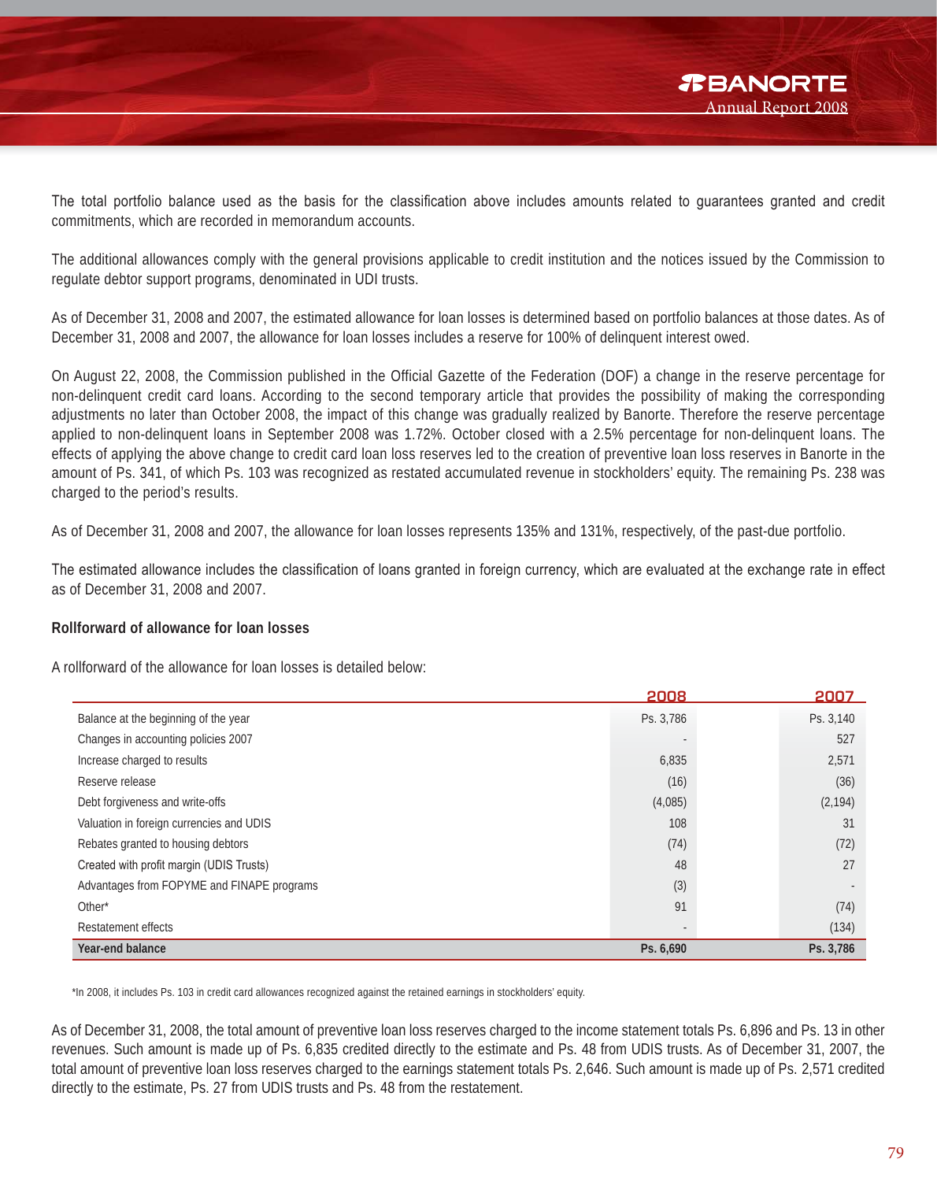The total portfolio balance used as the basis for the classification above includes amounts related to guarantees granted and credit commitments, which are recorded in memorandum accounts.

The additional allowances comply with the general provisions applicable to credit institution and the notices issued by the Commission to regulate debtor support programs, denominated in UDI trusts.

As of December 31, 2008 and 2007, the estimated allowance for loan losses is determined based on portfolio balances at those dates. As of December 31, 2008 and 2007, the allowance for loan losses includes a reserve for 100% of delinquent interest owed.

On August 22, 2008, the Commission published in the Official Gazette of the Federation (DOF) a change in the reserve percentage for non-delinquent credit card loans. According to the second temporary article that provides the possibility of making the corresponding adjustments no later than October 2008, the impact of this change was gradually realized by Banorte. Therefore the reserve percentage applied to non-delinquent loans in September 2008 was 1.72%. October closed with a 2.5% percentage for non-delinquent loans. The effects of applying the above change to credit card loan loss reserves led to the creation of preventive loan loss reserves in Banorte in the amount of Ps. 341, of which Ps. 103 was recognized as restated accumulated revenue in stockholders' equity. The remaining Ps. 238 was charged to the period's results.

As of December 31, 2008 and 2007, the allowance for loan losses represents 135% and 131%, respectively, of the past-due portfolio.

The estimated allowance includes the classification of loans granted in foreign currency, which are evaluated at the exchange rate in effect as of December 31, 2008 and 2007.

**Rollforward of allowance for loan losses**

A rollforward of the allowance for loan losses is detailed below:

| | 2008 | 2007 |
|---|---|---|
| Balance at the beginning of the year | Ps. 3,786 | Ps. 3,140 |
| Changes in accounting policies 2007 | - | 527 |
| Increase charged to results | 6,835 | 2,571 |
| Reserve release | (16) | (36) |
| Debt forgiveness and write-offs | (4,085) | (2,194) |
| Valuation in foreign currencies and UDIS | 108 | 31 |
| Rebates granted to housing debtors | (74) | (72) |
| Created with profit margin (UDIS Trusts) | 48 | 27 |
| Advantages from FOPYME and FINAPE programs | (3) | - |
| Other* | 91 | (74) |
| Restatement effects | - | (134) |
| **Year-end balance** | **Ps. 6,690** | **Ps. 3,786** |

*In 2008, it includes Ps. 103 in credit card allowances recognized against the retained earnings in stockholders' equity.

As of December 31, 2008, the total amount of preventive loan loss reserves charged to the income statement totals Ps. 6,896 and Ps. 13 in other revenues. Such amount is made up of Ps. 6,835 credited directly to the estimate and Ps. 48 from UDIS trusts. As of December 31, 2007, the total amount of preventive loan loss reserves charged to the earnings statement totals Ps. 2,646. Such amount is made up of Ps. 2,571 credited directly to the estimate, Ps. 27 from UDIS trusts and Ps. 48 from the restatement.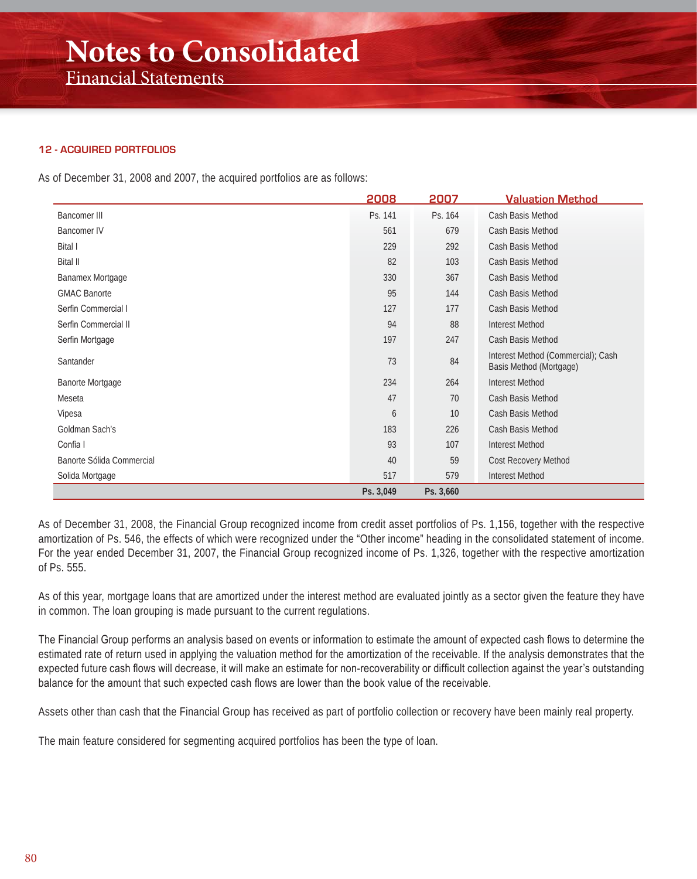## 12 - ACQUIRED PORTFOLIOS

As of December 31, 2008 and 2007, the acquired portfolios are as follows:

| | 2008 | 2007 | Valuation Method |
|---|---|---|---|
| Bancomer III | Ps. 141 | Ps. 164 | Cash Basis Method |
| Bancomer IV | 561 | 679 | Cash Basis Method |
| Bital I | 229 | 292 | Cash Basis Method |
| Bital II | 82 | 103 | Cash Basis Method |
| Banamex Mortgage | 330 | 367 | Cash Basis Method |
| GMAC Banorte | 95 | 144 | Cash Basis Method |
| Serfin Commercial I | 127 | 177 | Cash Basis Method |
| Serfin Commercial II | 94 | 88 | Interest Method |
| Serfin Mortgage | 197 | 247 | Cash Basis Method |
| Santander | 73 | 84 | Interest Method (Commercial); Cash Basis Method (Mortgage) |
| Banorte Mortgage | 234 | 264 | Interest Method |
| Meseta | 47 | 70 | Cash Basis Method |
| Vipesa | 6 | 10 | Cash Basis Method |
| Goldman Sach's | 183 | 226 | Cash Basis Method |
| Confia I | 93 | 107 | Interest Method |
| Banorte Sólida Commercial | 40 | 59 | Cost Recovery Method |
| Solida Mortgage | 517 | 579 | Interest Method |
| | **Ps. 3,049** | **Ps. 3,660** | |

As of December 31, 2008, the Financial Group recognized income from credit asset portfolios of Ps. 1,156, together with the respective amortization of Ps. 546, the effects of which were recognized under the "Other income" heading in the consolidated statement of income. For the year ended December 31, 2007, the Financial Group recognized income of Ps. 1,326, together with the respective amortization of Ps. 555.

As of this year, mortgage loans that are amortized under the interest method are evaluated jointly as a sector given the feature they have in common. The loan grouping is made pursuant to the current regulations.

The Financial Group performs an analysis based on events or information to estimate the amount of expected cash flows to determine the estimated rate of return used in applying the valuation method for the amortization of the receivable. If the analysis demonstrates that the expected future cash flows will decrease, it will make an estimate for non-recoverability or difficult collection against the year's outstanding balance for the amount that such expected cash flows are lower than the book value of the receivable.

Assets other than cash that the Financial Group has received as part of portfolio collection or recovery have been mainly real property.

The main feature considered for segmenting acquired portfolios has been the type of loan.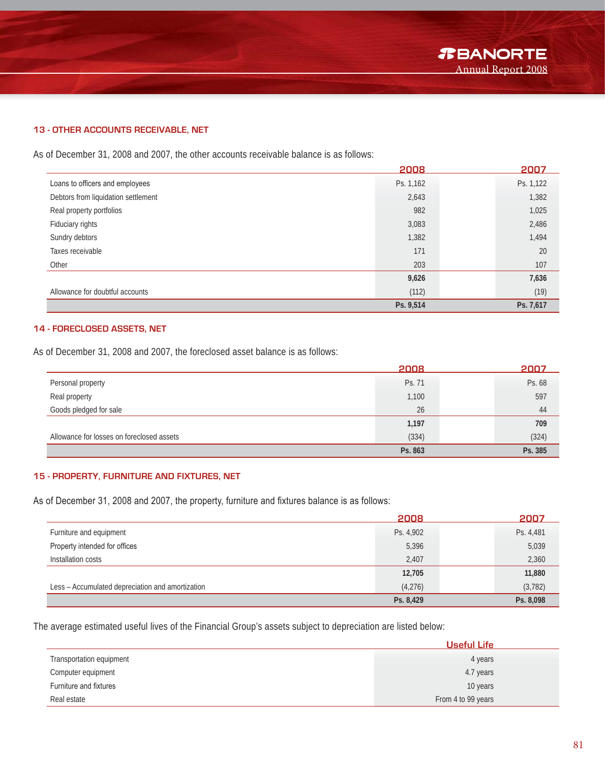## 13 - OTHER ACCOUNTS RECEIVABLE, NET

As of December 31, 2008 and 2007, the other accounts receivable balance is as follows:

| | 2008 | 2007 |
|---|---|---|
| Loans to officers and employees | Ps. 1,162 | Ps. 1,122 |
| Debtors from liquidation settlement | 2,643 | 1,382 |
| Real property portfolios | 982 | 1,025 |
| Fiduciary rights | 3,083 | 2,486 |
| Sundry debtors | 1,382 | 1,494 |
| Taxes receivable | 171 | 20 |
| Other | 203 | 107 |
| | **9,626** | **7,636** |
| Allowance for doubtful accounts | (112) | (19) |
| | **Ps. 9,514** | **Ps. 7,617** |

## 14 - FORECLOSED ASSETS, NET

As of December 31, 2008 and 2007, the foreclosed asset balance is as follows:

| | 2008 | 2007 |
|---|---|---|
| Personal property | Ps. 71 | Ps. 68 |
| Real property | 1,100 | 597 |
| Goods pledged for sale | 26 | 44 |
| | **1,197** | **709** |
| Allowance for losses on foreclosed assets | (334) | (324) |
| | **Ps. 863** | **Ps. 385** |

## 15 - PROPERTY, FURNITURE AND FIXTURES, NET

As of December 31, 2008 and 2007, the property, furniture and fixtures balance is as follows:

| | 2008 | 2007 |
|---|---|---|
| Furniture and equipment | Ps. 4,902 | Ps. 4,481 |
| Property intended for offices | 5,396 | 5,039 |
| Installation costs | 2,407 | 2,360 |
| | **12,705** | **11,880** |
| Less – Accumulated depreciation and amortization | (4,276) | (3,782) |
| | **Ps. 8,429** | **Ps. 8,098** |

The average estimated useful lives of the Financial Group's assets subject to depreciation are listed below:

| | Useful Life |
|---|---|
| Transportation equipment | 4 years |
| Computer equipment | 4.7 years |
| Furniture and fixtures | 10 years |
| Real estate | From 4 to 99 years |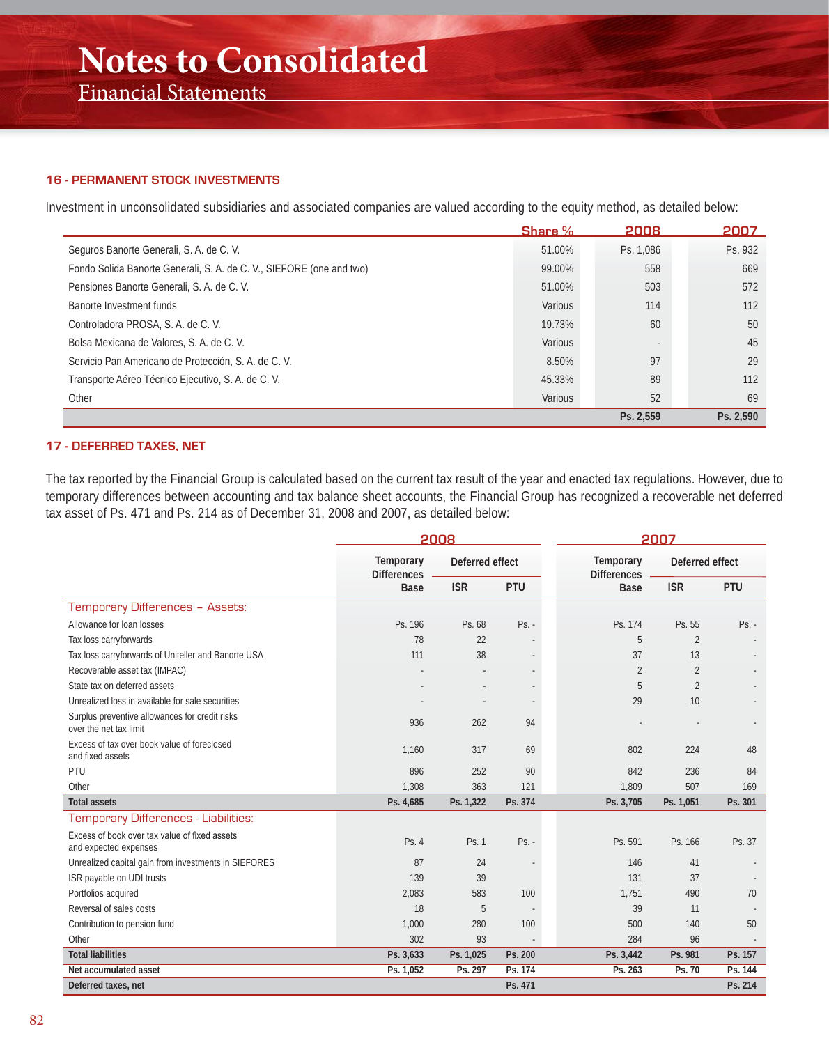## 16 - PERMANENT STOCK INVESTMENTS

Investment in unconsolidated subsidiaries and associated companies are valued according to the equity method, as detailed below:

| | Share % | 2008 | 2007 |
|---|---|---|---|
| Seguros Banorte Generali, S. A. de C. V. | 51.00% | Ps. 1,086 | Ps. 932 |
| Fondo Solida Banorte Generali, S. A. de C. V., SIEFORE (one and two) | 99.00% | 558 | 669 |
| Pensiones Banorte Generali, S. A. de C. V. | 51.00% | 503 | 572 |
| Banorte Investment funds | Various | 114 | 112 |
| Controladora PROSA, S. A. de C. V. | 19.73% | 60 | 50 |
| Bolsa Mexicana de Valores, S. A. de C. V. | Various | - | 45 |
| Servicio Pan Americano de Protección, S. A. de C. V. | 8.50% | 97 | 29 |
| Transporte Aéreo Técnico Ejecutivo, S. A. de C. V. | 45.33% | 89 | 112 |
| Other | Various | 52 | 69 |
| | | Ps. 2,559 | Ps. 2,590 |

## 17 - DEFERRED TAXES, NET

The tax reported by the Financial Group is calculated based on the current tax result of the year and enacted tax regulations. However, due to temporary differences between accounting and tax balance sheet accounts, the Financial Group has recognized a recoverable net deferred tax asset of Ps. 471 and Ps. 214 as of December 31, 2008 and 2007, as detailed below:

| | 2008 | | | 2007 | | |
|---|---|---|---|---|---|---|
| | Temporary Differences | Deferred effect | | Temporary Differences | Deferred effect | |
| | Base | ISR | PTU | Base | ISR | PTU |
| **Temporary Differences – Assets:** | | | | | | |
| Allowance for loan losses | Ps. 196 | Ps. 68 | Ps. - | Ps. 174 | Ps. 55 | Ps. - |
| Tax loss carryforwards | 78 | 22 | - | 5 | 2 | - |
| Tax loss carryforwards of Uniteller and Banorte USA | 111 | 38 | - | 37 | 13 | - |
| Recoverable asset tax (IMPAC) | - | - | - | 2 | 2 | - |
| State tax on deferred assets | - | - | - | 5 | 2 | - |
| Unrealized loss in available for sale securities | - | - | - | 29 | 10 | - |
| Surplus preventive allowances for credit risks over the net tax limit | 936 | 262 | 94 | - | - | - |
| Excess of tax over book value of foreclosed and fixed assets | 1,160 | 317 | 69 | 802 | 224 | 48 |
| PTU | 896 | 252 | 90 | 842 | 236 | 84 |
| Other | 1,308 | 363 | 121 | 1,809 | 507 | 169 |
| **Total assets** | **Ps. 4,685** | **Ps. 1,322** | **Ps. 374** | **Ps. 3,705** | **Ps. 1,051** | **Ps. 301** |
| **Temporary Differences - Liabilities:** | | | | | | |
| Excess of book over tax value of fixed assets and expected expenses | Ps. 4 | Ps. 1 | Ps. - | Ps. 591 | Ps. 166 | Ps. 37 |
| Unrealized capital gain from investments in SIEFORES | 87 | 24 | - | 146 | 41 | - |
| ISR payable on UDI trusts | 139 | 39 | | 131 | 37 | - |
| Portfolios acquired | 2,083 | 583 | 100 | 1,751 | 490 | 70 |
| Reversal of sales costs | 18 | 5 | - | 39 | 11 | - |
| Contribution to pension fund | 1,000 | 280 | 100 | 500 | 140 | 50 |
| Other | 302 | 93 | - | 284 | 96 | - |
| **Total liabilities** | **Ps. 3,633** | **Ps. 1,025** | **Ps. 200** | **Ps. 3,442** | **Ps. 981** | **Ps. 157** |
| **Net accumulated asset** | **Ps. 1,052** | **Ps. 297** | **Ps. 174** | **Ps. 263** | **Ps. 70** | **Ps. 144** |
| **Deferred taxes, net** | | | **Ps. 471** | | | **Ps. 214** |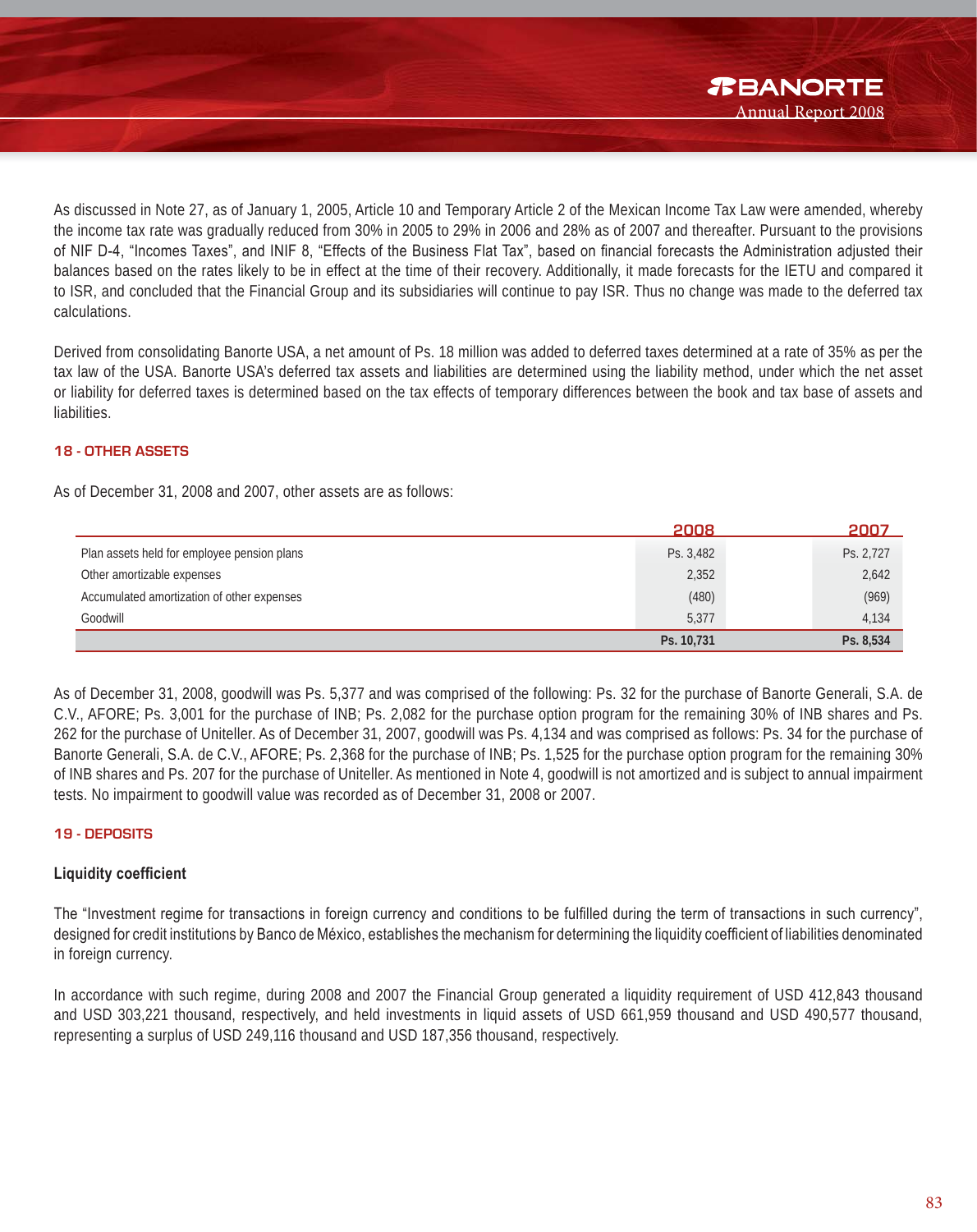As discussed in Note 27, as of January 1, 2005, Article 10 and Temporary Article 2 of the Mexican Income Tax Law were amended, whereby the income tax rate was gradually reduced from 30% in 2005 to 29% in 2006 and 28% as of 2007 and thereafter. Pursuant to the provisions of NIF D-4, "Incomes Taxes", and INIF 8, "Effects of the Business Flat Tax", based on financial forecasts the Administration adjusted their balances based on the rates likely to be in effect at the time of their recovery. Additionally, it made forecasts for the IETU and compared it to ISR, and concluded that the Financial Group and its subsidiaries will continue to pay ISR. Thus no change was made to the deferred tax calculations.

Derived from consolidating Banorte USA, a net amount of Ps. 18 million was added to deferred taxes determined at a rate of 35% as per the tax law of the USA. Banorte USA's deferred tax assets and liabilities are determined using the liability method, under which the net asset or liability for deferred taxes is determined based on the tax effects of temporary differences between the book and tax base of assets and liabilities.

## 18 - OTHER ASSETS

As of December 31, 2008 and 2007, other assets are as follows:

| | 2008 | 2007 |
|---|---|---|
| Plan assets held for employee pension plans | Ps. 3,482 | Ps. 2,727 |
| Other amortizable expenses | 2,352 | 2,642 |
| Accumulated amortization of other expenses | (480) | (969) |
| Goodwill | 5,377 | 4,134 |
| | **Ps. 10,731** | **Ps. 8,534** |

As of December 31, 2008, goodwill was Ps. 5,377 and was comprised of the following: Ps. 32 for the purchase of Banorte Generali, S.A. de C.V., AFORE; Ps. 3,001 for the purchase of INB; Ps. 2,082 for the purchase option program for the remaining 30% of INB shares and Ps. 262 for the purchase of Uniteller. As of December 31, 2007, goodwill was Ps. 4,134 and was comprised as follows: Ps. 34 for the purchase of Banorte Generali, S.A. de C.V., AFORE; Ps. 2,368 for the purchase of INB; Ps. 1,525 for the purchase option program for the remaining 30% of INB shares and Ps. 207 for the purchase of Uniteller. As mentioned in Note 4, goodwill is not amortized and is subject to annual impairment tests. No impairment to goodwill value was recorded as of December 31, 2008 or 2007.

## 19 - DEPOSITS

### Liquidity coefficient

The "Investment regime for transactions in foreign currency and conditions to be fulfilled during the term of transactions in such currency", designed for credit institutions by Banco de México, establishes the mechanism for determining the liquidity coefficient of liabilities denominated in foreign currency.

In accordance with such regime, during 2008 and 2007 the Financial Group generated a liquidity requirement of USD 412,843 thousand and USD 303,221 thousand, respectively, and held investments in liquid assets of USD 661,959 thousand and USD 490,577 thousand, representing a surplus of USD 249,116 thousand and USD 187,356 thousand, respectively.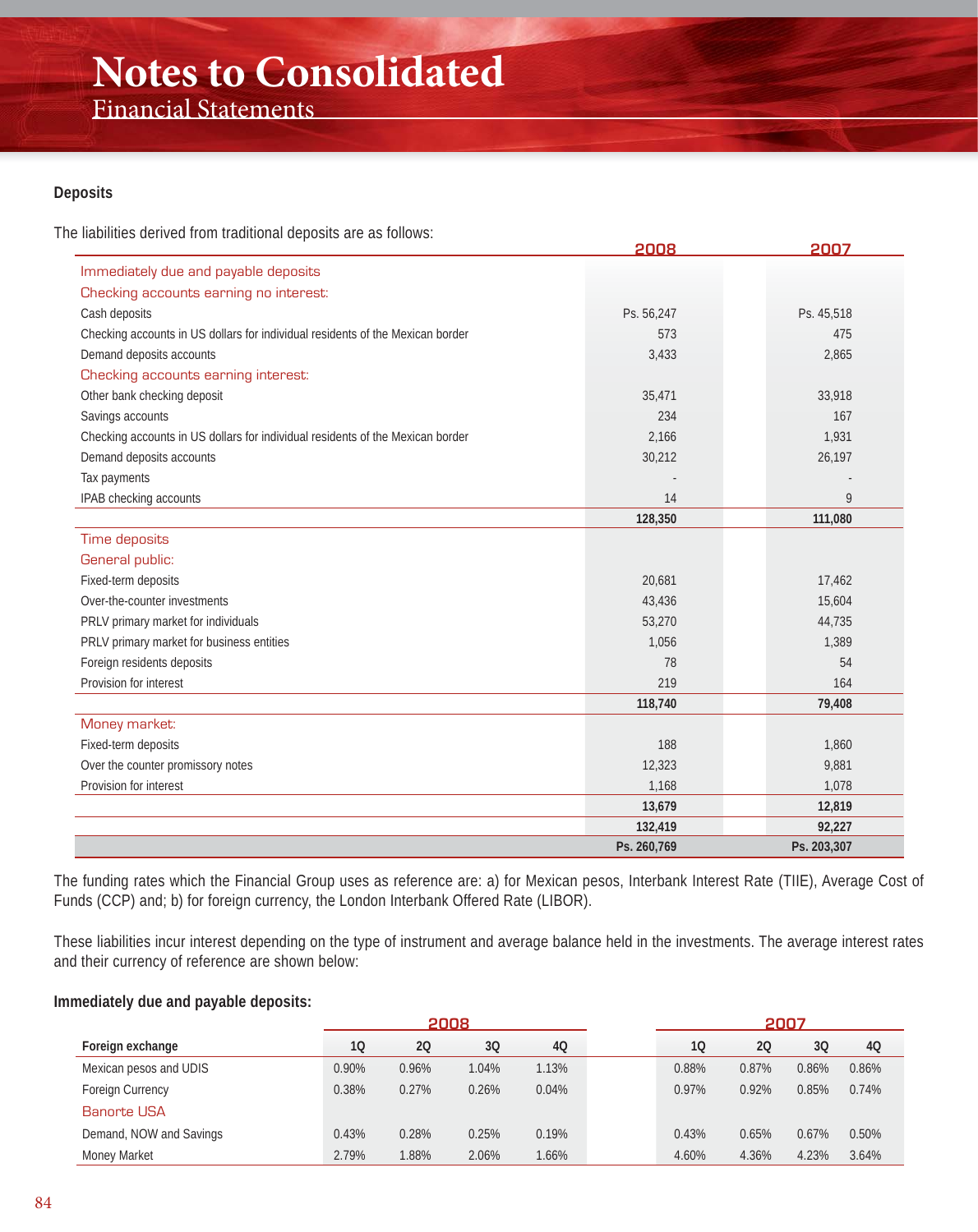# Notes to Consolidated
## Financial Statements

**Deposits**

The liabilities derived from traditional deposits are as follows:

| | 2008 | 2007 |
|---|---|---|
| Immediately due and payable deposits | | |
| Checking accounts earning no interest: | | |
| Cash deposits | Ps. 56,247 | Ps. 45,518 |
| Checking accounts in US dollars for individual residents of the Mexican border | 573 | 475 |
| Demand deposits accounts | 3,433 | 2,865 |
| Checking accounts earning interest: | | |
| Other bank checking deposit | 35,471 | 33,918 |
| Savings accounts | 234 | 167 |
| Checking accounts in US dollars for individual residents of the Mexican border | 2,166 | 1,931 |
| Demand deposits accounts | 30,212 | 26,197 |
| Tax payments | - | - |
| IPAB checking accounts | 14 | 9 |
| | **128,350** | **111,080** |
| Time deposits | | |
| General public: | | |
| Fixed-term deposits | 20,681 | 17,462 |
| Over-the-counter investments | 43,436 | 15,604 |
| PRLV primary market for individuals | 53,270 | 44,735 |
| PRLV primary market for business entities | 1,056 | 1,389 |
| Foreign residents deposits | 78 | 54 |
| Provision for interest | 219 | 164 |
| | **118,740** | **79,408** |
| Money market: | | |
| Fixed-term deposits | 188 | 1,860 |
| Over the counter promissory notes | 12,323 | 9,881 |
| Provision for interest | 1,168 | 1,078 |
| | **13,679** | **12,819** |
| | **132,419** | **92,227** |
| | **Ps. 260,769** | **Ps. 203,307** |

The funding rates which the Financial Group uses as reference are: a) for Mexican pesos, Interbank Interest Rate (TIIE), Average Cost of Funds (CCP) and; b) for foreign currency, the London Interbank Offered Rate (LIBOR).

These liabilities incur interest depending on the type of instrument and average balance held in the investments. The average interest rates and their currency of reference are shown below:

**Immediately due and payable deposits:**

| | 2008 | | | | 2007 | | | |
|---|---|---|---|---|---|---|---|---|
| **Foreign exchange** | **1Q** | **2Q** | **3Q** | **4Q** | **1Q** | **2Q** | **3Q** | **4Q** |
| Mexican pesos and UDIS | 0.90% | 0.96% | 1.04% | 1.13% | 0.88% | 0.87% | 0.86% | 0.86% |
| Foreign Currency | 0.38% | 0.27% | 0.26% | 0.04% | 0.97% | 0.92% | 0.85% | 0.74% |
| Banorte USA | | | | | | | | |
| Demand, NOW and Savings | 0.43% | 0.28% | 0.25% | 0.19% | 0.43% | 0.65% | 0.67% | 0.50% |
| Money Market | 2.79% | 1.88% | 2.06% | 1.66% | 4.60% | 4.36% | 4.23% | 3.64% |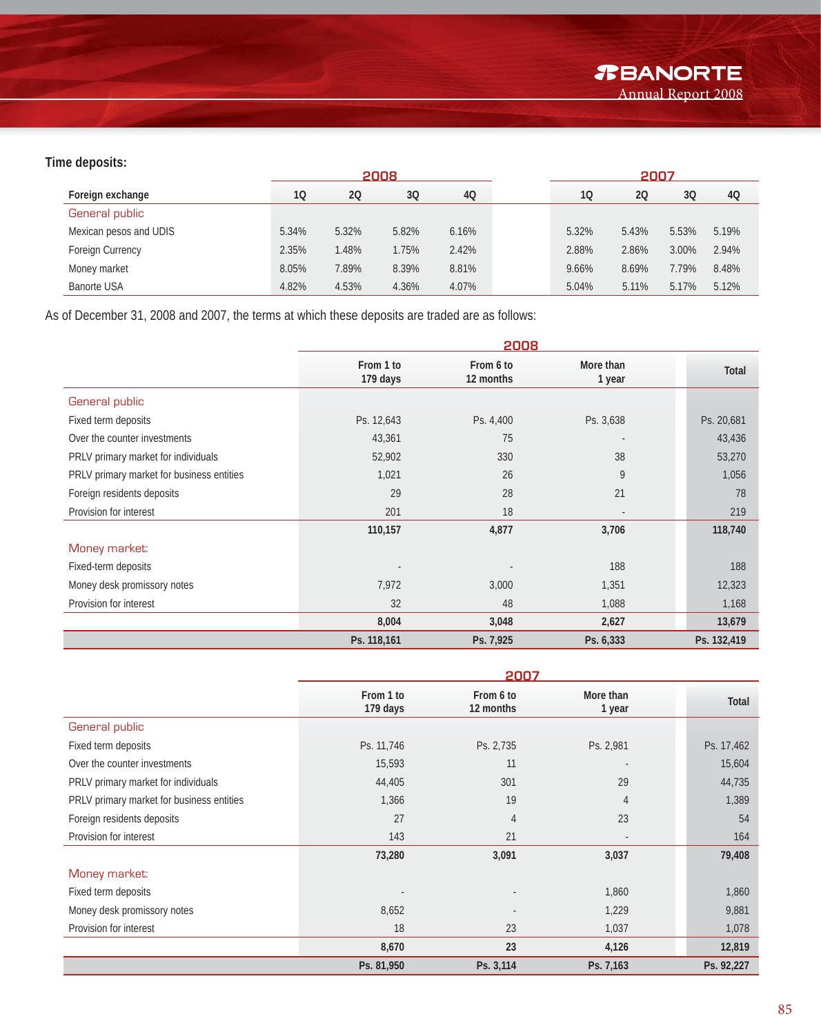**Time deposits:**

| Foreign exchange | 2008 1Q | 2008 2Q | 2008 3Q | 2008 4Q | 2007 1Q | 2007 2Q | 2007 3Q | 2007 4Q |
|---|---|---|---|---|---|---|---|---|
| General public | | | | | | | | |
| Mexican pesos and UDIS | 5.34% | 5.32% | 5.82% | 6.16% | 5.32% | 5.43% | 5.53% | 5.19% |
| Foreign Currency | 2.35% | 1.48% | 1.75% | 2.42% | 2.88% | 2.86% | 3.00% | 2.94% |
| Money market | 8.05% | 7.89% | 8.39% | 8.81% | 9.66% | 8.69% | 7.79% | 8.48% |
| Banorte USA | 4.82% | 4.53% | 4.36% | 4.07% | 5.04% | 5.11% | 5.17% | 5.12% |

As of December 31, 2008 and 2007, the terms at which these deposits are traded are as follows:

| 2008 | From 1 to 179 days | From 6 to 12 months | More than 1 year | Total |
|---|---|---|---|---|
| General public | | | | |
| Fixed term deposits | Ps. 12,643 | Ps. 4,400 | Ps. 3,638 | Ps. 20,681 |
| Over the counter investments | 43,361 | 75 | - | 43,436 |
| PRLV primary market for individuals | 52,902 | 330 | 38 | 53,270 |
| PRLV primary market for business entities | 1,021 | 26 | 9 | 1,056 |
| Foreign residents deposits | 29 | 28 | 21 | 78 |
| Provision for interest | 201 | 18 | - | 219 |
| | **110,157** | **4,877** | **3,706** | **118,740** |
| Money market: | | | | |
| Fixed-term deposits | - | - | 188 | 188 |
| Money desk promissory notes | 7,972 | 3,000 | 1,351 | 12,323 |
| Provision for interest | 32 | 48 | 1,088 | 1,168 |
| | **8,004** | **3,048** | **2,627** | **13,679** |
| | **Ps. 118,161** | **Ps. 7,925** | **Ps. 6,333** | **Ps. 132,419** |

| 2007 | From 1 to 179 days | From 6 to 12 months | More than 1 year | Total |
|---|---|---|---|---|
| General public | | | | |
| Fixed term deposits | Ps. 11,746 | Ps. 2,735 | Ps. 2,981 | Ps. 17,462 |
| Over the counter investments | 15,593 | 11 | - | 15,604 |
| PRLV primary market for individuals | 44,405 | 301 | 29 | 44,735 |
| PRLV primary market for business entities | 1,366 | 19 | 4 | 1,389 |
| Foreign residents deposits | 27 | 4 | 23 | 54 |
| Provision for interest | 143 | 21 | - | 164 |
| | **73,280** | **3,091** | **3,037** | **79,408** |
| Money market: | | | | |
| Fixed term deposits | - | - | 1,860 | 1,860 |
| Money desk promissory notes | 8,652 | - | 1,229 | 9,881 |
| Provision for interest | 18 | 23 | 1,037 | 1,078 |
| | **8,670** | **23** | **4,126** | **12,819** |
| | **Ps. 81,950** | **Ps. 3,114** | **Ps. 7,163** | **Ps. 92,227** |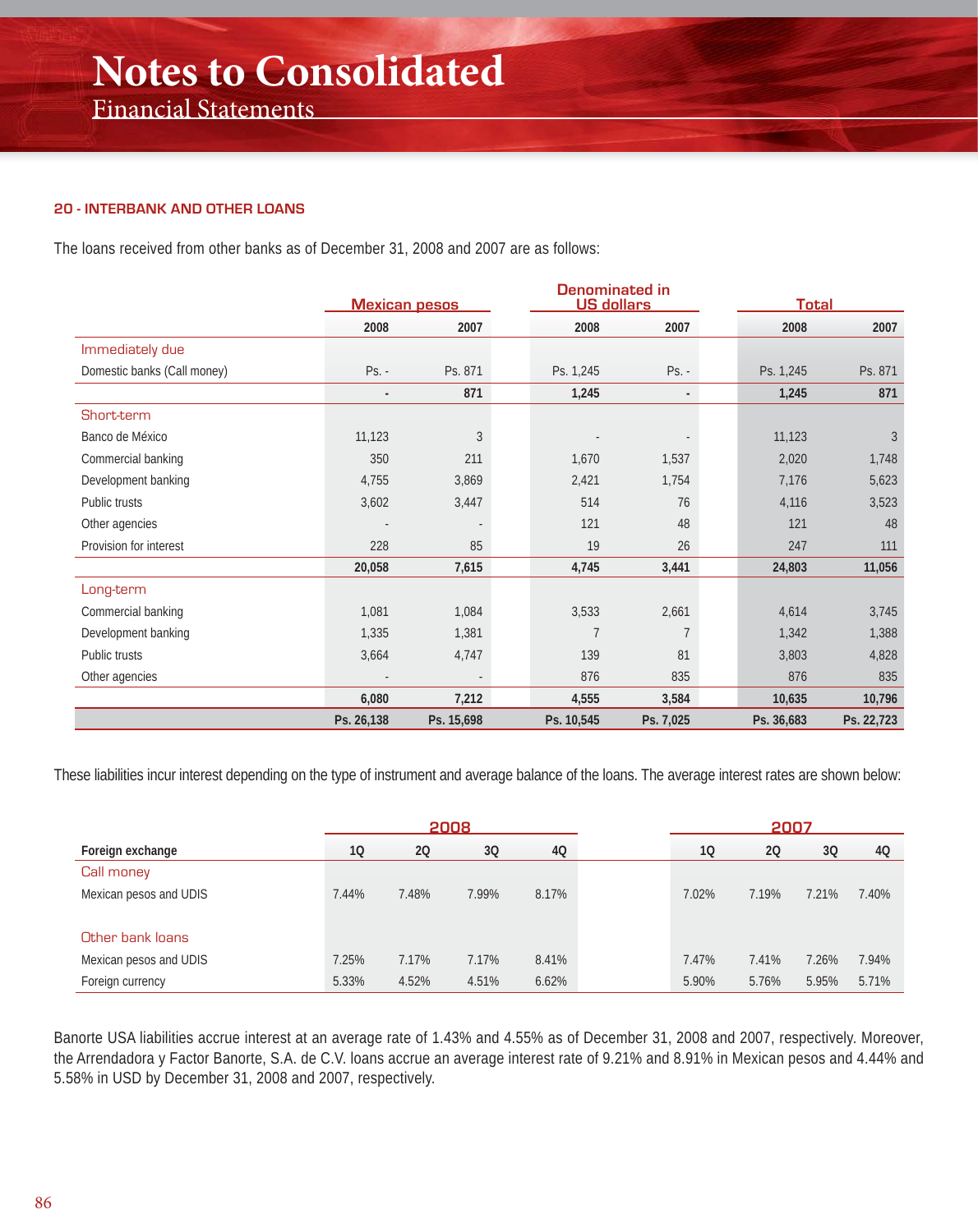## 20 - INTERBANK AND OTHER LOANS

The loans received from other banks as of December 31, 2008 and 2007 are as follows:

| | Mexican pesos | | Denominated in US dollars | | Total | |
|---|---|---|---|---|---|---|
| | 2008 | 2007 | 2008 | 2007 | 2008 | 2007 |
| Immediately due | | | | | | |
| Domestic banks (Call money) | Ps. - | Ps. 871 | Ps. 1,245 | Ps. - | Ps. 1,245 | Ps. 871 |
| | **-** | **871** | **1,245** | **-** | **1,245** | **871** |
| Short-term | | | | | | |
| Banco de México | 11,123 | 3 | - | - | 11,123 | 3 |
| Commercial banking | 350 | 211 | 1,670 | 1,537 | 2,020 | 1,748 |
| Development banking | 4,755 | 3,869 | 2,421 | 1,754 | 7,176 | 5,623 |
| Public trusts | 3,602 | 3,447 | 514 | 76 | 4,116 | 3,523 |
| Other agencies | - | - | 121 | 48 | 121 | 48 |
| Provision for interest | 228 | 85 | 19 | 26 | 247 | 111 |
| | **20,058** | **7,615** | **4,745** | **3,441** | **24,803** | **11,056** |
| Long-term | | | | | | |
| Commercial banking | 1,081 | 1,084 | 3,533 | 2,661 | 4,614 | 3,745 |
| Development banking | 1,335 | 1,381 | 7 | 7 | 1,342 | 1,388 |
| Public trusts | 3,664 | 4,747 | 139 | 81 | 3,803 | 4,828 |
| Other agencies | - | - | 876 | 835 | 876 | 835 |
| | **6,080** | **7,212** | **4,555** | **3,584** | **10,635** | **10,796** |
| | **Ps. 26,138** | **Ps. 15,698** | **Ps. 10,545** | **Ps. 7,025** | **Ps. 36,683** | **Ps. 22,723** |

These liabilities incur interest depending on the type of instrument and average balance of the loans. The average interest rates are shown below:

| | 2008 | | | | 2007 | | | |
|---|---|---|---|---|---|---|---|---|
| **Foreign exchange** | **1Q** | **2Q** | **3Q** | **4Q** | **1Q** | **2Q** | **3Q** | **4Q** |
| Call money | | | | | | | | |
| Mexican pesos and UDIS | 7.44% | 7.48% | 7.99% | 8.17% | 7.02% | 7.19% | 7.21% | 7.40% |
| Other bank loans | | | | | | | | |
| Mexican pesos and UDIS | 7.25% | 7.17% | 7.17% | 8.41% | 7.47% | 7.41% | 7.26% | 7.94% |
| Foreign currency | 5.33% | 4.52% | 4.51% | 6.62% | 5.90% | 5.76% | 5.95% | 5.71% |

Banorte USA liabilities accrue interest at an average rate of 1.43% and 4.55% as of December 31, 2008 and 2007, respectively. Moreover, the Arrendadora y Factor Banorte, S.A. de C.V. loans accrue an average interest rate of 9.21% and 8.91% in Mexican pesos and 4.44% and 5.58% in USD by December 31, 2008 and 2007, respectively.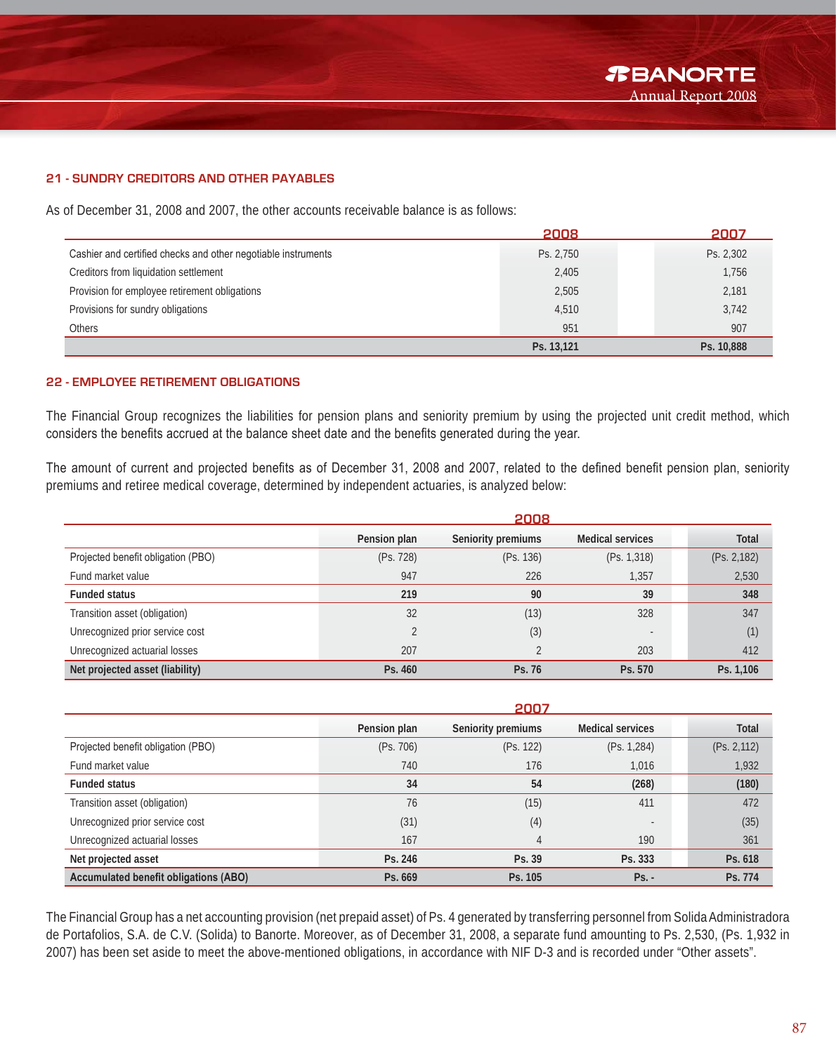## 21 - SUNDRY CREDITORS AND OTHER PAYABLES

As of December 31, 2008 and 2007, the other accounts receivable balance is as follows:

| | 2008 | 2007 |
|---|---|---|
| Cashier and certified checks and other negotiable instruments | Ps. 2,750 | Ps. 2,302 |
| Creditors from liquidation settlement | 2,405 | 1,756 |
| Provision for employee retirement obligations | 2,505 | 2,181 |
| Provisions for sundry obligations | 4,510 | 3,742 |
| Others | 951 | 907 |
| | **Ps. 13,121** | **Ps. 10,888** |

## 22 - EMPLOYEE RETIREMENT OBLIGATIONS

The Financial Group recognizes the liabilities for pension plans and seniority premium by using the projected unit credit method, which considers the benefits accrued at the balance sheet date and the benefits generated during the year.

The amount of current and projected benefits as of December 31, 2008 and 2007, related to the defined benefit pension plan, seniority premiums and retiree medical coverage, determined by independent actuaries, is analyzed below:

| | 2008 | | | |
|---|---|---|---|---|
| | **Pension plan** | **Seniority premiums** | **Medical services** | **Total** |
| Projected benefit obligation (PBO) | (Ps. 728) | (Ps. 136) | (Ps. 1,318) | (Ps. 2,182) |
| Fund market value | 947 | 226 | 1,357 | 2,530 |
| **Funded status** | **219** | **90** | **39** | **348** |
| Transition asset (obligation) | 32 | (13) | 328 | 347 |
| Unrecognized prior service cost | 2 | (3) | - | (1) |
| Unrecognized actuarial losses | 207 | 2 | 203 | 412 |
| **Net projected asset (liability)** | **Ps. 460** | **Ps. 76** | **Ps. 570** | **Ps. 1,106** |

| | 2007 | | | |
|---|---|---|---|---|
| | **Pension plan** | **Seniority premiums** | **Medical services** | **Total** |
| Projected benefit obligation (PBO) | (Ps. 706) | (Ps. 122) | (Ps. 1,284) | (Ps. 2,112) |
| Fund market value | 740 | 176 | 1,016 | 1,932 |
| **Funded status** | **34** | **54** | **(268)** | **(180)** |
| Transition asset (obligation) | 76 | (15) | 411 | 472 |
| Unrecognized prior service cost | (31) | (4) | - | (35) |
| Unrecognized actuarial losses | 167 | 4 | 190 | 361 |
| **Net projected asset** | **Ps. 246** | **Ps. 39** | **Ps. 333** | **Ps. 618** |
| **Accumulated benefit obligations (ABO)** | **Ps. 669** | **Ps. 105** | **Ps. -** | **Ps. 774** |

The Financial Group has a net accounting provision (net prepaid asset) of Ps. 4 generated by transferring personnel from Solida Administradora de Portafolios, S.A. de C.V. (Solida) to Banorte. Moreover, as of December 31, 2008, a separate fund amounting to Ps. 2,530, (Ps. 1,932 in 2007) has been set aside to meet the above-mentioned obligations, in accordance with NIF D-3 and is recorded under "Other assets".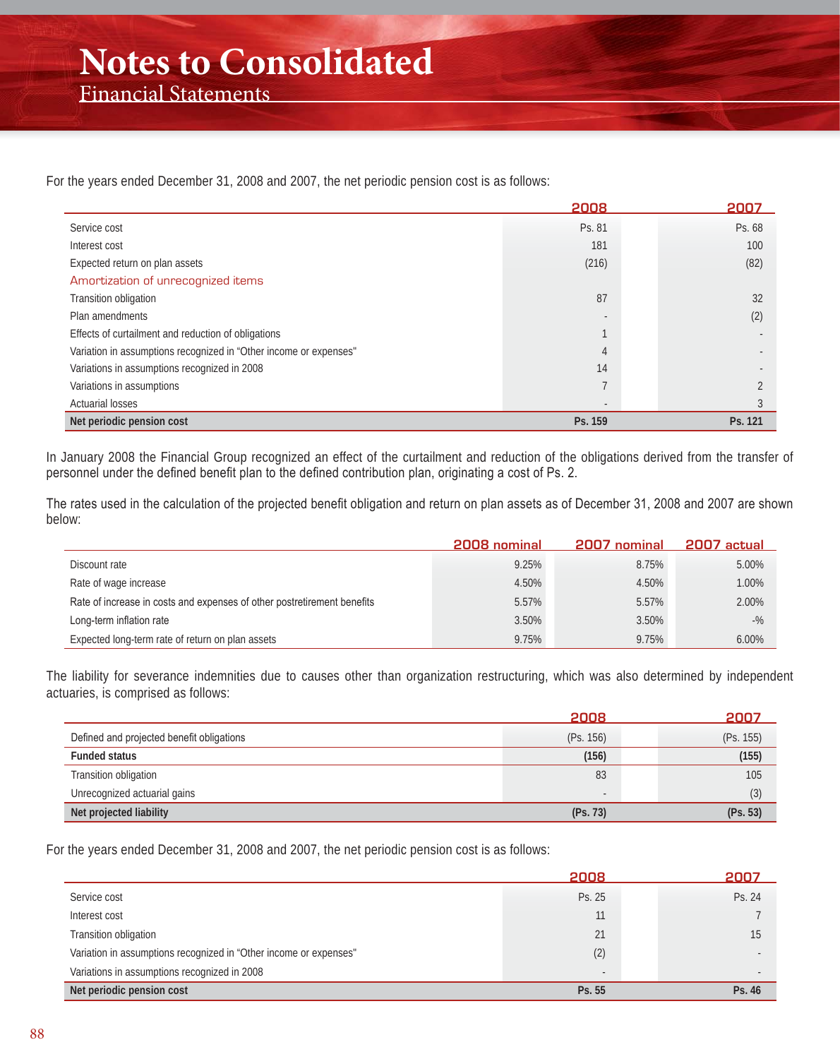For the years ended December 31, 2008 and 2007, the net periodic pension cost is as follows:

| | 2008 | 2007 |
|---|---|---|
| Service cost | Ps. 81 | Ps. 68 |
| Interest cost | 181 | 100 |
| Expected return on plan assets | (216) | (82) |
| Amortization of unrecognized items | | |
| Transition obligation | 87 | 32 |
| Plan amendments | - | (2) |
| Effects of curtailment and reduction of obligations | 1 | - |
| Variation in assumptions recognized in "Other income or expenses" | 4 | - |
| Variations in assumptions recognized in 2008 | 14 | - |
| Variations in assumptions | 7 | 2 |
| Actuarial losses | - | 3 |
| **Net periodic pension cost** | **Ps. 159** | **Ps. 121** |

In January 2008 the Financial Group recognized an effect of the curtailment and reduction of the obligations derived from the transfer of personnel under the defined benefit plan to the defined contribution plan, originating a cost of Ps. 2.

The rates used in the calculation of the projected benefit obligation and return on plan assets as of December 31, 2008 and 2007 are shown below:

| | 2008 nominal | 2007 nominal | 2007 actual |
|---|---|---|---|
| Discount rate | 9.25% | 8.75% | 5.00% |
| Rate of wage increase | 4.50% | 4.50% | 1.00% |
| Rate of increase in costs and expenses of other postretirement benefits | 5.57% | 5.57% | 2.00% |
| Long-term inflation rate | 3.50% | 3.50% | -% |
| Expected long-term rate of return on plan assets | 9.75% | 9.75% | 6.00% |

The liability for severance indemnities due to causes other than organization restructuring, which was also determined by independent actuaries, is comprised as follows:

| | 2008 | 2007 |
|---|---|---|
| Defined and projected benefit obligations | (Ps. 156) | (Ps. 155) |
| **Funded status** | **(156)** | **(155)** |
| Transition obligation | 83 | 105 |
| Unrecognized actuarial gains | - | (3) |
| **Net projected liability** | **(Ps. 73)** | **(Ps. 53)** |

For the years ended December 31, 2008 and 2007, the net periodic pension cost is as follows:

| | 2008 | 2007 |
|---|---|---|
| Service cost | Ps. 25 | Ps. 24 |
| Interest cost | 11 | 7 |
| Transition obligation | 21 | 15 |
| Variation in assumptions recognized in "Other income or expenses" | (2) | - |
| Variations in assumptions recognized in 2008 | - | - |
| **Net periodic pension cost** | **Ps. 55** | **Ps. 46** |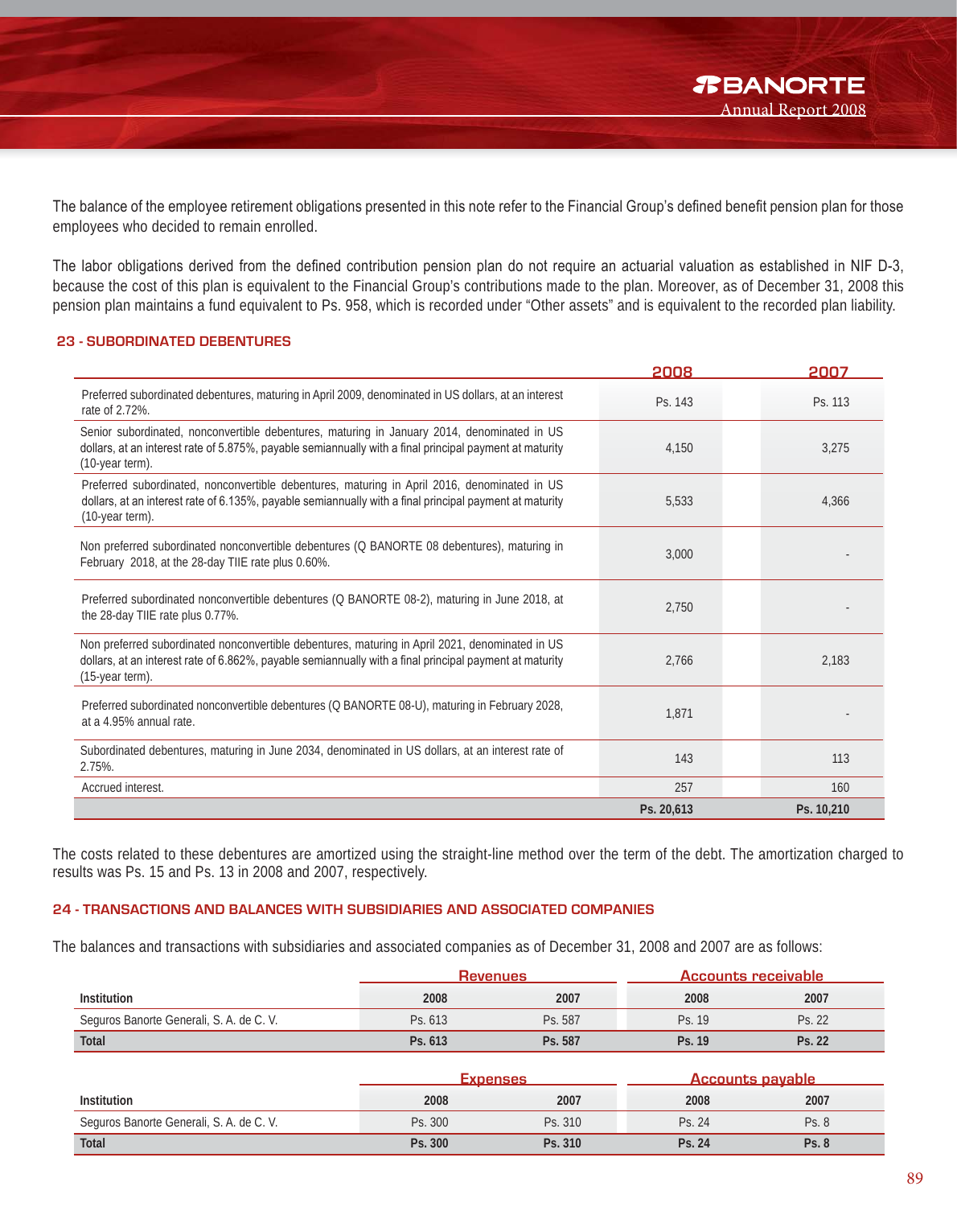The balance of the employee retirement obligations presented in this note refer to the Financial Group's defined benefit pension plan for those employees who decided to remain enrolled.

The labor obligations derived from the defined contribution pension plan do not require an actuarial valuation as established in NIF D-3, because the cost of this plan is equivalent to the Financial Group's contributions made to the plan. Moreover, as of December 31, 2008 this pension plan maintains a fund equivalent to Ps. 958, which is recorded under "Other assets" and is equivalent to the recorded plan liability.

## 23 - SUBORDINATED DEBENTURES

| | 2008 | 2007 |
|---|---|---|
| Preferred subordinated debentures, maturing in April 2009, denominated in US dollars, at an interest rate of 2.72%. | Ps. 143 | Ps. 113 |
| Senior subordinated, nonconvertible debentures, maturing in January 2014, denominated in US dollars, at an interest rate of 5.875%, payable semiannually with a final principal payment at maturity (10-year term). | 4,150 | 3,275 |
| Preferred subordinated, nonconvertible debentures, maturing in April 2016, denominated in US dollars, at an interest rate of 6.135%, payable semiannually with a final principal payment at maturity (10-year term). | 5,533 | 4,366 |
| Non preferred subordinated nonconvertible debentures (Q BANORTE 08 debentures), maturing in February 2018, at the 28-day TIIE rate plus 0.60%. | 3,000 | - |
| Preferred subordinated nonconvertible debentures (Q BANORTE 08-2), maturing in June 2018, at the 28-day TIIE rate plus 0.77%. | 2,750 | - |
| Non preferred subordinated nonconvertible debentures, maturing in April 2021, denominated in US dollars, at an interest rate of 6.862%, payable semiannually with a final principal payment at maturity (15-year term). | 2,766 | 2,183 |
| Preferred subordinated nonconvertible debentures (Q BANORTE 08-U), maturing in February 2028, at a 4.95% annual rate. | 1,871 | - |
| Subordinated debentures, maturing in June 2034, denominated in US dollars, at an interest rate of 2.75%. | 143 | 113 |
| Accrued interest. | 257 | 160 |
| | **Ps. 20,613** | **Ps. 10,210** |

The costs related to these debentures are amortized using the straight-line method over the term of the debt. The amortization charged to results was Ps. 15 and Ps. 13 in 2008 and 2007, respectively.

## 24 - TRANSACTIONS AND BALANCES WITH SUBSIDIARIES AND ASSOCIATED COMPANIES

The balances and transactions with subsidiaries and associated companies as of December 31, 2008 and 2007 are as follows:

| | Revenues | | Accounts receivable | |
|---|---|---|---|---|
| **Institution** | **2008** | **2007** | **2008** | **2007** |
| Seguros Banorte Generali, S. A. de C. V. | Ps. 613 | Ps. 587 | Ps. 19 | Ps. 22 |
| **Total** | **Ps. 613** | **Ps. 587** | **Ps. 19** | **Ps. 22** |

| | Expenses | | Accounts payable | |
|---|---|---|---|---|
| **Institution** | **2008** | **2007** | **2008** | **2007** |
| Seguros Banorte Generali, S. A. de C. V. | Ps. 300 | Ps. 310 | Ps. 24 | Ps. 8 |
| **Total** | **Ps. 300** | **Ps. 310** | **Ps. 24** | **Ps. 8** |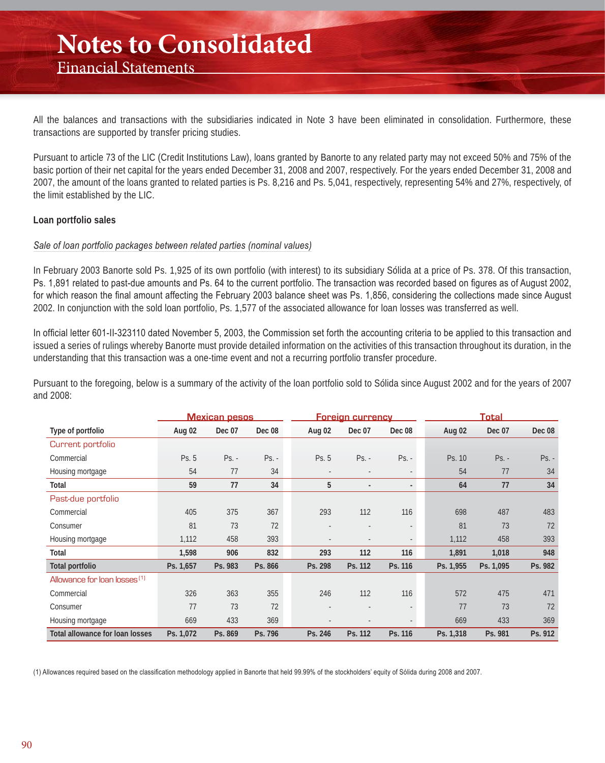All the balances and transactions with the subsidiaries indicated in Note 3 have been eliminated in consolidation. Furthermore, these transactions are supported by transfer pricing studies.

Pursuant to article 73 of the LIC (Credit Institutions Law), loans granted by Banorte to any related party may not exceed 50% and 75% of the basic portion of their net capital for the years ended December 31, 2008 and 2007, respectively. For the years ended December 31, 2008 and 2007, the amount of the loans granted to related parties is Ps. 8,216 and Ps. 5,041, respectively, representing 54% and 27%, respectively, of the limit established by the LIC.

**Loan portfolio sales**

*Sale of loan portfolio packages between related parties (nominal values)*

In February 2003 Banorte sold Ps. 1,925 of its own portfolio (with interest) to its subsidiary Sólida at a price of Ps. 378. Of this transaction, Ps. 1,891 related to past-due amounts and Ps. 64 to the current portfolio. The transaction was recorded based on figures as of August 2002, for which reason the final amount affecting the February 2003 balance sheet was Ps. 1,856, considering the collections made since August 2002. In conjunction with the sold loan portfolio, Ps. 1,577 of the associated allowance for loan losses was transferred as well.

In official letter 601-II-323110 dated November 5, 2003, the Commission set forth the accounting criteria to be applied to this transaction and issued a series of rulings whereby Banorte must provide detailed information on the activities of this transaction throughout its duration, in the understanding that this transaction was a one-time event and not a recurring portfolio transfer procedure.

Pursuant to the foregoing, below is a summary of the activity of the loan portfolio sold to Sólida since August 2002 and for the years of 2007 and 2008:

| | Mexican pesos | | | Foreign currency | | | Total | | |
|---|---|---|---|---|---|---|---|---|---|
| **Type of portfolio** | **Aug 02** | **Dec 07** | **Dec 08** | **Aug 02** | **Dec 07** | **Dec 08** | **Aug 02** | **Dec 07** | **Dec 08** |
| Current portfolio | | | | | | | | | |
| Commercial | Ps. 5 | Ps. - | Ps. - | Ps. 5 | Ps. - | Ps. - | Ps. 10 | Ps. - | Ps. - |
| Housing mortgage | 54 | 77 | 34 | - | - | - | 54 | 77 | 34 |
| **Total** | **59** | **77** | **34** | **5** | **-** | **-** | **64** | **77** | **34** |
| Past-due portfolio | | | | | | | | | |
| Commercial | 405 | 375 | 367 | 293 | 112 | 116 | 698 | 487 | 483 |
| Consumer | 81 | 73 | 72 | - | - | - | 81 | 73 | 72 |
| Housing mortgage | 1,112 | 458 | 393 | - | - | - | 1,112 | 458 | 393 |
| **Total** | **1,598** | **906** | **832** | **293** | **112** | **116** | **1,891** | **1,018** | **948** |
| **Total portfolio** | **Ps. 1,657** | **Ps. 983** | **Ps. 866** | **Ps. 298** | **Ps. 112** | **Ps. 116** | **Ps. 1,955** | **Ps. 1,095** | **Ps. 982** |
| Allowance for loan losses [1] | | | | | | | | | |
| Commercial | 326 | 363 | 355 | 246 | 112 | 116 | 572 | 475 | 471 |
| Consumer | 77 | 73 | 72 | - | - | - | 77 | 73 | 72 |
| Housing mortgage | 669 | 433 | 369 | - | - | - | 669 | 433 | 369 |
| **Total allowance for loan losses** | **Ps. 1,072** | **Ps. 869** | **Ps. 796** | **Ps. 246** | **Ps. 112** | **Ps. 116** | **Ps. 1,318** | **Ps. 981** | **Ps. 912** |

(1) Allowances required based on the classification methodology applied in Banorte that held 99.99% of the stockholders' equity of Sólida during 2008 and 2007.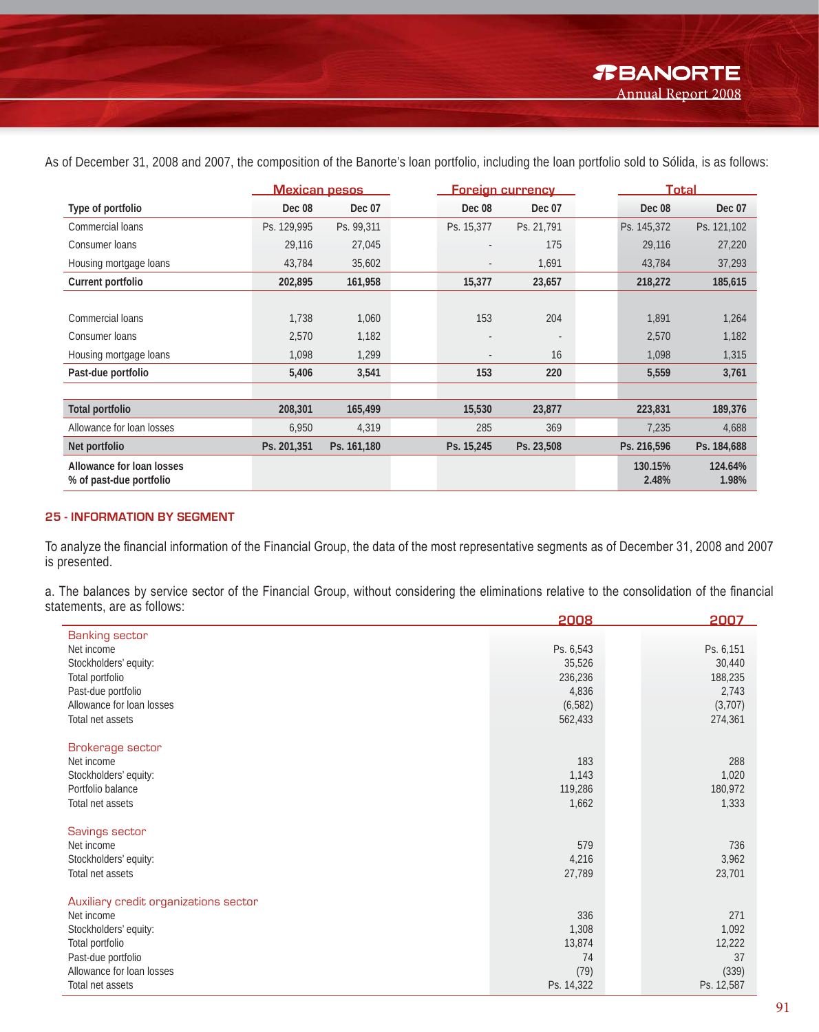As of December 31, 2008 and 2007, the composition of the Banorte's loan portfolio, including the loan portfolio sold to Sólida, is as follows:

| | Mexican pesos | | Foreign currency | | Total | |
|---|---|---|---|---|---|---|
| Type of portfolio | Dec 08 | Dec 07 | Dec 08 | Dec 07 | Dec 08 | Dec 07 |
| Commercial loans | Ps. 129,995 | Ps. 99,311 | Ps. 15,377 | Ps. 21,791 | Ps. 145,372 | Ps. 121,102 |
| Consumer loans | 29,116 | 27,045 | - | 175 | 29,116 | 27,220 |
| Housing mortgage loans | 43,784 | 35,602 | - | 1,691 | 43,784 | 37,293 |
| **Current portfolio** | **202,895** | **161,958** | **15,377** | **23,657** | **218,272** | **185,615** |
| Commercial loans | 1,738 | 1,060 | 153 | 204 | 1,891 | 1,264 |
| Consumer loans | 2,570 | 1,182 | - | - | 2,570 | 1,182 |
| Housing mortgage loans | 1,098 | 1,299 | - | 16 | 1,098 | 1,315 |
| **Past-due portfolio** | **5,406** | **3,541** | **153** | **220** | **5,559** | **3,761** |
| **Total portfolio** | **208,301** | **165,499** | **15,530** | **23,877** | **223,831** | **189,376** |
| Allowance for loan losses | 6,950 | 4,319 | 285 | 369 | 7,235 | 4,688 |
| **Net portfolio** | **Ps. 201,351** | **Ps. 161,180** | **Ps. 15,245** | **Ps. 23,508** | **Ps. 216,596** | **Ps. 184,688** |
| **Allowance for loan losses** | | | | | **130.15%** | **124.64%** |
| **% of past-due portfolio** | | | | | **2.48%** | **1.98%** |

## 25 - INFORMATION BY SEGMENT

To analyze the financial information of the Financial Group, the data of the most representative segments as of December 31, 2008 and 2007 is presented.

a. The balances by service sector of the Financial Group, without considering the eliminations relative to the consolidation of the financial statements, are as follows:

| | 2008 | 2007 |
|---|---|---|
| **Banking sector** | | |
| Net income | Ps. 6,543 | Ps. 6,151 |
| Stockholders' equity: | 35,526 | 30,440 |
| Total portfolio | 236,236 | 188,235 |
| Past-due portfolio | 4,836 | 2,743 |
| Allowance for loan losses | (6,582) | (3,707) |
| Total net assets | 562,433 | 274,361 |
| **Brokerage sector** | | |
| Net income | 183 | 288 |
| Stockholders' equity: | 1,143 | 1,020 |
| Portfolio balance | 119,286 | 180,972 |
| Total net assets | 1,662 | 1,333 |
| **Savings sector** | | |
| Net income | 579 | 736 |
| Stockholders' equity: | 4,216 | 3,962 |
| Total net assets | 27,789 | 23,701 |
| **Auxiliary credit organizations sector** | | |
| Net income | 336 | 271 |
| Stockholders' equity: | 1,308 | 1,092 |
| Total portfolio | 13,874 | 12,222 |
| Past-due portfolio | 74 | 37 |
| Allowance for loan losses | (79) | (339) |
| Total net assets | Ps. 14,322 | Ps. 12,587 |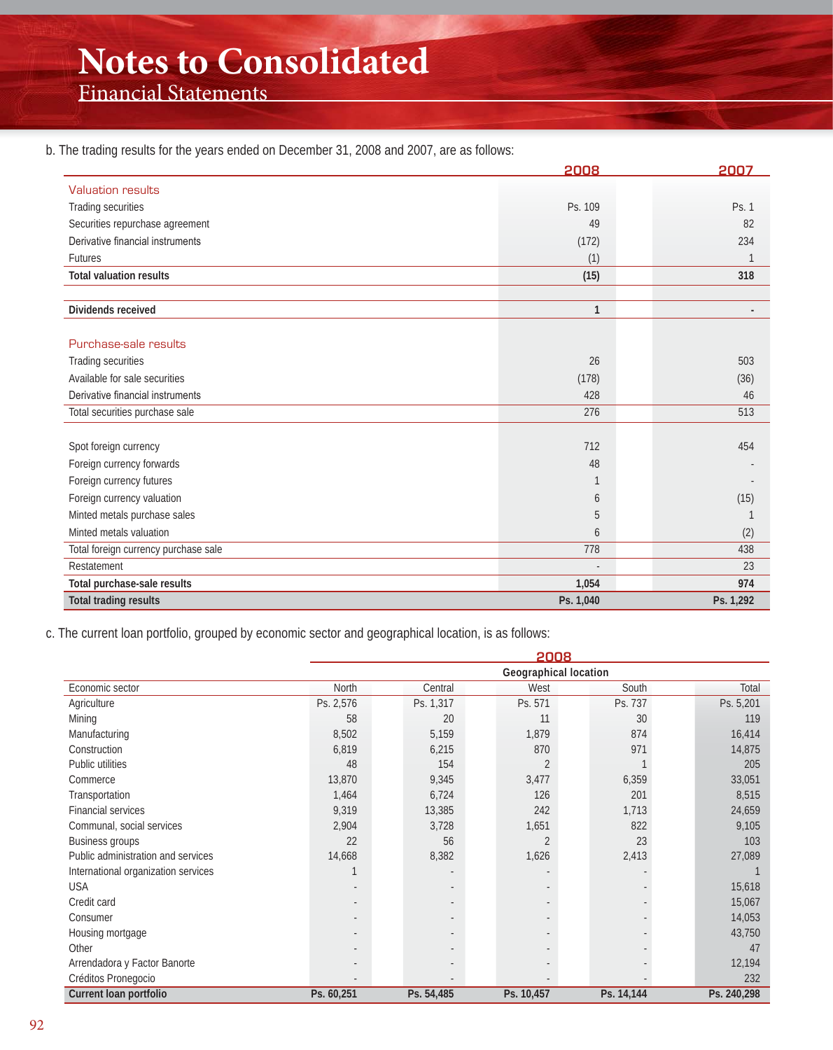# Notes to Consolidated

## Financial Statements

b. The trading results for the years ended on December 31, 2008 and 2007, are as follows:

| | 2008 | 2007 |
|---|---|---|
| Valuation results | | |
| Trading securities | Ps. 109 | Ps. 1 |
| Securities repurchase agreement | 49 | 82 |
| Derivative financial instruments | (172) | 234 |
| Futures | (1) | 1 |
| **Total valuation results** | **(15)** | **318** |
| | | |
| **Dividends received** | **1** | **-** |
| | | |
| Purchase-sale results | | |
| Trading securities | 26 | 503 |
| Available for sale securities | (178) | (36) |
| Derivative financial instruments | 428 | 46 |
| Total securities purchase sale | 276 | 513 |
| | | |
| Spot foreign currency | 712 | 454 |
| Foreign currency forwards | 48 | - |
| Foreign currency futures | 1 | - |
| Foreign currency valuation | 6 | (15) |
| Minted metals purchase sales | 5 | 1 |
| Minted metals valuation | 6 | (2) |
| Total foreign currency purchase sale | 778 | 438 |
| Restatement | - | 23 |
| **Total purchase-sale results** | **1,054** | **974** |
| **Total trading results** | **Ps. 1,040** | **Ps. 1,292** |

c. The current loan portfolio, grouped by economic sector and geographical location, is as follows:

| | 2008 | | | | |
|---|---|---|---|---|---|
| | Geographical location | | | | |
| Economic sector | North | Central | West | South | Total |
| Agriculture | Ps. 2,576 | Ps. 1,317 | Ps. 571 | Ps. 737 | Ps. 5,201 |
| Mining | 58 | 20 | 11 | 30 | 119 |
| Manufacturing | 8,502 | 5,159 | 1,879 | 874 | 16,414 |
| Construction | 6,819 | 6,215 | 870 | 971 | 14,875 |
| Public utilities | 48 | 154 | 2 | 1 | 205 |
| Commerce | 13,870 | 9,345 | 3,477 | 6,359 | 33,051 |
| Transportation | 1,464 | 6,724 | 126 | 201 | 8,515 |
| Financial services | 9,319 | 13,385 | 242 | 1,713 | 24,659 |
| Communal, social services | 2,904 | 3,728 | 1,651 | 822 | 9,105 |
| Business groups | 22 | 56 | 2 | 23 | 103 |
| Public administration and services | 14,668 | 8,382 | 1,626 | 2,413 | 27,089 |
| International organization services | 1 | - | - | - | 1 |
| USA | - | - | - | - | 15,618 |
| Credit card | - | - | - | - | 15,067 |
| Consumer | - | - | - | - | 14,053 |
| Housing mortgage | - | - | - | - | 43,750 |
| Other | - | - | - | - | 47 |
| Arrendadora y Factor Banorte | - | - | - | - | 12,194 |
| Créditos Pronegocio | - | - | - | - | 232 |
| **Current loan portfolio** | **Ps. 60,251** | **Ps. 54,485** | **Ps. 10,457** | **Ps. 14,144** | **Ps. 240,298** |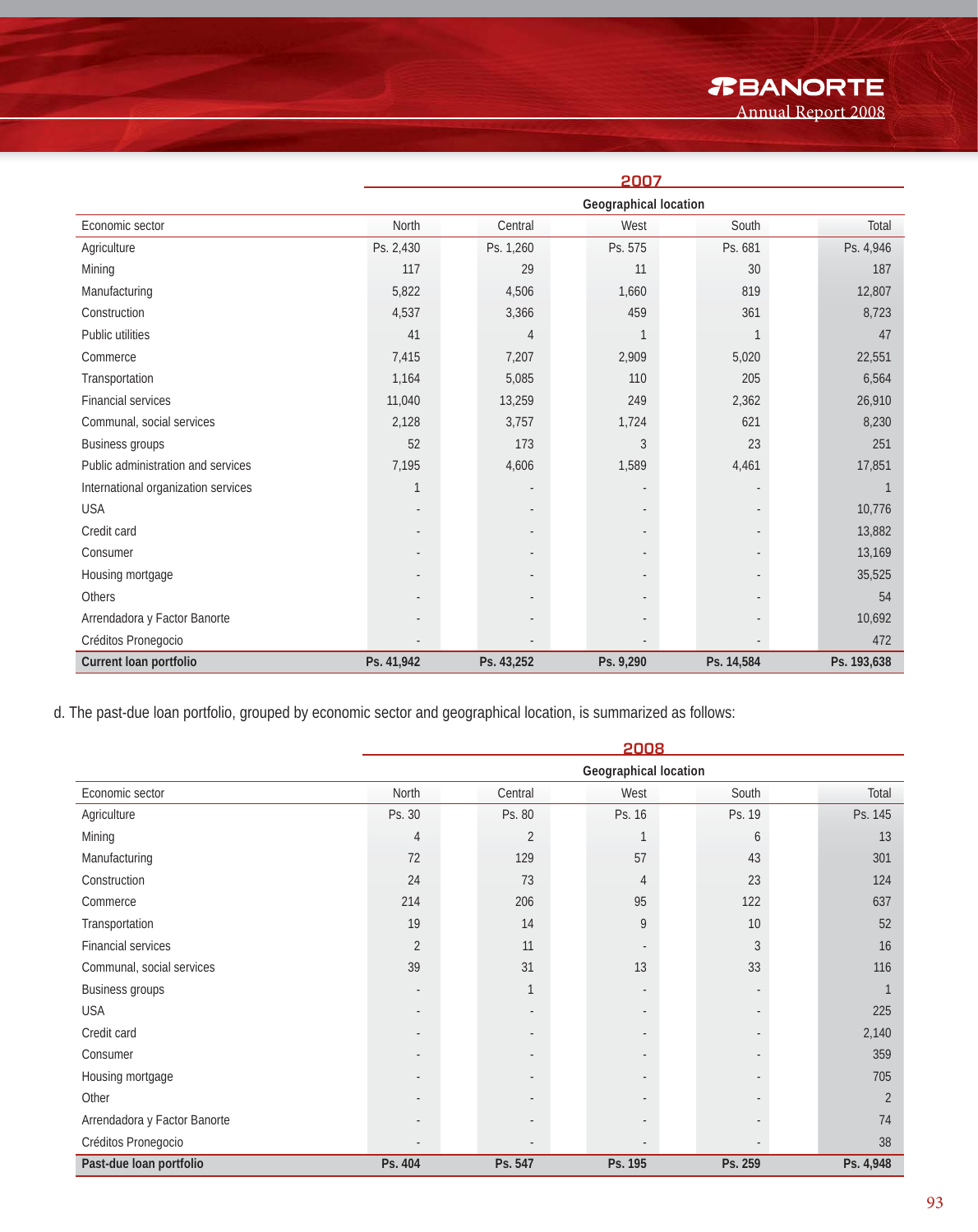| | 2007 | | | | |
|---|---|---|---|---|---|
| | Geographical location | | | | |
| Economic sector | North | Central | West | South | Total |
| Agriculture | Ps. 2,430 | Ps. 1,260 | Ps. 575 | Ps. 681 | Ps. 4,946 |
| Mining | 117 | 29 | 11 | 30 | 187 |
| Manufacturing | 5,822 | 4,506 | 1,660 | 819 | 12,807 |
| Construction | 4,537 | 3,366 | 459 | 361 | 8,723 |
| Public utilities | 41 | 4 | 1 | 1 | 47 |
| Commerce | 7,415 | 7,207 | 2,909 | 5,020 | 22,551 |
| Transportation | 1,164 | 5,085 | 110 | 205 | 6,564 |
| Financial services | 11,040 | 13,259 | 249 | 2,362 | 26,910 |
| Communal, social services | 2,128 | 3,757 | 1,724 | 621 | 8,230 |
| Business groups | 52 | 173 | 3 | 23 | 251 |
| Public administration and services | 7,195 | 4,606 | 1,589 | 4,461 | 17,851 |
| International organization services | 1 | - | - | - | 1 |
| USA | - | - | - | - | 10,776 |
| Credit card | - | - | - | - | 13,882 |
| Consumer | - | - | - | - | 13,169 |
| Housing mortgage | - | - | - | - | 35,525 |
| Others | - | - | - | - | 54 |
| Arrendadora y Factor Banorte | - | - | - | - | 10,692 |
| Créditos Pronegocio | - | - | - | - | 472 |
| **Current loan portfolio** | **Ps. 41,942** | **Ps. 43,252** | **Ps. 9,290** | **Ps. 14,584** | **Ps. 193,638** |

d. The past-due loan portfolio, grouped by economic sector and geographical location, is summarized as follows:

| | 2008 | | | | |
|---|---|---|---|---|---|
| | Geographical location | | | | |
| Economic sector | North | Central | West | South | Total |
| Agriculture | Ps. 30 | Ps. 80 | Ps. 16 | Ps. 19 | Ps. 145 |
| Mining | 4 | 2 | 1 | 6 | 13 |
| Manufacturing | 72 | 129 | 57 | 43 | 301 |
| Construction | 24 | 73 | 4 | 23 | 124 |
| Commerce | 214 | 206 | 95 | 122 | 637 |
| Transportation | 19 | 14 | 9 | 10 | 52 |
| Financial services | 2 | 11 | - | 3 | 16 |
| Communal, social services | 39 | 31 | 13 | 33 | 116 |
| Business groups | - | 1 | - | - | 1 |
| USA | - | - | - | - | 225 |
| Credit card | - | - | - | - | 2,140 |
| Consumer | - | - | - | - | 359 |
| Housing mortgage | - | - | - | - | 705 |
| Other | - | - | - | - | 2 |
| Arrendadora y Factor Banorte | - | - | - | - | 74 |
| Créditos Pronegocio | - | - | - | - | 38 |
| **Past-due loan portfolio** | **Ps. 404** | **Ps. 547** | **Ps. 195** | **Ps. 259** | **Ps. 4,948** |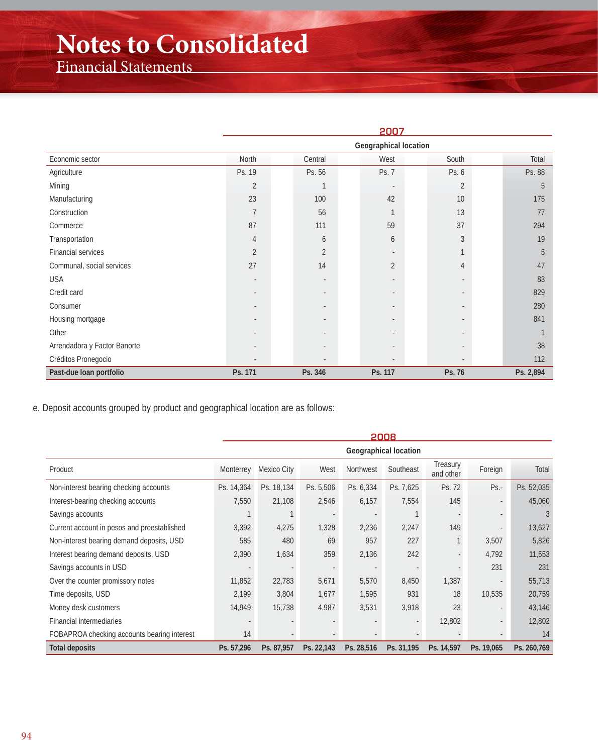# Notes to Consolidated
## Financial Statements

| | 2007 | | | | |
|---|---|---|---|---|---|
| | Geographical location | | | | |
| Economic sector | North | Central | West | South | Total |
| Agriculture | Ps. 19 | Ps. 56 | Ps. 7 | Ps. 6 | Ps. 88 |
| Mining | 2 | 1 | - | 2 | 5 |
| Manufacturing | 23 | 100 | 42 | 10 | 175 |
| Construction | 7 | 56 | 1 | 13 | 77 |
| Commerce | 87 | 111 | 59 | 37 | 294 |
| Transportation | 4 | 6 | 6 | 3 | 19 |
| Financial services | 2 | 2 | - | 1 | 5 |
| Communal, social services | 27 | 14 | 2 | 4 | 47 |
| USA | - | - | - | - | 83 |
| Credit card | - | - | - | - | 829 |
| Consumer | - | - | - | - | 280 |
| Housing mortgage | - | - | - | - | 841 |
| Other | - | - | - | - | 1 |
| Arrendadora y Factor Banorte | - | - | - | - | 38 |
| Créditos Pronegocio | - | - | - | - | 112 |
| **Past-due loan portfolio** | **Ps. 171** | **Ps. 346** | **Ps. 117** | **Ps. 76** | **Ps. 2,894** |

e. Deposit accounts grouped by product and geographical location are as follows:

| | 2008 | | | | | | | |
|---|---|---|---|---|---|---|---|---|
| | Geographical location | | | | | | | |
| Product | Monterrey | Mexico City | West | Northwest | Southeast | Treasury and other | Foreign | Total |
| Non-interest bearing checking accounts | Ps. 14,364 | Ps. 18,134 | Ps. 5,506 | Ps. 6,334 | Ps. 7,625 | Ps. 72 | Ps.- | Ps. 52,035 |
| Interest-bearing checking accounts | 7,550 | 21,108 | 2,546 | 6,157 | 7,554 | 145 | - | 45,060 |
| Savings accounts | 1 | 1 | - | - | 1 | - | - | 3 |
| Current account in pesos and preestablished | 3,392 | 4,275 | 1,328 | 2,236 | 2,247 | 149 | - | 13,627 |
| Non-interest bearing demand deposits, USD | 585 | 480 | 69 | 957 | 227 | 1 | 3,507 | 5,826 |
| Interest bearing demand deposits, USD | 2,390 | 1,634 | 359 | 2,136 | 242 | - | 4,792 | 11,553 |
| Savings accounts in USD | - | - | - | - | - | - | 231 | 231 |
| Over the counter promissory notes | 11,852 | 22,783 | 5,671 | 5,570 | 8,450 | 1,387 | - | 55,713 |
| Time deposits, USD | 2,199 | 3,804 | 1,677 | 1,595 | 931 | 18 | 10,535 | 20,759 |
| Money desk customers | 14,949 | 15,738 | 4,987 | 3,531 | 3,918 | 23 | - | 43,146 |
| Financial intermediaries | - | - | - | - | - | 12,802 | - | 12,802 |
| FOBAPROA checking accounts bearing interest | 14 | - | - | - | - | - | - | 14 |
| **Total deposits** | **Ps. 57,296** | **Ps. 87,957** | **Ps. 22,143** | **Ps. 28,516** | **Ps. 31,195** | **Ps. 14,597** | **Ps. 19,065** | **Ps. 260,769** |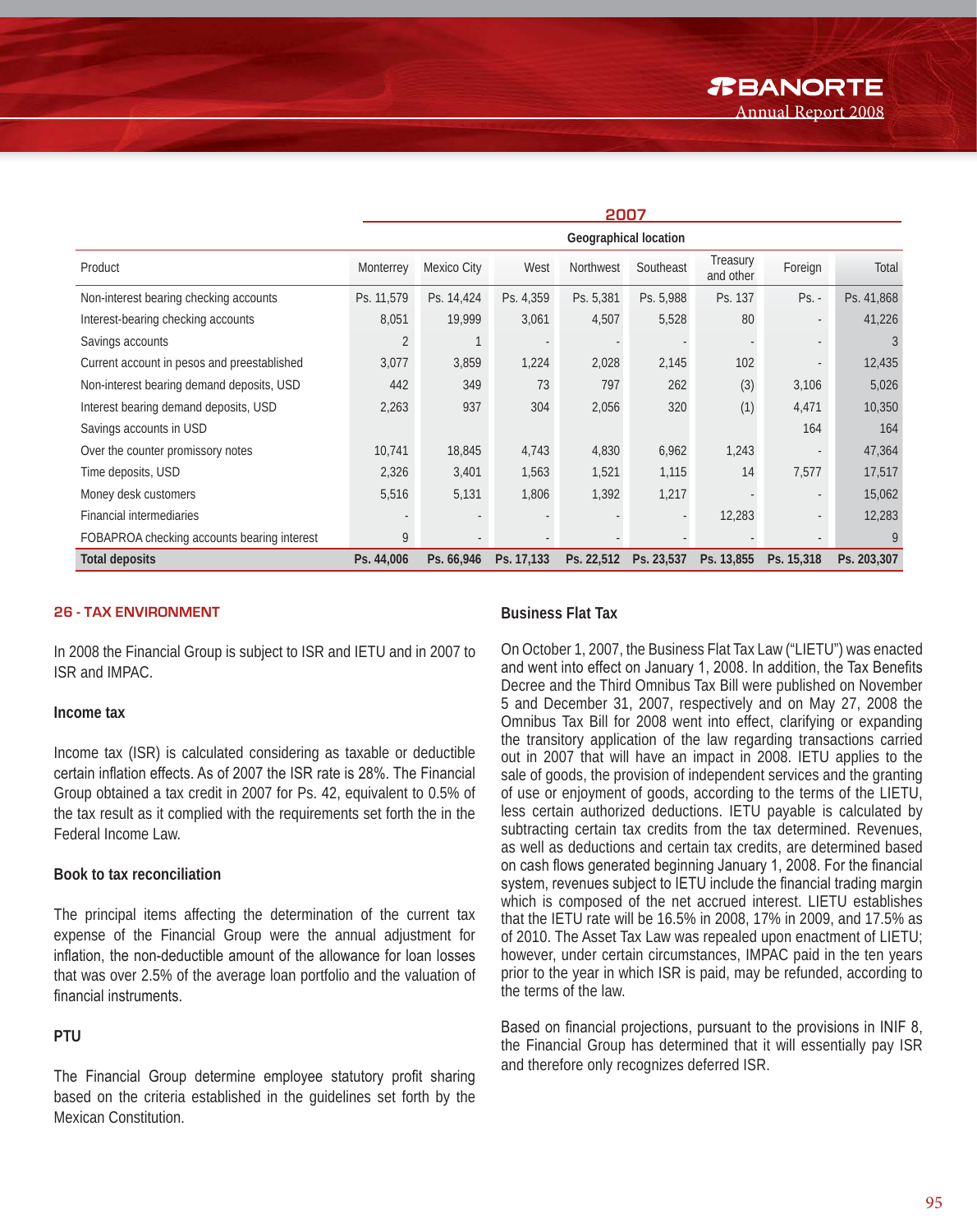| | 2007 | | | | | | | |
|---|---|---|---|---|---|---|---|---|
| | Geographical location | | | | | | | |
| Product | Monterrey | Mexico City | West | Northwest | Southeast | Treasury and other | Foreign | Total |
| Non-interest bearing checking accounts | Ps. 11,579 | Ps. 14,424 | Ps. 4,359 | Ps. 5,381 | Ps. 5,988 | Ps. 137 | Ps. - | Ps. 41,868 |
| Interest-bearing checking accounts | 8,051 | 19,999 | 3,061 | 4,507 | 5,528 | 80 | - | 41,226 |
| Savings accounts | 2 | 1 | - | - | - | - | - | 3 |
| Current account in pesos and preestablished | 3,077 | 3,859 | 1,224 | 2,028 | 2,145 | 102 | - | 12,435 |
| Non-interest bearing demand deposits, USD | 442 | 349 | 73 | 797 | 262 | (3) | 3,106 | 5,026 |
| Interest bearing demand deposits, USD | 2,263 | 937 | 304 | 2,056 | 320 | (1) | 4,471 | 10,350 |
| Savings accounts in USD | | | | | | | 164 | 164 |
| Over the counter promissory notes | 10,741 | 18,845 | 4,743 | 4,830 | 6,962 | 1,243 | - | 47,364 |
| Time deposits, USD | 2,326 | 3,401 | 1,563 | 1,521 | 1,115 | 14 | 7,577 | 17,517 |
| Money desk customers | 5,516 | 5,131 | 1,806 | 1,392 | 1,217 | - | - | 15,062 |
| Financial intermediaries | - | - | - | - | - | 12,283 | - | 12,283 |
| FOBAPROA checking accounts bearing interest | 9 | - | - | - | - | - | - | 9 |
| **Total deposits** | **Ps. 44,006** | **Ps. 66,946** | **Ps. 17,133** | **Ps. 22,512** | **Ps. 23,537** | **Ps. 13,855** | **Ps. 15,318** | **Ps. 203,307** |

## 26 - TAX ENVIRONMENT

In 2008 the Financial Group is subject to ISR and IETU and in 2007 to ISR and IMPAC.

### Income tax

Income tax (ISR) is calculated considering as taxable or deductible certain inflation effects. As of 2007 the ISR rate is 28%. The Financial Group obtained a tax credit in 2007 for Ps. 42, equivalent to 0.5% of the tax result as it complied with the requirements set forth the in the Federal Income Law.

### Book to tax reconciliation

The principal items affecting the determination of the current tax expense of the Financial Group were the annual adjustment for inflation, the non-deductible amount of the allowance for loan losses that was over 2.5% of the average loan portfolio and the valuation of financial instruments.

### PTU

The Financial Group determine employee statutory profit sharing based on the criteria established in the guidelines set forth by the Mexican Constitution.

### Business Flat Tax

On October 1, 2007, the Business Flat Tax Law ("LIETU") was enacted and went into effect on January 1, 2008. In addition, the Tax Benefits Decree and the Third Omnibus Tax Bill were published on November 5 and December 31, 2007, respectively and on May 27, 2008 the Omnibus Tax Bill for 2008 went into effect, clarifying or expanding the transitory application of the law regarding transactions carried out in 2007 that will have an impact in 2008. IETU applies to the sale of goods, the provision of independent services and the granting of use or enjoyment of goods, according to the terms of the LIETU, less certain authorized deductions. IETU payable is calculated by subtracting certain tax credits from the tax determined. Revenues, as well as deductions and certain tax credits, are determined based on cash flows generated beginning January 1, 2008. For the financial system, revenues subject to IETU include the financial trading margin which is composed of the net accrued interest. LIETU establishes that the IETU rate will be 16.5% in 2008, 17% in 2009, and 17.5% as of 2010. The Asset Tax Law was repealed upon enactment of LIETU; however, under certain circumstances, IMPAC paid in the ten years prior to the year in which ISR is paid, may be refunded, according to the terms of the law.

Based on financial projections, pursuant to the provisions in INIF 8, the Financial Group has determined that it will essentially pay ISR and therefore only recognizes deferred ISR.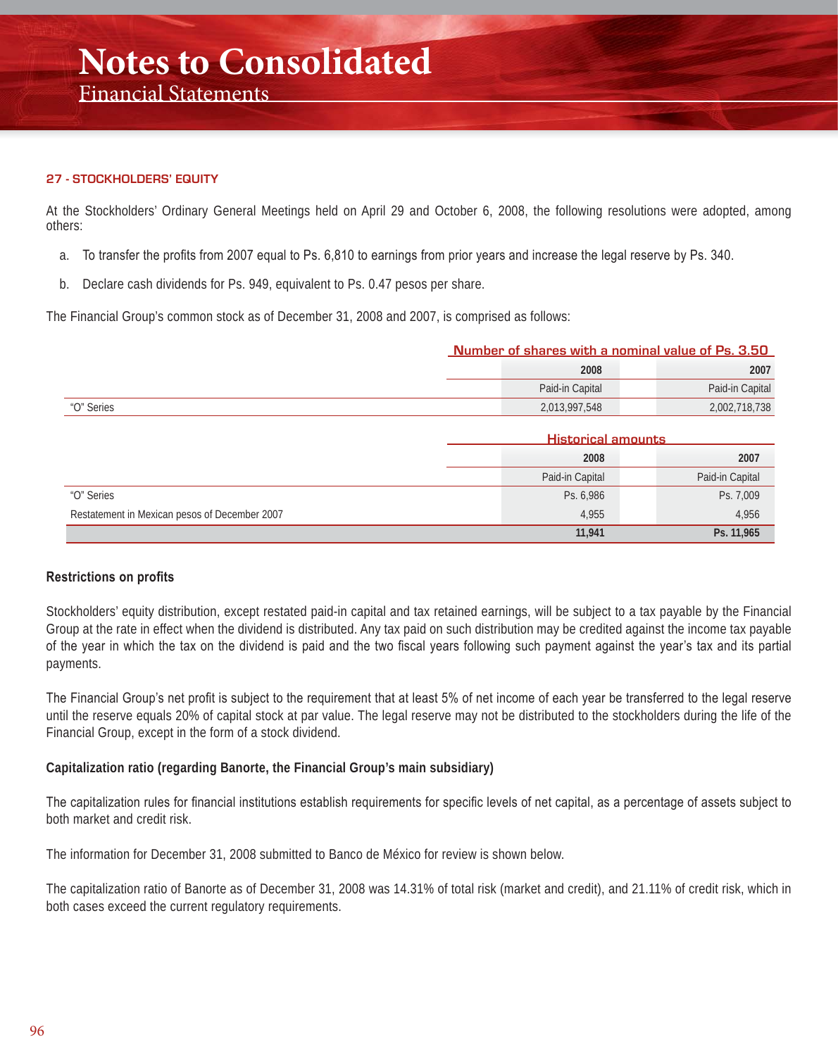## 27 - STOCKHOLDERS' EQUITY

At the Stockholders' Ordinary General Meetings held on April 29 and October 6, 2008, the following resolutions were adopted, among others:

a. To transfer the profits from 2007 equal to Ps. 6,810 to earnings from prior years and increase the legal reserve by Ps. 340.

b. Declare cash dividends for Ps. 949, equivalent to Ps. 0.47 pesos per share.

The Financial Group's common stock as of December 31, 2008 and 2007, is comprised as follows:

| | Number of shares with a nominal value of Ps. 3.50 | |
|---|---|---|
| | 2008 | 2007 |
| | Paid-in Capital | Paid-in Capital |
| "O" Series | 2,013,997,548 | 2,002,718,738 |

| | Historical amounts | |
|---|---|---|
| | 2008 | 2007 |
| | Paid-in Capital | Paid-in Capital |
| "O" Series | Ps. 6,986 | Ps. 7,009 |
| Restatement in Mexican pesos of December 2007 | 4,955 | 4,956 |
| | **11,941** | **Ps. 11,965** |

### Restrictions on profits

Stockholders' equity distribution, except restated paid-in capital and tax retained earnings, will be subject to a tax payable by the Financial Group at the rate in effect when the dividend is distributed. Any tax paid on such distribution may be credited against the income tax payable of the year in which the tax on the dividend is paid and the two fiscal years following such payment against the year's tax and its partial payments.

The Financial Group's net profit is subject to the requirement that at least 5% of net income of each year be transferred to the legal reserve until the reserve equals 20% of capital stock at par value. The legal reserve may not be distributed to the stockholders during the life of the Financial Group, except in the form of a stock dividend.

### Capitalization ratio (regarding Banorte, the Financial Group's main subsidiary)

The capitalization rules for financial institutions establish requirements for specific levels of net capital, as a percentage of assets subject to both market and credit risk.

The information for December 31, 2008 submitted to Banco de México for review is shown below.

The capitalization ratio of Banorte as of December 31, 2008 was 14.31% of total risk (market and credit), and 21.11% of credit risk, which in both cases exceed the current regulatory requirements.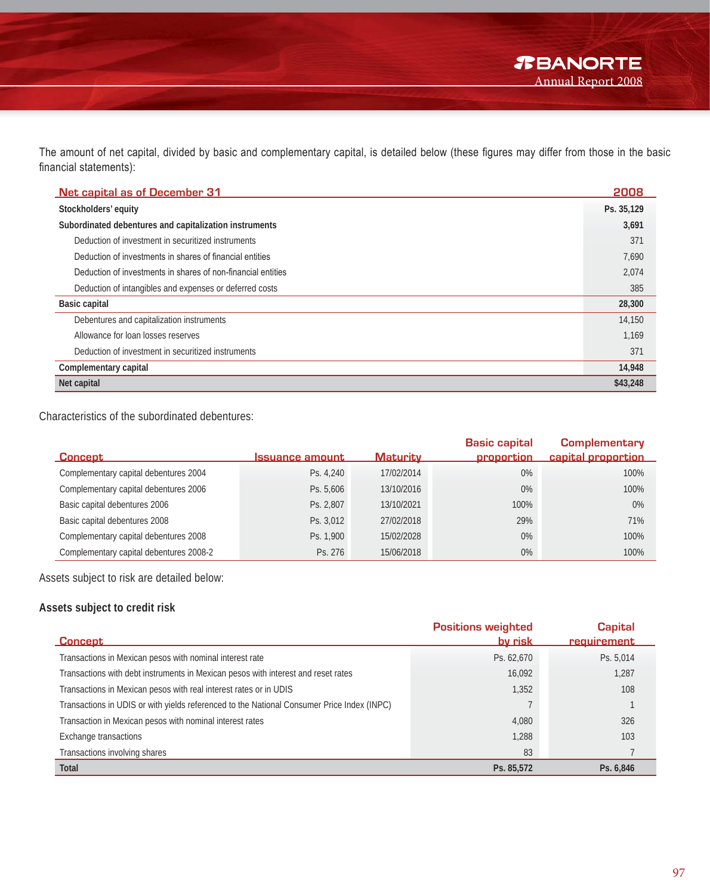The amount of net capital, divided by basic and complementary capital, is detailed below (these figures may differ from those in the basic financial statements):

| Net capital as of December 31 | 2008 |
|---|---|
| **Stockholders' equity** | **Ps. 35,129** |
| **Subordinated debentures and capitalization instruments** | **3,691** |
| Deduction of investment in securitized instruments | 371 |
| Deduction of investments in shares of financial entities | 7,690 |
| Deduction of investments in shares of non-financial entities | 2,074 |
| Deduction of intangibles and expenses or deferred costs | 385 |
| **Basic capital** | **28,300** |
| Debentures and capitalization instruments | 14,150 |
| Allowance for loan losses reserves | 1,169 |
| Deduction of investment in securitized instruments | 371 |
| **Complementary capital** | **14,948** |
| **Net capital** | **$43,248** |

Characteristics of the subordinated debentures:

| Concept | Issuance amount | Maturity | Basic capital proportion | Complementary capital proportion |
|---|---|---|---|---|
| Complementary capital debentures 2004 | Ps. 4,240 | 17/02/2014 | 0% | 100% |
| Complementary capital debentures 2006 | Ps. 5,606 | 13/10/2016 | 0% | 100% |
| Basic capital debentures 2006 | Ps. 2,807 | 13/10/2021 | 100% | 0% |
| Basic capital debentures 2008 | Ps. 3,012 | 27/02/2018 | 29% | 71% |
| Complementary capital debentures 2008 | Ps. 1,900 | 15/02/2028 | 0% | 100% |
| Complementary capital debentures 2008-2 | Ps. 276 | 15/06/2018 | 0% | 100% |

Assets subject to risk are detailed below:

**Assets subject to credit risk**

| Concept | Positions weighted by risk | Capital requirement |
|---|---|---|
| Transactions in Mexican pesos with nominal interest rate | Ps. 62,670 | Ps. 5,014 |
| Transactions with debt instruments in Mexican pesos with interest and reset rates | 16,092 | 1,287 |
| Transactions in Mexican pesos with real interest rates or in UDIS | 1,352 | 108 |
| Transactions in UDIS or with yields referenced to the National Consumer Price Index (INPC) | 7 | 1 |
| Transaction in Mexican pesos with nominal interest rates | 4,080 | 326 |
| Exchange transactions | 1,288 | 103 |
| Transactions involving shares | 83 | 7 |
| **Total** | **Ps. 85,572** | **Ps. 6,846** |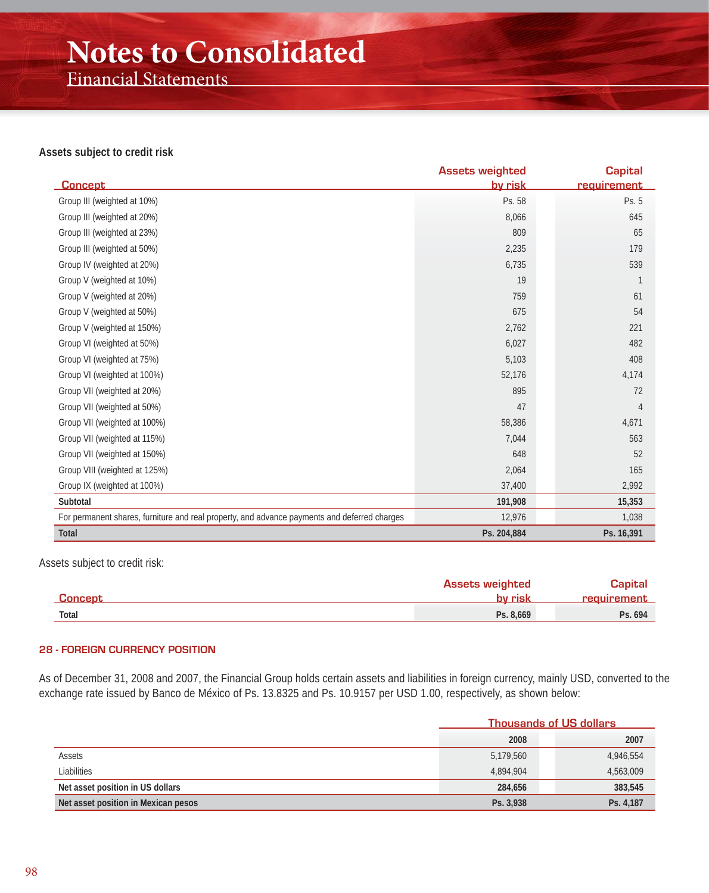**Assets subject to credit risk**

| Concept | Assets weighted by risk | Capital requirement |
|---|---|---|
| Group III (weighted at 10%) | Ps. 58 | Ps. 5 |
| Group III (weighted at 20%) | 8,066 | 645 |
| Group III (weighted at 23%) | 809 | 65 |
| Group III (weighted at 50%) | 2,235 | 179 |
| Group IV (weighted at 20%) | 6,735 | 539 |
| Group V (weighted at 10%) | 19 | 1 |
| Group V (weighted at 20%) | 759 | 61 |
| Group V (weighted at 50%) | 675 | 54 |
| Group V (weighted at 150%) | 2,762 | 221 |
| Group VI (weighted at 50%) | 6,027 | 482 |
| Group VI (weighted at 75%) | 5,103 | 408 |
| Group VI (weighted at 100%) | 52,176 | 4,174 |
| Group VII (weighted at 20%) | 895 | 72 |
| Group VII (weighted at 50%) | 47 | 4 |
| Group VII (weighted at 100%) | 58,386 | 4,671 |
| Group VII (weighted at 115%) | 7,044 | 563 |
| Group VII (weighted at 150%) | 648 | 52 |
| Group VIII (weighted at 125%) | 2,064 | 165 |
| Group IX (weighted at 100%) | 37,400 | 2,992 |
| **Subtotal** | **191,908** | **15,353** |
| For permanent shares, furniture and real property, and advance payments and deferred charges | 12,976 | 1,038 |
| **Total** | **Ps. 204,884** | **Ps. 16,391** |

Assets subject to credit risk:

| Concept | Assets weighted by risk | Capital requirement |
|---|---|---|
| **Total** | **Ps. 8,669** | **Ps. 694** |

## 28 - FOREIGN CURRENCY POSITION

As of December 31, 2008 and 2007, the Financial Group holds certain assets and liabilities in foreign currency, mainly USD, converted to the exchange rate issued by Banco de México of Ps. 13.8325 and Ps. 10.9157 per USD 1.00, respectively, as shown below:

| | Thousands of US dollars | |
|---|---|---|
| | **2008** | **2007** |
| Assets | 5,179,560 | 4,946,554 |
| Liabilities | 4,894,904 | 4,563,009 |
| **Net asset position in US dollars** | **284,656** | **383,545** |
| **Net asset position in Mexican pesos** | **Ps. 3,938** | **Ps. 4,187** |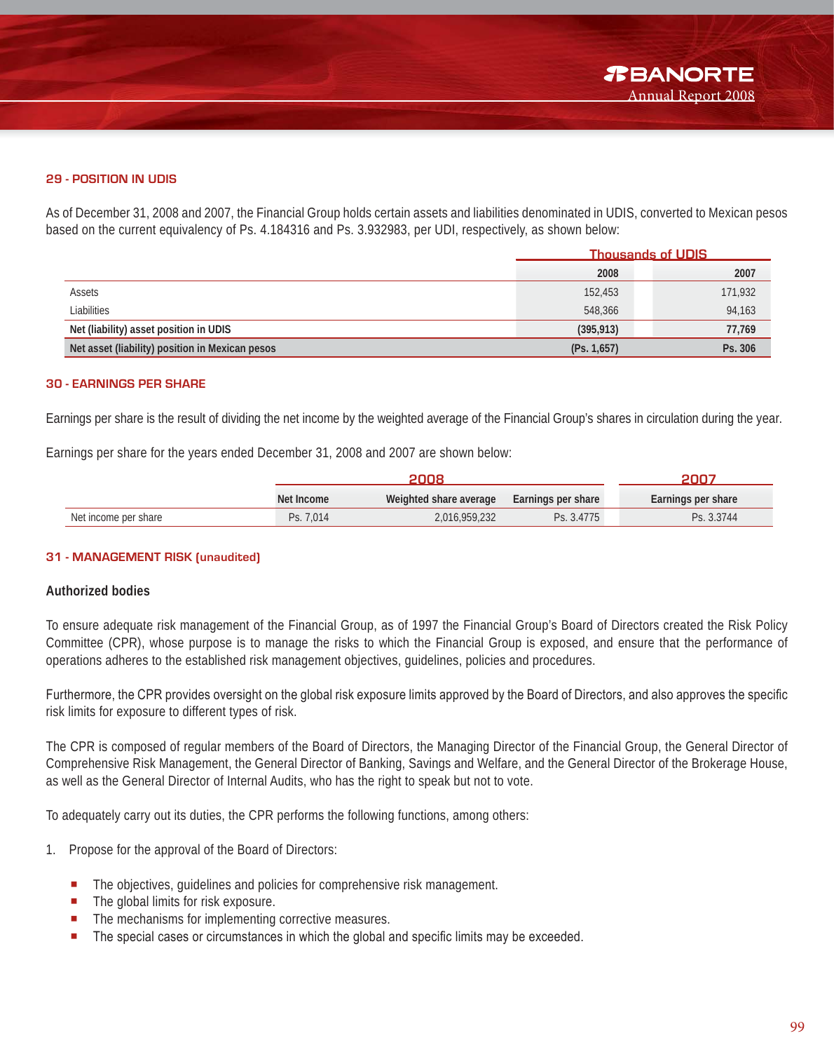## 29 - POSITION IN UDIS

As of December 31, 2008 and 2007, the Financial Group holds certain assets and liabilities denominated in UDIS, converted to Mexican pesos based on the current equivalency of Ps. 4.184316 and Ps. 3.932983, per UDI, respectively, as shown below:

| | Thousands of UDIS | |
|---|---|---|
| | 2008 | 2007 |
| Assets | 152,453 | 171,932 |
| Liabilities | 548,366 | 94,163 |
| **Net (liability) asset position in UDIS** | **(395,913)** | **77,769** |
| **Net asset (liability) position in Mexican pesos** | **(Ps. 1,657)** | **Ps. 306** |

## 30 - EARNINGS PER SHARE

Earnings per share is the result of dividing the net income by the weighted average of the Financial Group's shares in circulation during the year.

Earnings per share for the years ended December 31, 2008 and 2007 are shown below:

| | 2008 | | | 2007 |
|---|---|---|---|---|
| | Net Income | Weighted share average | Earnings per share | Earnings per share |
| Net income per share | Ps. 7,014 | 2,016,959,232 | Ps. 3.4775 | Ps. 3.3744 |

## 31 - MANAGEMENT RISK (unaudited)

### Authorized bodies

To ensure adequate risk management of the Financial Group, as of 1997 the Financial Group's Board of Directors created the Risk Policy Committee (CPR), whose purpose is to manage the risks to which the Financial Group is exposed, and ensure that the performance of operations adheres to the established risk management objectives, guidelines, policies and procedures.

Furthermore, the CPR provides oversight on the global risk exposure limits approved by the Board of Directors, and also approves the specific risk limits for exposure to different types of risk.

The CPR is composed of regular members of the Board of Directors, the Managing Director of the Financial Group, the General Director of Comprehensive Risk Management, the General Director of Banking, Savings and Welfare, and the General Director of the Brokerage House, as well as the General Director of Internal Audits, who has the right to speak but not to vote.

To adequately carry out its duties, the CPR performs the following functions, among others:

1. Propose for the approval of the Board of Directors:

   - The objectives, guidelines and policies for comprehensive risk management.
   - The global limits for risk exposure.
   - The mechanisms for implementing corrective measures.
   - The special cases or circumstances in which the global and specific limits may be exceeded.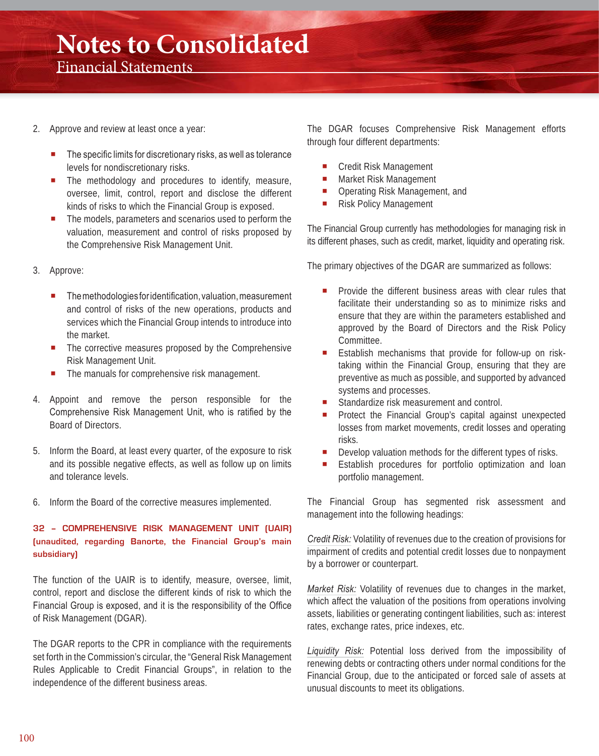2. Approve and review at least once a year:

   - The specific limits for discretionary risks, as well as tolerance levels for nondiscretionary risks.
   - The methodology and procedures to identify, measure, oversee, limit, control, report and disclose the different kinds of risks to which the Financial Group is exposed.
   - The models, parameters and scenarios used to perform the valuation, measurement and control of risks proposed by the Comprehensive Risk Management Unit.

3. Approve:

   - The methodologies for identification, valuation, measurement and control of risks of the new operations, products and services which the Financial Group intends to introduce into the market.
   - The corrective measures proposed by the Comprehensive Risk Management Unit.
   - The manuals for comprehensive risk management.

4. Appoint and remove the person responsible for the Comprehensive Risk Management Unit, who is ratified by the Board of Directors.

5. Inform the Board, at least every quarter, of the exposure to risk and its possible negative effects, as well as follow up on limits and tolerance levels.

6. Inform the Board of the corrective measures implemented.

### 32 – COMPREHENSIVE RISK MANAGEMENT UNIT (UAIR) (unaudited, regarding Banorte, the Financial Group's main subsidiary)

The function of the UAIR is to identify, measure, oversee, limit, control, report and disclose the different kinds of risk to which the Financial Group is exposed, and it is the responsibility of the Office of Risk Management (DGAR).

The DGAR reports to the CPR in compliance with the requirements set forth in the Commission's circular, the "General Risk Management Rules Applicable to Credit Financial Groups", in relation to the independence of the different business areas.

The DGAR focuses Comprehensive Risk Management efforts through four different departments:

- Credit Risk Management
- Market Risk Management
- Operating Risk Management, and
- Risk Policy Management

The Financial Group currently has methodologies for managing risk in its different phases, such as credit, market, liquidity and operating risk.

The primary objectives of the DGAR are summarized as follows:

- Provide the different business areas with clear rules that facilitate their understanding so as to minimize risks and ensure that they are within the parameters established and approved by the Board of Directors and the Risk Policy Committee.
- Establish mechanisms that provide for follow-up on risk-taking within the Financial Group, ensuring that they are preventive as much as possible, and supported by advanced systems and processes.
- Standardize risk measurement and control.
- Protect the Financial Group's capital against unexpected losses from market movements, credit losses and operating risks.
- Develop valuation methods for the different types of risks.
- Establish procedures for portfolio optimization and loan portfolio management.

The Financial Group has segmented risk assessment and management into the following headings:

*Credit Risk:* Volatility of revenues due to the creation of provisions for impairment of credits and potential credit losses due to nonpayment by a borrower or counterpart.

*Market Risk:* Volatility of revenues due to changes in the market, which affect the valuation of the positions from operations involving assets, liabilities or generating contingent liabilities, such as: interest rates, exchange rates, price indexes, etc.

*Liquidity Risk:* Potential loss derived from the impossibility of renewing debts or contracting others under normal conditions for the Financial Group, due to the anticipated or forced sale of assets at unusual discounts to meet its obligations.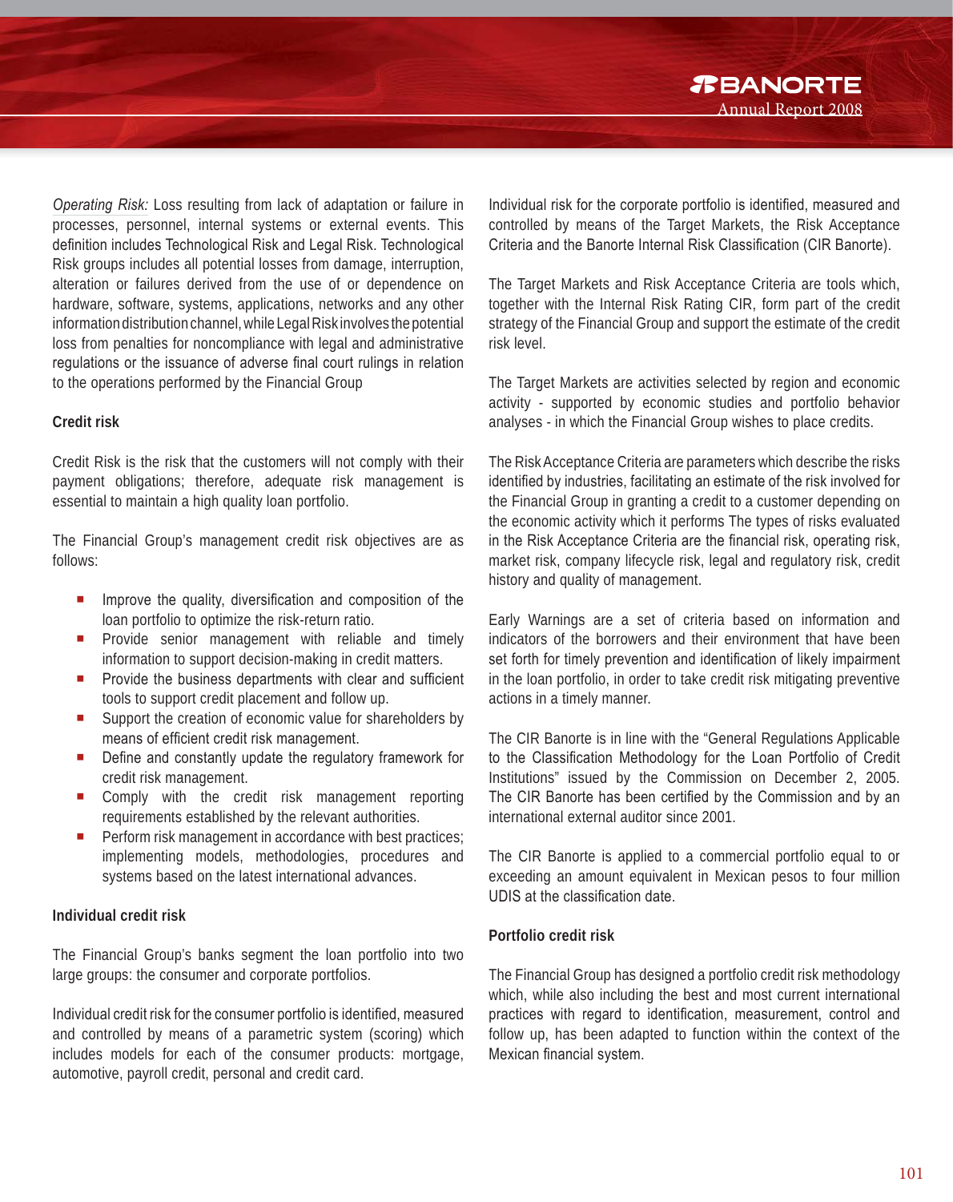*Operating Risk:* Loss resulting from lack of adaptation or failure in processes, personnel, internal systems or external events. This definition includes Technological Risk and Legal Risk. Technological Risk groups includes all potential losses from damage, interruption, alteration or failures derived from the use of or dependence on hardware, software, systems, applications, networks and any other information distribution channel, while Legal Risk involves the potential loss from penalties for noncompliance with legal and administrative regulations or the issuance of adverse final court rulings in relation to the operations performed by the Financial Group

**Credit risk**

Credit Risk is the risk that the customers will not comply with their payment obligations; therefore, adequate risk management is essential to maintain a high quality loan portfolio.

The Financial Group's management credit risk objectives are as follows:

- Improve the quality, diversification and composition of the loan portfolio to optimize the risk-return ratio.
- Provide senior management with reliable and timely information to support decision-making in credit matters.
- Provide the business departments with clear and sufficient tools to support credit placement and follow up.
- Support the creation of economic value for shareholders by means of efficient credit risk management.
- Define and constantly update the regulatory framework for credit risk management.
- Comply with the credit risk management reporting requirements established by the relevant authorities.
- Perform risk management in accordance with best practices; implementing models, methodologies, procedures and systems based on the latest international advances.

**Individual credit risk**

The Financial Group's banks segment the loan portfolio into two large groups: the consumer and corporate portfolios.

Individual credit risk for the consumer portfolio is identified, measured and controlled by means of a parametric system (scoring) which includes models for each of the consumer products: mortgage, automotive, payroll credit, personal and credit card.

Individual risk for the corporate portfolio is identified, measured and controlled by means of the Target Markets, the Risk Acceptance Criteria and the Banorte Internal Risk Classification (CIR Banorte).

The Target Markets and Risk Acceptance Criteria are tools which, together with the Internal Risk Rating CIR, form part of the credit strategy of the Financial Group and support the estimate of the credit risk level.

The Target Markets are activities selected by region and economic activity - supported by economic studies and portfolio behavior analyses - in which the Financial Group wishes to place credits.

The Risk Acceptance Criteria are parameters which describe the risks identified by industries, facilitating an estimate of the risk involved for the Financial Group in granting a credit to a customer depending on the economic activity which it performs The types of risks evaluated in the Risk Acceptance Criteria are the financial risk, operating risk, market risk, company lifecycle risk, legal and regulatory risk, credit history and quality of management.

Early Warnings are a set of criteria based on information and indicators of the borrowers and their environment that have been set forth for timely prevention and identification of likely impairment in the loan portfolio, in order to take credit risk mitigating preventive actions in a timely manner.

The CIR Banorte is in line with the "General Regulations Applicable to the Classification Methodology for the Loan Portfolio of Credit Institutions" issued by the Commission on December 2, 2005. The CIR Banorte has been certified by the Commission and by an international external auditor since 2001.

The CIR Banorte is applied to a commercial portfolio equal to or exceeding an amount equivalent in Mexican pesos to four million UDIS at the classification date.

**Portfolio credit risk**

The Financial Group has designed a portfolio credit risk methodology which, while also including the best and most current international practices with regard to identification, measurement, control and follow up, has been adapted to function within the context of the Mexican financial system.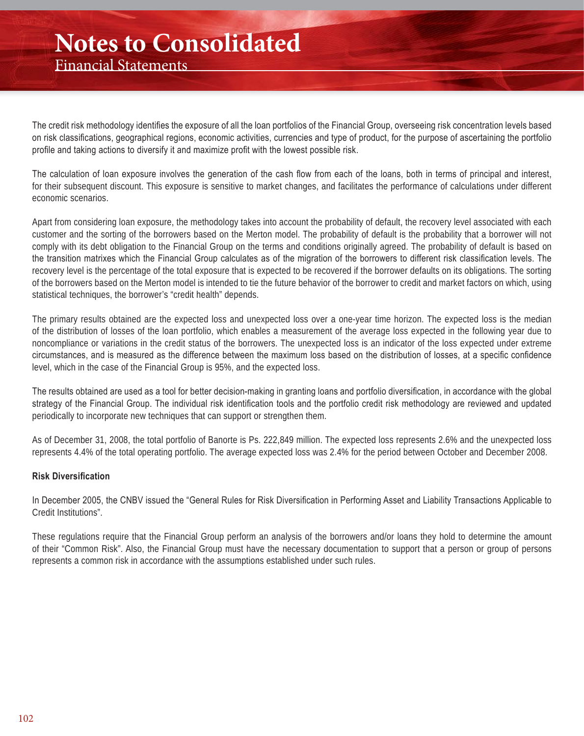The credit risk methodology identifies the exposure of all the loan portfolios of the Financial Group, overseeing risk concentration levels based on risk classifications, geographical regions, economic activities, currencies and type of product, for the purpose of ascertaining the portfolio profile and taking actions to diversify it and maximize profit with the lowest possible risk.

The calculation of loan exposure involves the generation of the cash flow from each of the loans, both in terms of principal and interest, for their subsequent discount. This exposure is sensitive to market changes, and facilitates the performance of calculations under different economic scenarios.

Apart from considering loan exposure, the methodology takes into account the probability of default, the recovery level associated with each customer and the sorting of the borrowers based on the Merton model. The probability of default is the probability that a borrower will not comply with its debt obligation to the Financial Group on the terms and conditions originally agreed. The probability of default is based on the transition matrixes which the Financial Group calculates as of the migration of the borrowers to different risk classification levels. The recovery level is the percentage of the total exposure that is expected to be recovered if the borrower defaults on its obligations. The sorting of the borrowers based on the Merton model is intended to tie the future behavior of the borrower to credit and market factors on which, using statistical techniques, the borrower's "credit health" depends.

The primary results obtained are the expected loss and unexpected loss over a one-year time horizon. The expected loss is the median of the distribution of losses of the loan portfolio, which enables a measurement of the average loss expected in the following year due to noncompliance or variations in the credit status of the borrowers. The unexpected loss is an indicator of the loss expected under extreme circumstances, and is measured as the difference between the maximum loss based on the distribution of losses, at a specific confidence level, which in the case of the Financial Group is 95%, and the expected loss.

The results obtained are used as a tool for better decision-making in granting loans and portfolio diversification, in accordance with the global strategy of the Financial Group. The individual risk identification tools and the portfolio credit risk methodology are reviewed and updated periodically to incorporate new techniques that can support or strengthen them.

As of December 31, 2008, the total portfolio of Banorte is Ps. 222,849 million. The expected loss represents 2.6% and the unexpected loss represents 4.4% of the total operating portfolio. The average expected loss was 2.4% for the period between October and December 2008.

**Risk Diversification**

In December 2005, the CNBV issued the "General Rules for Risk Diversification in Performing Asset and Liability Transactions Applicable to Credit Institutions".

These regulations require that the Financial Group perform an analysis of the borrowers and/or loans they hold to determine the amount of their "Common Risk". Also, the Financial Group must have the necessary documentation to support that a person or group of persons represents a common risk in accordance with the assumptions established under such rules.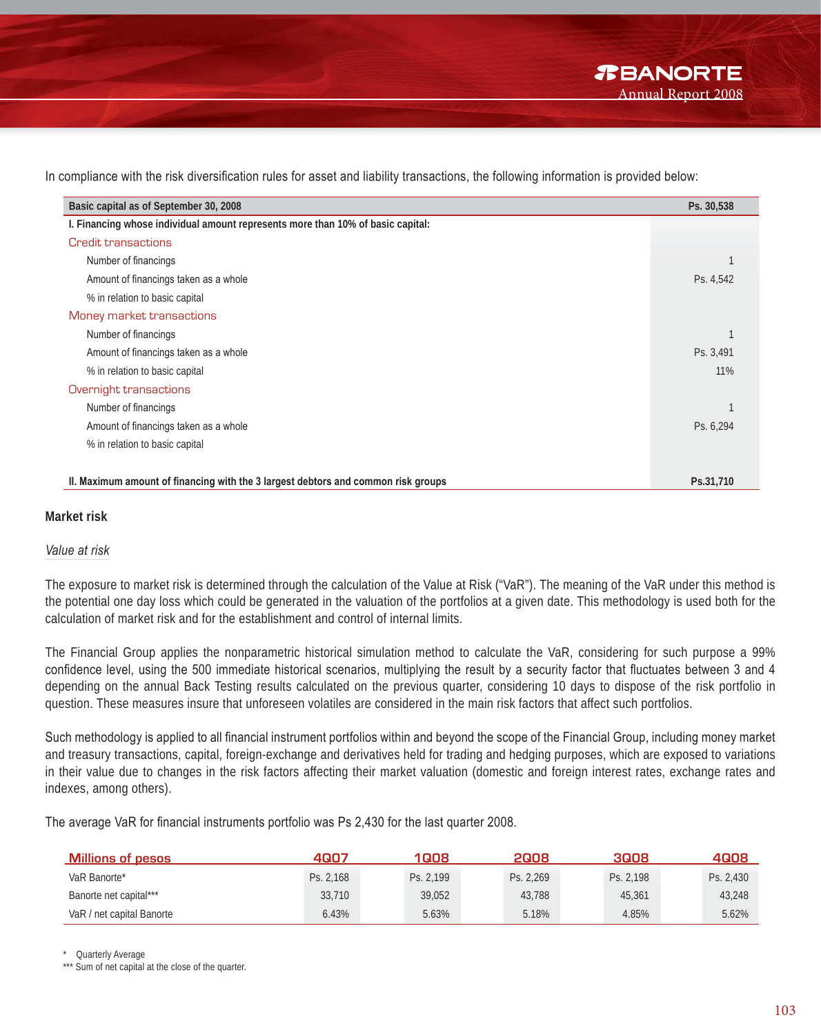In compliance with the risk diversification rules for asset and liability transactions, the following information is provided below:

| Basic capital as of September 30, 2008 | Ps. 30,538 |
|---|---|
| **I. Financing whose individual amount represents more than 10% of basic capital:** | |
| Credit transactions | |
| Number of financings | 1 |
| Amount of financings taken as a whole | Ps. 4,542 |
| % in relation to basic capital | |
| Money market transactions | |
| Number of financings | 1 |
| Amount of financings taken as a whole | Ps. 3,491 |
| % in relation to basic capital | 11% |
| Overnight transactions | |
| Number of financings | 1 |
| Amount of financings taken as a whole | Ps. 6,294 |
| % in relation to basic capital | |
| **II. Maximum amount of financing with the 3 largest debtors and common risk groups** | **Ps.31,710** |

## Market risk

*Value at risk*

The exposure to market risk is determined through the calculation of the Value at Risk ("VaR"). The meaning of the VaR under this method is the potential one day loss which could be generated in the valuation of the portfolios at a given date. This methodology is used both for the calculation of market risk and for the establishment and control of internal limits.

The Financial Group applies the nonparametric historical simulation method to calculate the VaR, considering for such purpose a 99% confidence level, using the 500 immediate historical scenarios, multiplying the result by a security factor that fluctuates between 3 and 4 depending on the annual Back Testing results calculated on the previous quarter, considering 10 days to dispose of the risk portfolio in question. These measures insure that unforeseen volatiles are considered in the main risk factors that affect such portfolios.

Such methodology is applied to all financial instrument portfolios within and beyond the scope of the Financial Group, including money market and treasury transactions, capital, foreign-exchange and derivatives held for trading and hedging purposes, which are exposed to variations in their value due to changes in the risk factors affecting their market valuation (domestic and foreign interest rates, exchange rates and indexes, among others).

The average VaR for financial instruments portfolio was Ps 2,430 for the last quarter 2008.

| Millions of pesos | 4Q07 | 1Q08 | 2Q08 | 3Q08 | 4Q08 |
|---|---|---|---|---|---|
| VaR Banorte* | Ps. 2,168 | Ps. 2,199 | Ps. 2,269 | Ps. 2,198 | Ps. 2,430 |
| Banorte net capital*** | 33,710 | 39,052 | 43,788 | 45,361 | 43,248 |
| VaR / net capital Banorte | 6.43% | 5.63% | 5.18% | 4.85% | 5.62% |

\* Quarterly Average

*** Sum of net capital at the close of the quarter.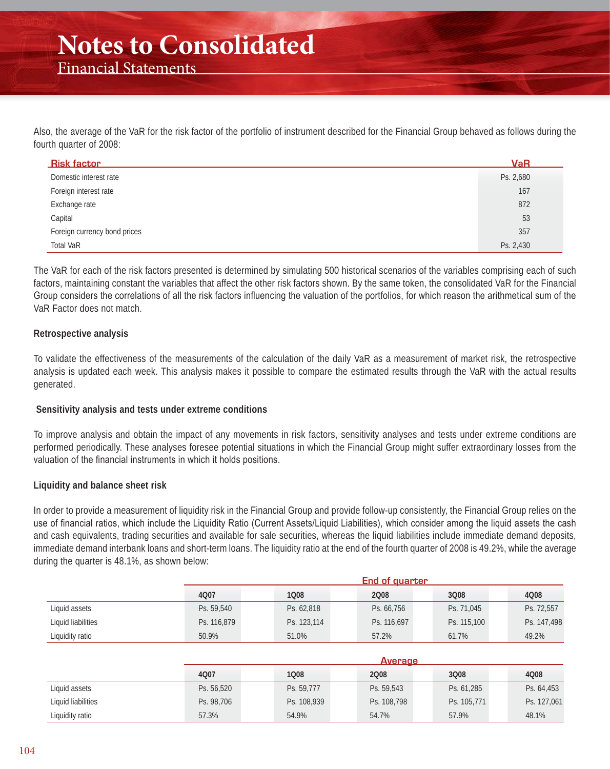Also, the average of the VaR for the risk factor of the portfolio of instrument described for the Financial Group behaved as follows during the fourth quarter of 2008:

| Risk factor | VaR |
|---|---|
| Domestic interest rate | Ps. 2,680 |
| Foreign interest rate | 167 |
| Exchange rate | 872 |
| Capital | 53 |
| Foreign currency bond prices | 357 |
| Total VaR | Ps. 2,430 |

The VaR for each of the risk factors presented is determined by simulating 500 historical scenarios of the variables comprising each of such factors, maintaining constant the variables that affect the other risk factors shown. By the same token, the consolidated VaR for the Financial Group considers the correlations of all the risk factors influencing the valuation of the portfolios, for which reason the arithmetical sum of the VaR Factor does not match.

**Retrospective analysis**

To validate the effectiveness of the measurements of the calculation of the daily VaR as a measurement of market risk, the retrospective analysis is updated each week. This analysis makes it possible to compare the estimated results through the VaR with the actual results generated.

**Sensitivity analysis and tests under extreme conditions**

To improve analysis and obtain the impact of any movements in risk factors, sensitivity analyses and tests under extreme conditions are performed periodically. These analyses foresee potential situations in which the Financial Group might suffer extraordinary losses from the valuation of the financial instruments in which it holds positions.

**Liquidity and balance sheet risk**

In order to provide a measurement of liquidity risk in the Financial Group and provide follow-up consistently, the Financial Group relies on the use of financial ratios, which include the Liquidity Ratio (Current Assets/Liquid Liabilities), which consider among the liquid assets the cash and cash equivalents, trading securities and available for sale securities, whereas the liquid liabilities include immediate demand deposits, immediate demand interbank loans and short-term loans. The liquidity ratio at the end of the fourth quarter of 2008 is 49.2%, while the average during the quarter is 48.1%, as shown below:

| | End of quarter | | | | |
|---|---|---|---|---|---|
| | 4Q07 | 1Q08 | 2Q08 | 3Q08 | 4Q08 |
| Liquid assets | Ps. 59,540 | Ps. 62,818 | Ps. 66,756 | Ps. 71,045 | Ps. 72,557 |
| Liquid liabilities | Ps. 116,879 | Ps. 123,114 | Ps. 116,697 | Ps. 115,100 | Ps. 147,498 |
| Liquidity ratio | 50.9% | 51.0% | 57.2% | 61.7% | 49.2% |

| | Average | | | | |
|---|---|---|---|---|---|
| | 4Q07 | 1Q08 | 2Q08 | 3Q08 | 4Q08 |
| Liquid assets | Ps. 56,520 | Ps. 59,777 | Ps. 59,543 | Ps. 61,285 | Ps. 64,453 |
| Liquid liabilities | Ps. 98,706 | Ps. 108,939 | Ps. 108,798 | Ps. 105,771 | Ps. 127,061 |
| Liquidity ratio | 57.3% | 54.9% | 54.7% | 57.9% | 48.1% |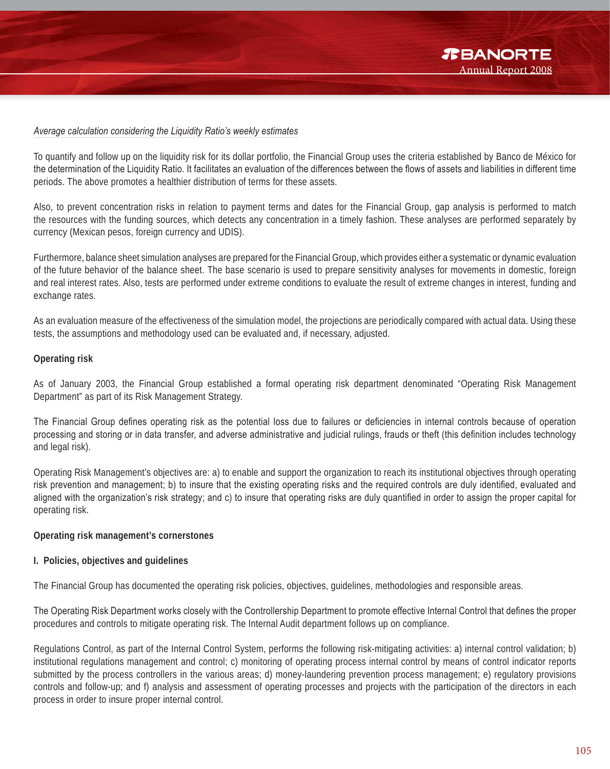*Average calculation considering the Liquidity Ratio's weekly estimates*

To quantify and follow up on the liquidity risk for its dollar portfolio, the Financial Group uses the criteria established by Banco de México for the determination of the Liquidity Ratio. It facilitates an evaluation of the differences between the flows of assets and liabilities in different time periods. The above promotes a healthier distribution of terms for these assets.

Also, to prevent concentration risks in relation to payment terms and dates for the Financial Group, gap analysis is performed to match the resources with the funding sources, which detects any concentration in a timely fashion. These analyses are performed separately by currency (Mexican pesos, foreign currency and UDIS).

Furthermore, balance sheet simulation analyses are prepared for the Financial Group, which provides either a systematic or dynamic evaluation of the future behavior of the balance sheet. The base scenario is used to prepare sensitivity analyses for movements in domestic, foreign and real interest rates. Also, tests are performed under extreme conditions to evaluate the result of extreme changes in interest, funding and exchange rates.

As an evaluation measure of the effectiveness of the simulation model, the projections are periodically compared with actual data. Using these tests, the assumptions and methodology used can be evaluated and, if necessary, adjusted.

**Operating risk**

As of January 2003, the Financial Group established a formal operating risk department denominated "Operating Risk Management Department" as part of its Risk Management Strategy.

The Financial Group defines operating risk as the potential loss due to failures or deficiencies in internal controls because of operation processing and storing or in data transfer, and adverse administrative and judicial rulings, frauds or theft (this definition includes technology and legal risk).

Operating Risk Management's objectives are: a) to enable and support the organization to reach its institutional objectives through operating risk prevention and management; b) to insure that the existing operating risks and the required controls are duly identified, evaluated and aligned with the organization's risk strategy; and c) to insure that operating risks are duly quantified in order to assign the proper capital for operating risk.

**Operating risk management's cornerstones**

**I. Policies, objectives and guidelines**

The Financial Group has documented the operating risk policies, objectives, guidelines, methodologies and responsible areas.

The Operating Risk Department works closely with the Controllership Department to promote effective Internal Control that defines the proper procedures and controls to mitigate operating risk. The Internal Audit department follows up on compliance.

Regulations Control, as part of the Internal Control System, performs the following risk-mitigating activities: a) internal control validation; b) institutional regulations management and control; c) monitoring of operating process internal control by means of control indicator reports submitted by the process controllers in the various areas; d) money-laundering prevention process management; e) regulatory provisions controls and follow-up; and f) analysis and assessment of operating processes and projects with the participation of the directors in each process in order to insure proper internal control.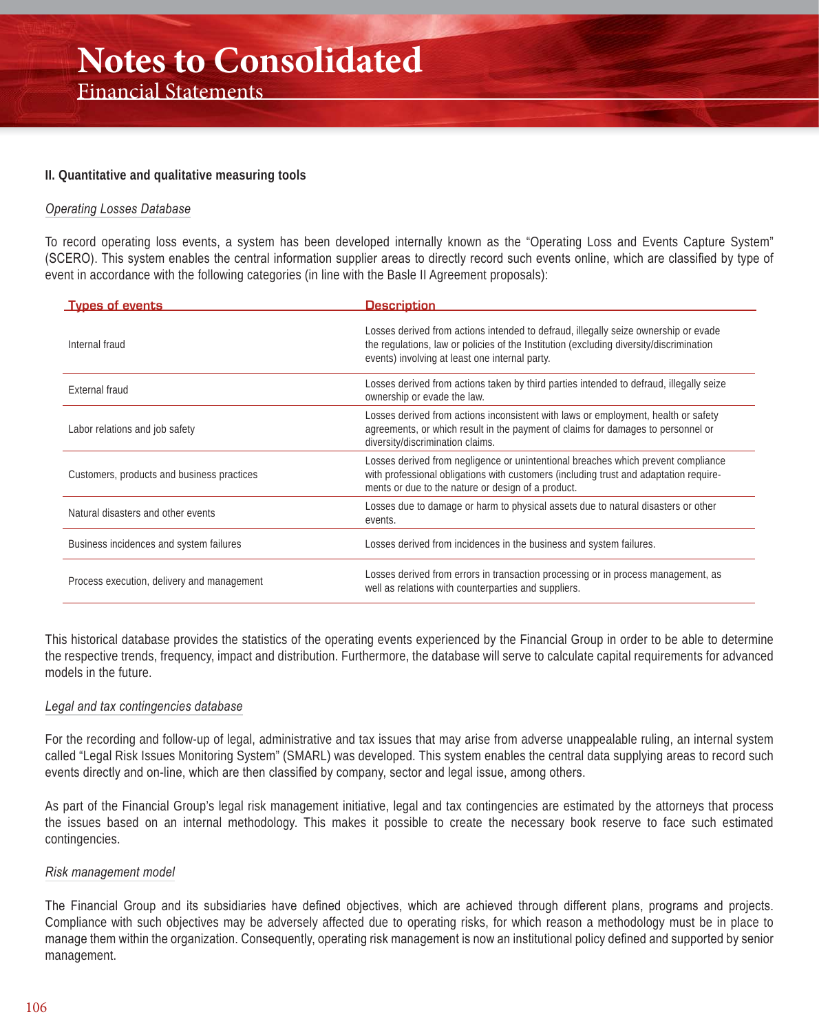### II. Quantitative and qualitative measuring tools

*Operating Losses Database*

To record operating loss events, a system has been developed internally known as the “Operating Loss and Events Capture System” (SCERO). This system enables the central information supplier areas to directly record such events online, which are classified by type of event in accordance with the following categories (in line with the Basle II Agreement proposals):

| Types of events | Description |
|---|---|
| Internal fraud | Losses derived from actions intended to defraud, illegally seize ownership or evade the regulations, law or policies of the Institution (excluding diversity/discrimination events) involving at least one internal party. |
| External fraud | Losses derived from actions taken by third parties intended to defraud, illegally seize ownership or evade the law. |
| Labor relations and job safety | Losses derived from actions inconsistent with laws or employment, health or safety agreements, or which result in the payment of claims for damages to personnel or diversity/discrimination claims. |
| Customers, products and business practices | Losses derived from negligence or unintentional breaches which prevent compliance with professional obligations with customers (including trust and adaptation requirements or due to the nature or design of a product. |
| Natural disasters and other events | Losses due to damage or harm to physical assets due to natural disasters or other events. |
| Business incidences and system failures | Losses derived from incidences in the business and system failures. |
| Process execution, delivery and management | Losses derived from errors in transaction processing or in process management, as well as relations with counterparties and suppliers. |

This historical database provides the statistics of the operating events experienced by the Financial Group in order to be able to determine the respective trends, frequency, impact and distribution. Furthermore, the database will serve to calculate capital requirements for advanced models in the future.

*Legal and tax contingencies database*

For the recording and follow-up of legal, administrative and tax issues that may arise from adverse unappealable ruling, an internal system called “Legal Risk Issues Monitoring System” (SMARL) was developed. This system enables the central data supplying areas to record such events directly and on-line, which are then classified by company, sector and legal issue, among others.

As part of the Financial Group’s legal risk management initiative, legal and tax contingencies are estimated by the attorneys that process the issues based on an internal methodology. This makes it possible to create the necessary book reserve to face such estimated contingencies.

*Risk management model*

The Financial Group and its subsidiaries have defined objectives, which are achieved through different plans, programs and projects. Compliance with such objectives may be adversely affected due to operating risks, for which reason a methodology must be in place to manage them within the organization. Consequently, operating risk management is now an institutional policy defined and supported by senior management.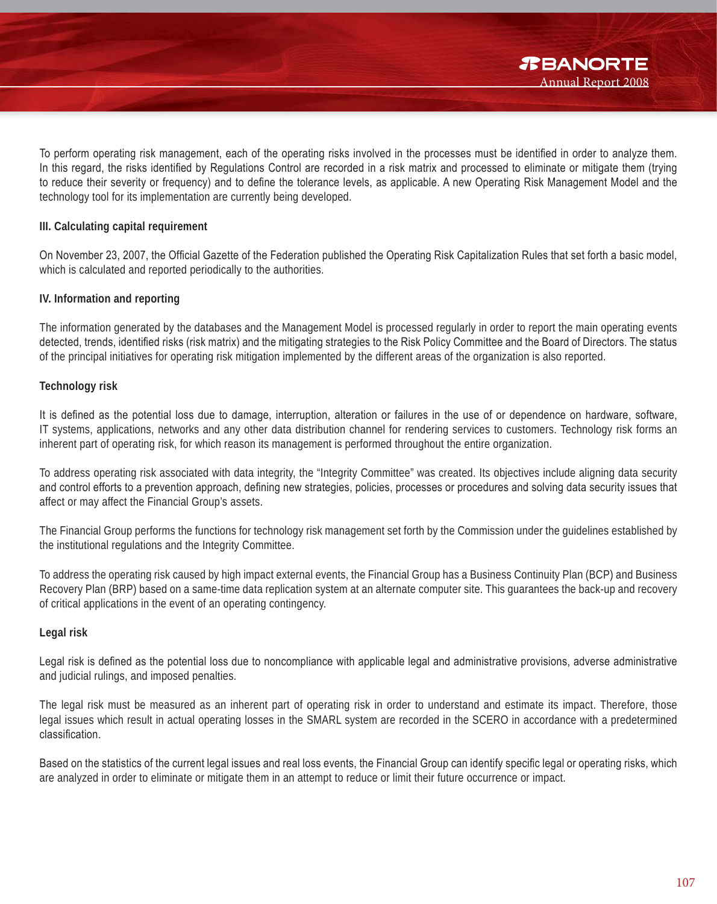To perform operating risk management, each of the operating risks involved in the processes must be identified in order to analyze them. In this regard, the risks identified by Regulations Control are recorded in a risk matrix and processed to eliminate or mitigate them (trying to reduce their severity or frequency) and to define the tolerance levels, as applicable. A new Operating Risk Management Model and the technology tool for its implementation are currently being developed.

**III. Calculating capital requirement**

On November 23, 2007, the Official Gazette of the Federation published the Operating Risk Capitalization Rules that set forth a basic model, which is calculated and reported periodically to the authorities.

**IV. Information and reporting**

The information generated by the databases and the Management Model is processed regularly in order to report the main operating events detected, trends, identified risks (risk matrix) and the mitigating strategies to the Risk Policy Committee and the Board of Directors. The status of the principal initiatives for operating risk mitigation implemented by the different areas of the organization is also reported.

**Technology risk**

It is defined as the potential loss due to damage, interruption, alteration or failures in the use of or dependence on hardware, software, IT systems, applications, networks and any other data distribution channel for rendering services to customers. Technology risk forms an inherent part of operating risk, for which reason its management is performed throughout the entire organization.

To address operating risk associated with data integrity, the "Integrity Committee" was created. Its objectives include aligning data security and control efforts to a prevention approach, defining new strategies, policies, processes or procedures and solving data security issues that affect or may affect the Financial Group's assets.

The Financial Group performs the functions for technology risk management set forth by the Commission under the guidelines established by the institutional regulations and the Integrity Committee.

To address the operating risk caused by high impact external events, the Financial Group has a Business Continuity Plan (BCP) and Business Recovery Plan (BRP) based on a same-time data replication system at an alternate computer site. This guarantees the back-up and recovery of critical applications in the event of an operating contingency.

**Legal risk**

Legal risk is defined as the potential loss due to noncompliance with applicable legal and administrative provisions, adverse administrative and judicial rulings, and imposed penalties.

The legal risk must be measured as an inherent part of operating risk in order to understand and estimate its impact. Therefore, those legal issues which result in actual operating losses in the SMARL system are recorded in the SCERO in accordance with a predetermined classification.

Based on the statistics of the current legal issues and real loss events, the Financial Group can identify specific legal or operating risks, which are analyzed in order to eliminate or mitigate them in an attempt to reduce or limit their future occurrence or impact.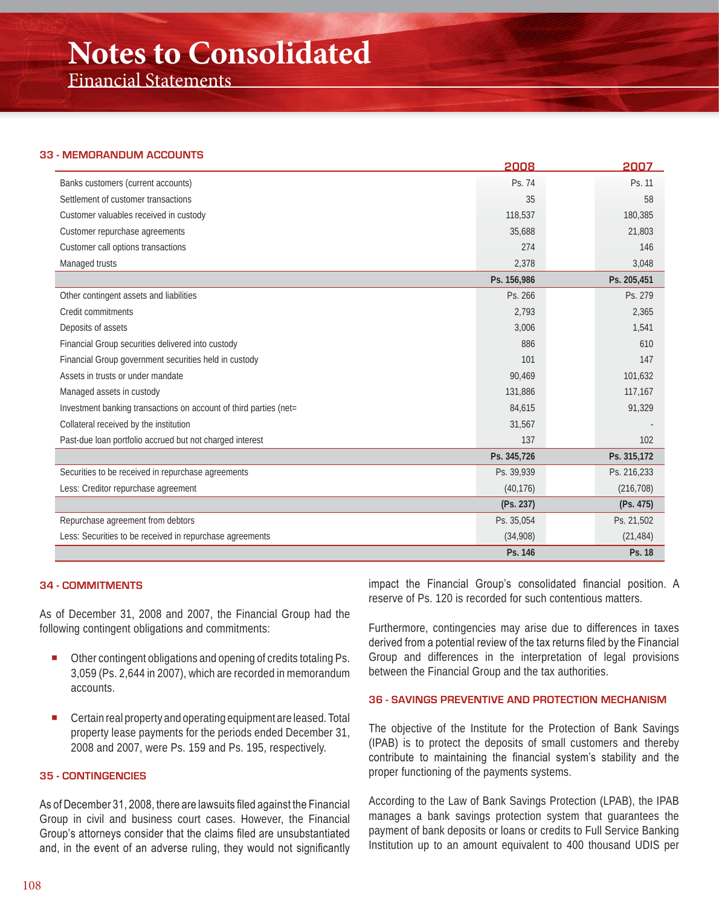# Notes to Consolidated Financial Statements

### 33 - MEMORANDUM ACCOUNTS

| | 2008 | 2007 |
|---|---|---|
| Banks customers (current accounts) | Ps. 74 | Ps. 11 |
| Settlement of customer transactions | 35 | 58 |
| Customer valuables received in custody | 118,537 | 180,385 |
| Customer repurchase agreements | 35,688 | 21,803 |
| Customer call options transactions | 274 | 146 |
| Managed trusts | 2,378 | 3,048 |
| | **Ps. 156,986** | **Ps. 205,451** |
| Other contingent assets and liabilities | Ps. 266 | Ps. 279 |
| Credit commitments | 2,793 | 2,365 |
| Deposits of assets | 3,006 | 1,541 |
| Financial Group securities delivered into custody | 886 | 610 |
| Financial Group government securities held in custody | 101 | 147 |
| Assets in trusts or under mandate | 90,469 | 101,632 |
| Managed assets in custody | 131,886 | 117,167 |
| Investment banking transactions on account of third parties (net= | 84,615 | 91,329 |
| Collateral received by the institution | 31,567 | - |
| Past-due loan portfolio accrued but not charged interest | 137 | 102 |
| | **Ps. 345,726** | **Ps. 315,172** |
| Securities to be received in repurchase agreements | Ps. 39,939 | Ps. 216,233 |
| Less: Creditor repurchase agreement | (40,176) | (216,708) |
| | **(Ps. 237)** | **(Ps. 475)** |
| Repurchase agreement from debtors | Ps. 35,054 | Ps. 21,502 |
| Less: Securities to be received in repurchase agreements | (34,908) | (21,484) |
| | **Ps. 146** | **Ps. 18** |

### 34 - COMMITMENTS

As of December 31, 2008 and 2007, the Financial Group had the following contingent obligations and commitments:

- Other contingent obligations and opening of credits totaling Ps. 3,059 (Ps. 2,644 in 2007), which are recorded in memorandum accounts.
- Certain real property and operating equipment are leased. Total property lease payments for the periods ended December 31, 2008 and 2007, were Ps. 159 and Ps. 195, respectively.

### 35 - CONTINGENCIES

As of December 31, 2008, there are lawsuits filed against the Financial Group in civil and business court cases. However, the Financial Group's attorneys consider that the claims filed are unsubstantiated and, in the event of an adverse ruling, they would not significantly impact the Financial Group's consolidated financial position. A reserve of Ps. 120 is recorded for such contentious matters.

Furthermore, contingencies may arise due to differences in taxes derived from a potential review of the tax returns filed by the Financial Group and differences in the interpretation of legal provisions between the Financial Group and the tax authorities.

### 36 - SAVINGS PREVENTIVE AND PROTECTION MECHANISM

The objective of the Institute for the Protection of Bank Savings (IPAB) is to protect the deposits of small customers and thereby contribute to maintaining the financial system's stability and the proper functioning of the payments systems.

According to the Law of Bank Savings Protection (LPAB), the IPAB manages a bank savings protection system that guarantees the payment of bank deposits or loans or credits to Full Service Banking Institution up to an amount equivalent to 400 thousand UDIS per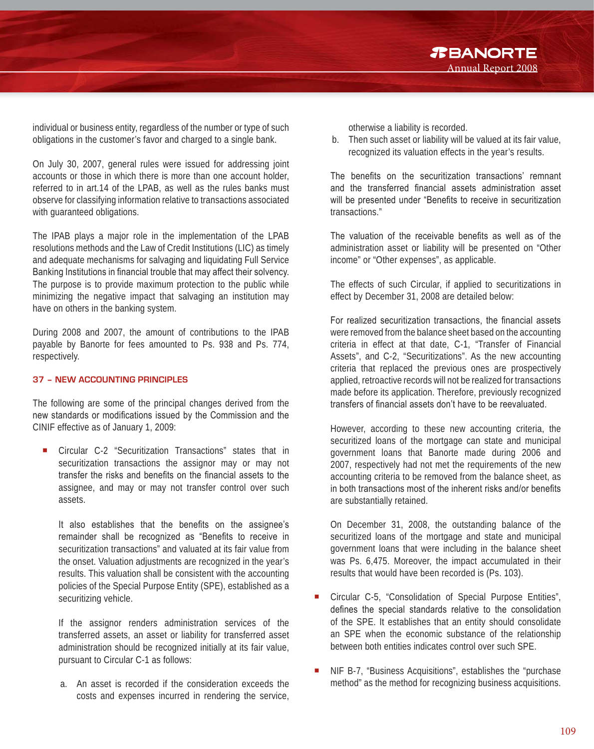individual or business entity, regardless of the number or type of such obligations in the customer's favor and charged to a single bank.

On July 30, 2007, general rules were issued for addressing joint accounts or those in which there is more than one account holder, referred to in art.14 of the LPAB, as well as the rules banks must observe for classifying information relative to transactions associated with guaranteed obligations.

The IPAB plays a major role in the implementation of the LPAB resolutions methods and the Law of Credit Institutions (LIC) as timely and adequate mechanisms for salvaging and liquidating Full Service Banking Institutions in financial trouble that may affect their solvency. The purpose is to provide maximum protection to the public while minimizing the negative impact that salvaging an institution may have on others in the banking system.

During 2008 and 2007, the amount of contributions to the IPAB payable by Banorte for fees amounted to Ps. 938 and Ps. 774, respectively.

## 37 – NEW ACCOUNTING PRINCIPLES

The following are some of the principal changes derived from the new standards or modifications issued by the Commission and the CINIF effective as of January 1, 2009:

- Circular C-2 "Securitization Transactions" states that in securitization transactions the assignor may or may not transfer the risks and benefits on the financial assets to the assignee, and may or may not transfer control over such assets.

  It also establishes that the benefits on the assignee's remainder shall be recognized as "Benefits to receive in securitization transactions" and valuated at its fair value from the onset. Valuation adjustments are recognized in the year's results. This valuation shall be consistent with the accounting policies of the Special Purpose Entity (SPE), established as a securitizing vehicle.

  If the assignor renders administration services of the transferred assets, an asset or liability for transferred asset administration should be recognized initially at its fair value, pursuant to Circular C-1 as follows:

  a. An asset is recorded if the consideration exceeds the costs and expenses incurred in rendering the service, otherwise a liability is recorded.
  b. Then such asset or liability will be valued at its fair value, recognized its valuation effects in the year's results.

  The benefits on the securitization transactions' remnant and the transferred financial assets administration asset will be presented under "Benefits to receive in securitization transactions."

  The valuation of the receivable benefits as well as of the administration asset or liability will be presented on "Other income" or "Other expenses", as applicable.

  The effects of such Circular, if applied to securitizations in effect by December 31, 2008 are detailed below:

  For realized securitization transactions, the financial assets were removed from the balance sheet based on the accounting criteria in effect at that date, C-1, "Transfer of Financial Assets", and C-2, "Securitizations". As the new accounting criteria that replaced the previous ones are prospectively applied, retroactive records will not be realized for transactions made before its application. Therefore, previously recognized transfers of financial assets don't have to be reevaluated.

  However, according to these new accounting criteria, the securitized loans of the mortgage can state and municipal government loans that Banorte made during 2006 and 2007, respectively had not met the requirements of the new accounting criteria to be removed from the balance sheet, as in both transactions most of the inherent risks and/or benefits are substantially retained.

  On December 31, 2008, the outstanding balance of the securitized loans of the mortgage and state and municipal government loans that were including in the balance sheet was Ps. 6,475. Moreover, the impact accumulated in their results that would have been recorded is (Ps. 103).

- Circular C-5, "Consolidation of Special Purpose Entities", defines the special standards relative to the consolidation of the SPE. It establishes that an entity should consolidate an SPE when the economic substance of the relationship between both entities indicates control over such SPE.

- NIF B-7, "Business Acquisitions", establishes the "purchase method" as the method for recognizing business acquisitions.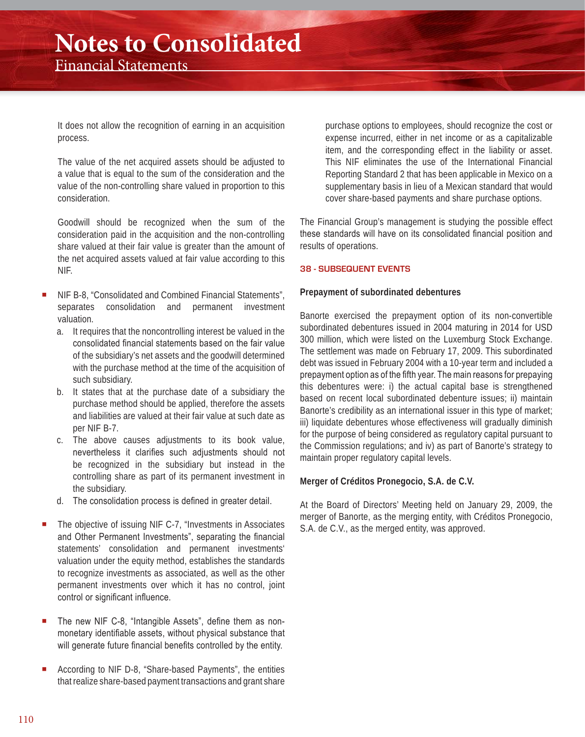It does not allow the recognition of earning in an acquisition process.

The value of the net acquired assets should be adjusted to a value that is equal to the sum of the consideration and the value of the non-controlling share valued in proportion to this consideration.

Goodwill should be recognized when the sum of the consideration paid in the acquisition and the non-controlling share valued at their fair value is greater than the amount of the net acquired assets valued at fair value according to this NIF.

- NIF B-8, "Consolidated and Combined Financial Statements", separates consolidation and permanent investment valuation.
  a. It requires that the noncontrolling interest be valued in the consolidated financial statements based on the fair value of the subsidiary's net assets and the goodwill determined with the purchase method at the time of the acquisition of such subsidiary.
  b. It states that at the purchase date of a subsidiary the purchase method should be applied, therefore the assets and liabilities are valued at their fair value at such date as per NIF B-7.
  c. The above causes adjustments to its book value, nevertheless it clarifies such adjustments should not be recognized in the subsidiary but instead in the controlling share as part of its permanent investment in the subsidiary.
  d. The consolidation process is defined in greater detail.

- The objective of issuing NIF C-7, "Investments in Associates and Other Permanent Investments", separating the financial statements' consolidation and permanent investments' valuation under the equity method, establishes the standards to recognize investments as associated, as well as the other permanent investments over which it has no control, joint control or significant influence.

- The new NIF C-8, "Intangible Assets", define them as non-monetary identifiable assets, without physical substance that will generate future financial benefits controlled by the entity.

- According to NIF D-8, "Share-based Payments", the entities that realize share-based payment transactions and grant share purchase options to employees, should recognize the cost or expense incurred, either in net income or as a capitalizable item, and the corresponding effect in the liability or asset. This NIF eliminates the use of the International Financial Reporting Standard 2 that has been applicable in Mexico on a supplementary basis in lieu of a Mexican standard that would cover share-based payments and share purchase options.

The Financial Group's management is studying the possible effect these standards will have on its consolidated financial position and results of operations.

## 38 - SUBSEQUENT EVENTS

### Prepayment of subordinated debentures

Banorte exercised the prepayment option of its non-convertible subordinated debentures issued in 2004 maturing in 2014 for USD 300 million, which were listed on the Luxemburg Stock Exchange. The settlement was made on February 17, 2009. This subordinated debt was issued in February 2004 with a 10-year term and included a prepayment option as of the fifth year. The main reasons for prepaying this debentures were: i) the actual capital base is strengthened based on recent local subordinated debenture issues; ii) maintain Banorte's credibility as an international issuer in this type of market; iii) liquidate debentures whose effectiveness will gradually diminish for the purpose of being considered as regulatory capital pursuant to the Commission regulations; and iv) as part of Banorte's strategy to maintain proper regulatory capital levels.

### Merger of Créditos Pronegocio, S.A. de C.V.

At the Board of Directors' Meeting held on January 29, 2009, the merger of Banorte, as the merging entity, with Créditos Pronegocio, S.A. de C.V., as the merged entity, was approved.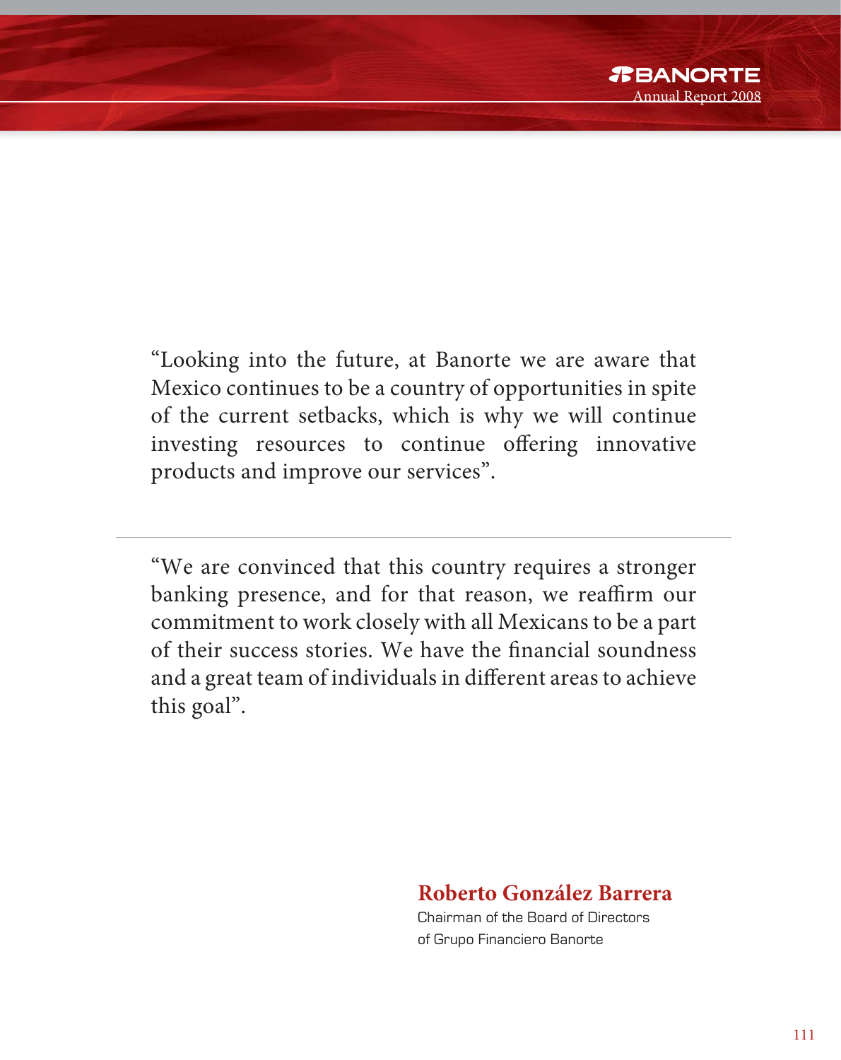"Looking into the future, at Banorte we are aware that Mexico continues to be a country of opportunities in spite of the current setbacks, which is why we will continue investing resources to continue offering innovative products and improve our services".

---

"We are convinced that this country requires a stronger banking presence, and for that reason, we reaffirm our commitment to work closely with all Mexicans to be a part of their success stories. We have the financial soundness and a great team of individuals in different areas to achieve this goal".

**Roberto González Barrera**
Chairman of the Board of Directors
of Grupo Financiero Banorte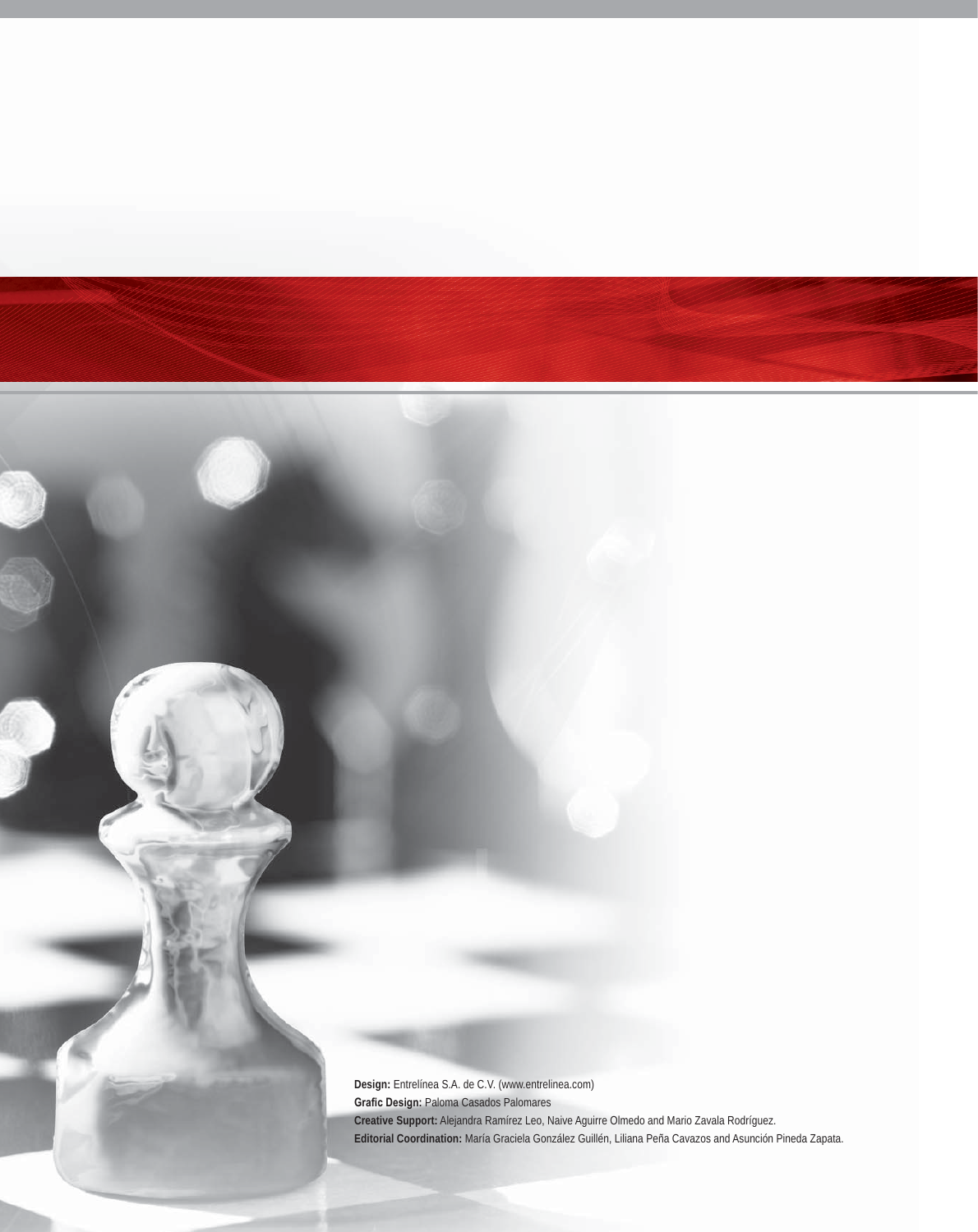**Design:** Entrelínea S.A. de C.V. (www.entrelinea.com)
**Grafic Design:** Paloma Casados Palomares
**Creative Support:** Alejandra Ramírez Leo, Naive Aguirre Olmedo and Mario Zavala Rodríguez.
**Editorial Coordination:** María Graciela González Guillén, Liliana Peña Cavazos and Asunción Pineda Zapata.